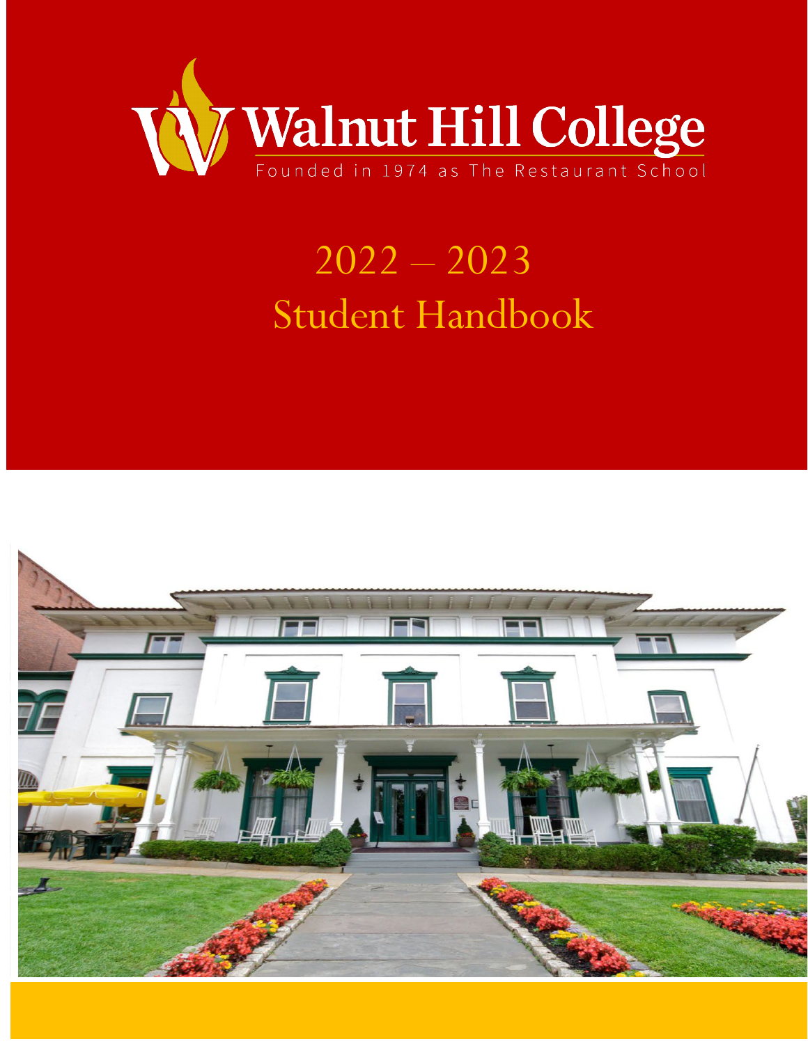# Walnut Hill College

Founded in 1974 as The Restaurant School

## 2022 – 2023
## Student Handbook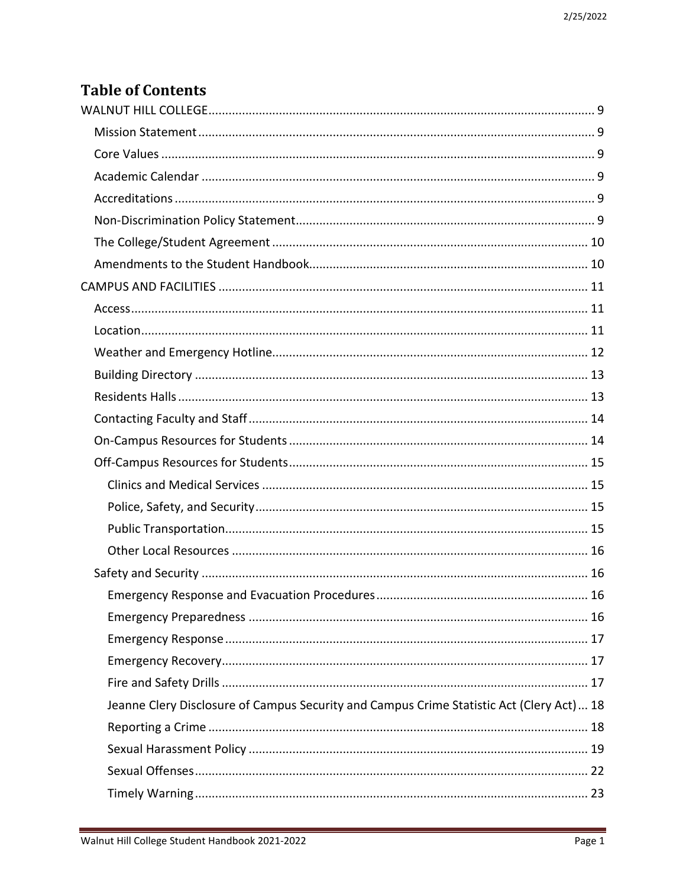# Table of Contents

- WALNUT HILL COLLEGE ........ 9
  - Mission Statement ........ 9
  - Core Values ........ 9
  - Academic Calendar ........ 9
  - Accreditations ........ 9
  - Non-Discrimination Policy Statement ........ 9
  - The College/Student Agreement ........ 10
  - Amendments to the Student Handbook ........ 10
- CAMPUS AND FACILITIES ........ 11
  - Access ........ 11
  - Location ........ 11
  - Weather and Emergency Hotline ........ 12
  - Building Directory ........ 13
  - Residents Halls ........ 13
  - Contacting Faculty and Staff ........ 14
  - On-Campus Resources for Students ........ 14
  - Off-Campus Resources for Students ........ 15
    - Clinics and Medical Services ........ 15
    - Police, Safety, and Security ........ 15
    - Public Transportation ........ 15
    - Other Local Resources ........ 16
  - Safety and Security ........ 16
    - Emergency Response and Evacuation Procedures ........ 16
    - Emergency Preparedness ........ 16
    - Emergency Response ........ 17
    - Emergency Recovery ........ 17
    - Fire and Safety Drills ........ 17
    - Jeanne Clery Disclosure of Campus Security and Campus Crime Statistic Act (Clery Act) ... 18
    - Reporting a Crime ........ 18
    - Sexual Harassment Policy ........ 19
    - Sexual Offenses ........ 22
    - Timely Warning ........ 23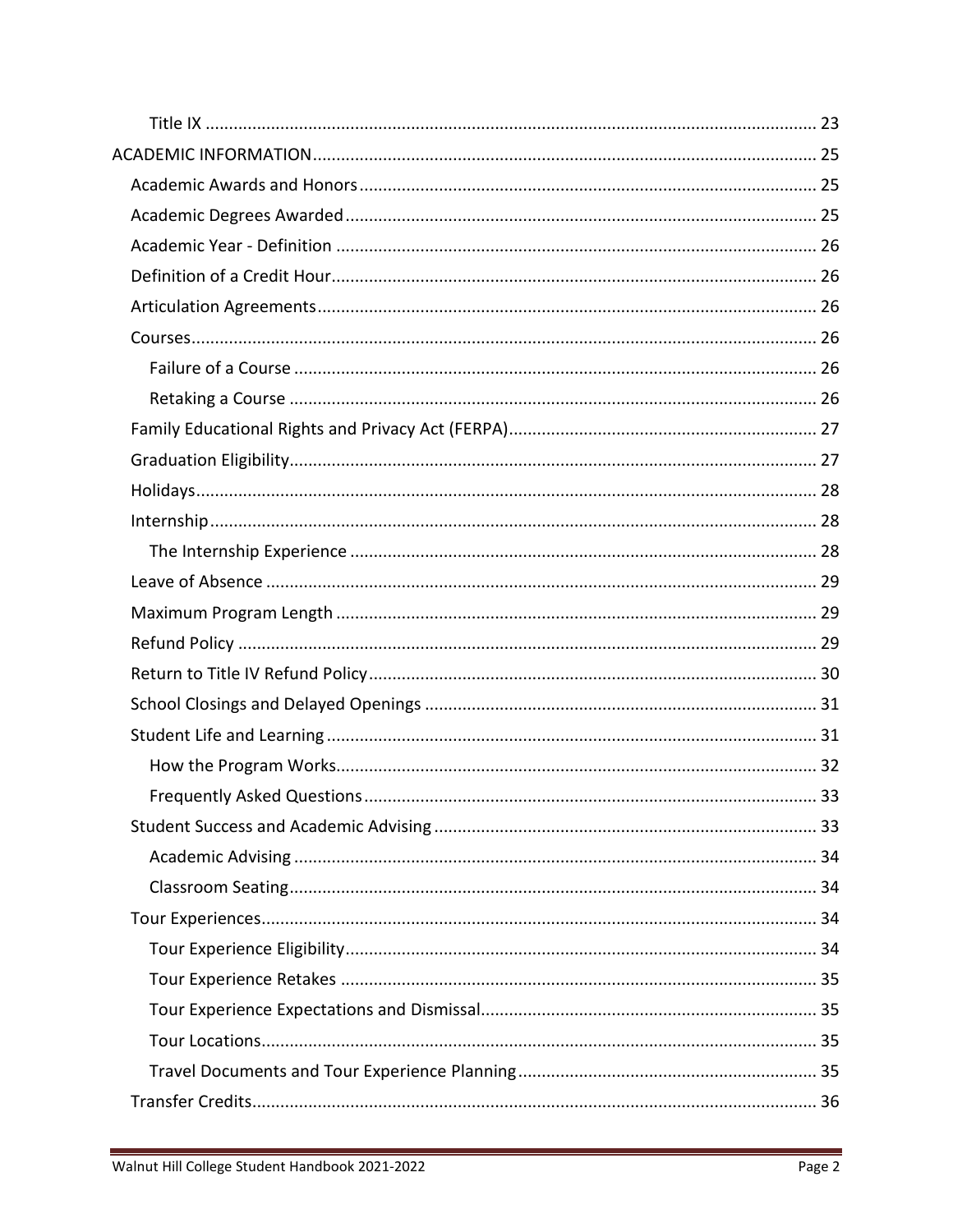Title IX ..... 23

ACADEMIC INFORMATION ..... 25

Academic Awards and Honors ..... 25

Academic Degrees Awarded ..... 25

Academic Year - Definition ..... 26

Definition of a Credit Hour ..... 26

Articulation Agreements ..... 26

Courses ..... 26

Failure of a Course ..... 26

Retaking a Course ..... 26

Family Educational Rights and Privacy Act (FERPA) ..... 27

Graduation Eligibility ..... 27

Holidays ..... 28

Internship ..... 28

The Internship Experience ..... 28

Leave of Absence ..... 29

Maximum Program Length ..... 29

Refund Policy ..... 29

Return to Title IV Refund Policy ..... 30

School Closings and Delayed Openings ..... 31

Student Life and Learning ..... 31

How the Program Works ..... 32

Frequently Asked Questions ..... 33

Student Success and Academic Advising ..... 33

Academic Advising ..... 34

Classroom Seating ..... 34

Tour Experiences ..... 34

Tour Experience Eligibility ..... 34

Tour Experience Retakes ..... 35

Tour Experience Expectations and Dismissal ..... 35

Tour Locations ..... 35

Travel Documents and Tour Experience Planning ..... 35

Transfer Credits ..... 36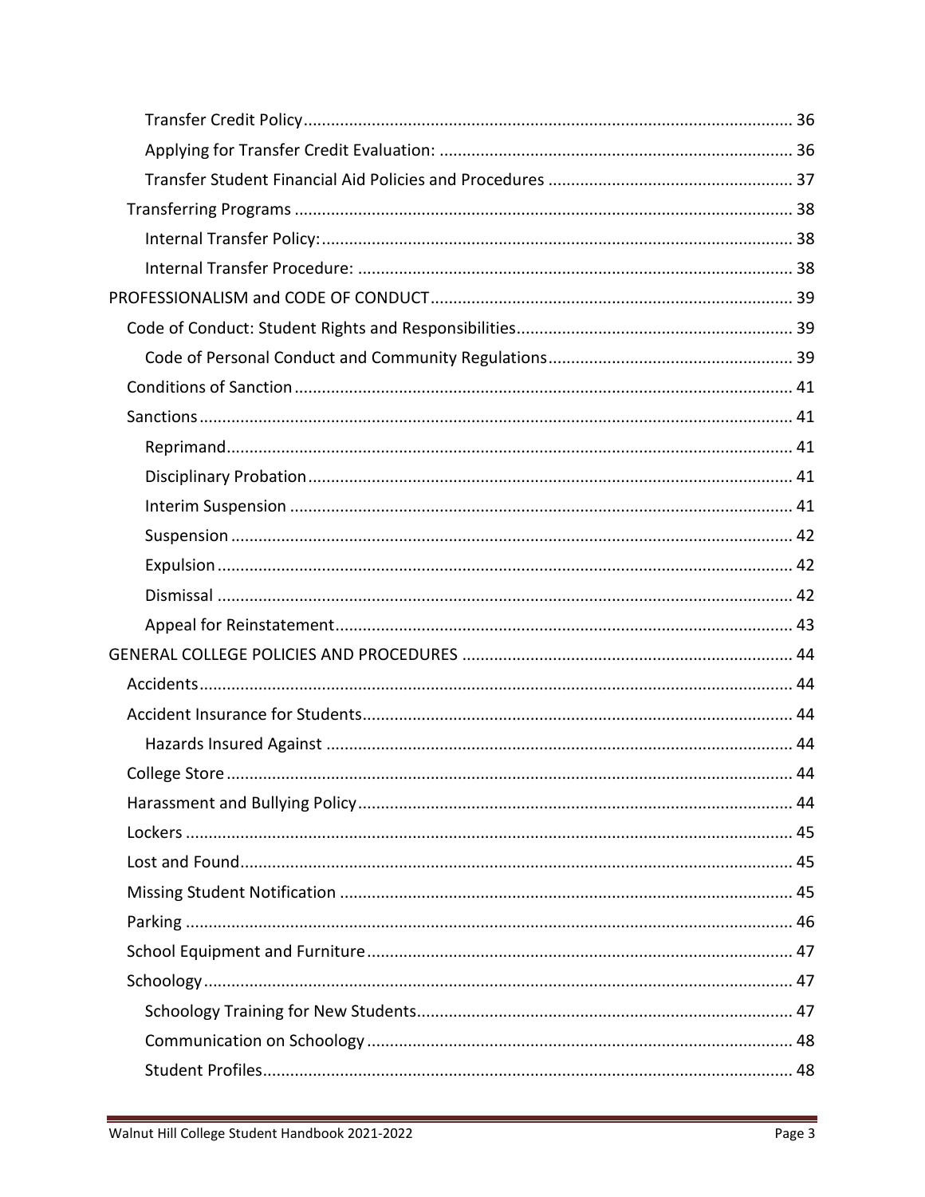- Transfer Credit Policy .......... 36
- Applying for Transfer Credit Evaluation: .......... 36
- Transfer Student Financial Aid Policies and Procedures .......... 37

Transferring Programs .......... 38

- Internal Transfer Policy: .......... 38
- Internal Transfer Procedure: .......... 38

PROFESSIONALISM and CODE OF CONDUCT .......... 39

Code of Conduct: Student Rights and Responsibilities .......... 39

- Code of Personal Conduct and Community Regulations .......... 39

Conditions of Sanction .......... 41

Sanctions .......... 41

- Reprimand .......... 41
- Disciplinary Probation .......... 41
- Interim Suspension .......... 41
- Suspension .......... 42
- Expulsion .......... 42
- Dismissal .......... 42
- Appeal for Reinstatement .......... 43

GENERAL COLLEGE POLICIES AND PROCEDURES .......... 44

Accidents .......... 44

Accident Insurance for Students .......... 44

- Hazards Insured Against .......... 44

College Store .......... 44

Harassment and Bullying Policy .......... 44

Lockers .......... 45

Lost and Found .......... 45

Missing Student Notification .......... 45

Parking .......... 46

School Equipment and Furniture .......... 47

Schoology .......... 47

- Schoology Training for New Students .......... 47
- Communication on Schoology .......... 48
- Student Profiles .......... 48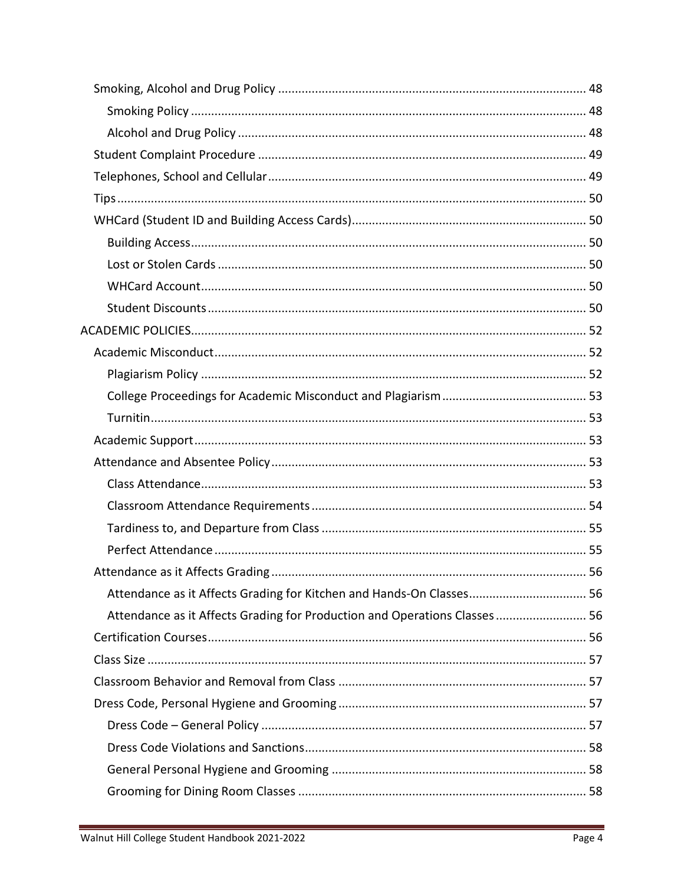- Smoking, Alcohol and Drug Policy ........ 48
  - Smoking Policy ........ 48
  - Alcohol and Drug Policy ........ 48
- Student Complaint Procedure ........ 49
- Telephones, School and Cellular ........ 49
- Tips ........ 50
- WHCard (Student ID and Building Access Cards) ........ 50
  - Building Access ........ 50
  - Lost or Stolen Cards ........ 50
  - WHCard Account ........ 50
  - Student Discounts ........ 50

ACADEMIC POLICIES ........ 52

- Academic Misconduct ........ 52
  - Plagiarism Policy ........ 52
  - College Proceedings for Academic Misconduct and Plagiarism ........ 53
  - Turnitin ........ 53
- Academic Support ........ 53
- Attendance and Absentee Policy ........ 53
  - Class Attendance ........ 53
  - Classroom Attendance Requirements ........ 54
  - Tardiness to, and Departure from Class ........ 55
  - Perfect Attendance ........ 55
- Attendance as it Affects Grading ........ 56
  - Attendance as it Affects Grading for Kitchen and Hands-On Classes ........ 56
  - Attendance as it Affects Grading for Production and Operations Classes ........ 56
- Certification Courses ........ 56
- Class Size ........ 57
- Classroom Behavior and Removal from Class ........ 57
- Dress Code, Personal Hygiene and Grooming ........ 57
  - Dress Code – General Policy ........ 57
  - Dress Code Violations and Sanctions ........ 58
  - General Personal Hygiene and Grooming ........ 58
  - Grooming for Dining Room Classes ........ 58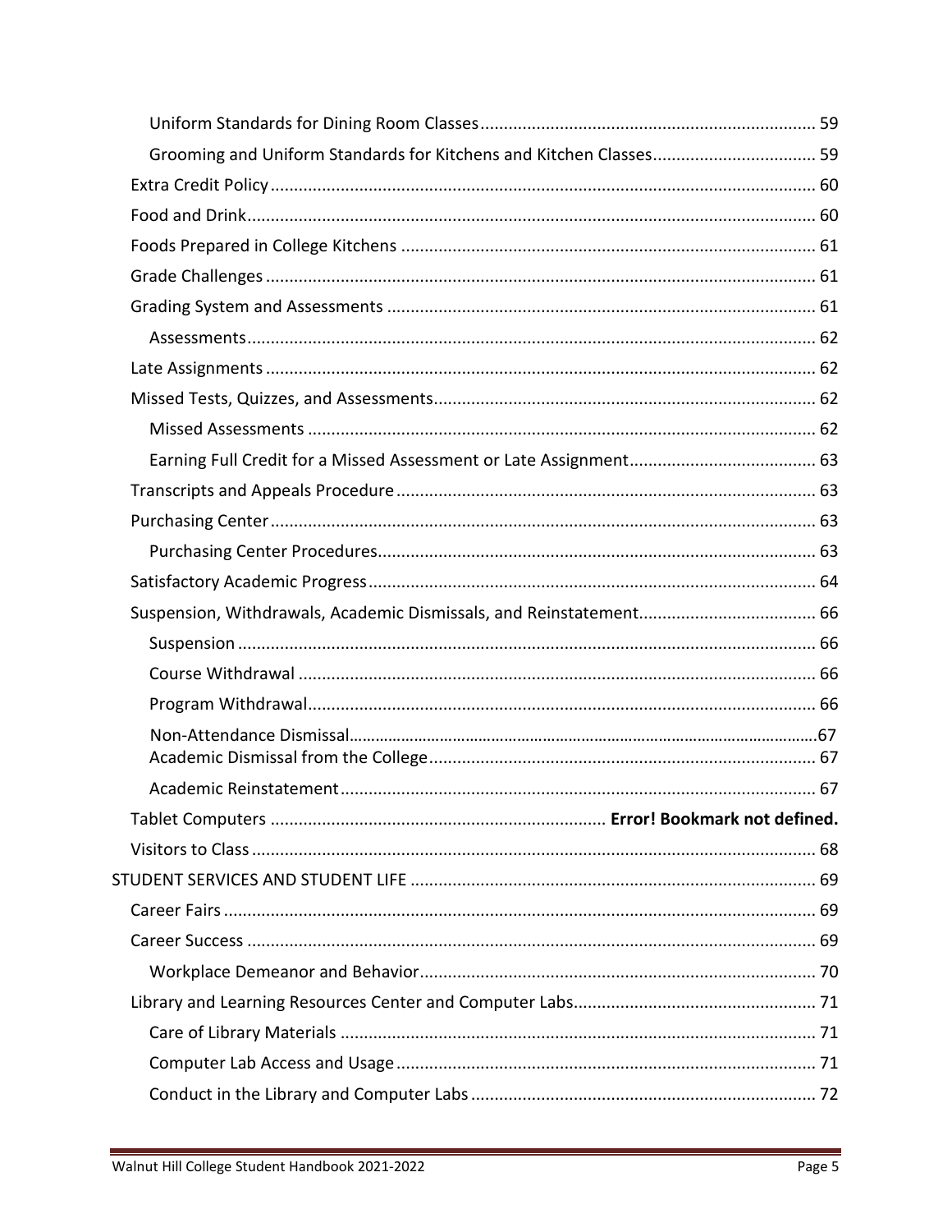- Uniform Standards for Dining Room Classes ........ 59
- Grooming and Uniform Standards for Kitchens and Kitchen Classes ........ 59

Extra Credit Policy ........ 60

Food and Drink ........ 60

Foods Prepared in College Kitchens ........ 61

Grade Challenges ........ 61

Grading System and Assessments ........ 61

- Assessments ........ 62

Late Assignments ........ 62

Missed Tests, Quizzes, and Assessments ........ 62

- Missed Assessments ........ 62
- Earning Full Credit for a Missed Assessment or Late Assignment ........ 63

Transcripts and Appeals Procedure ........ 63

Purchasing Center ........ 63

- Purchasing Center Procedures ........ 63

Satisfactory Academic Progress ........ 64

Suspension, Withdrawals, Academic Dismissals, and Reinstatement ........ 66

- Suspension ........ 66
- Course Withdrawal ........ 66
- Program Withdrawal ........ 66
- Non-Attendance Dismissal ........ 67
- Academic Dismissal from the College ........ 67
- Academic Reinstatement ........ 67

Tablet Computers ........ **Error! Bookmark not defined.**

Visitors to Class ........ 68

STUDENT SERVICES AND STUDENT LIFE ........ 69

Career Fairs ........ 69

Career Success ........ 69

- Workplace Demeanor and Behavior ........ 70

Library and Learning Resources Center and Computer Labs ........ 71

- Care of Library Materials ........ 71
- Computer Lab Access and Usage ........ 71
- Conduct in the Library and Computer Labs ........ 72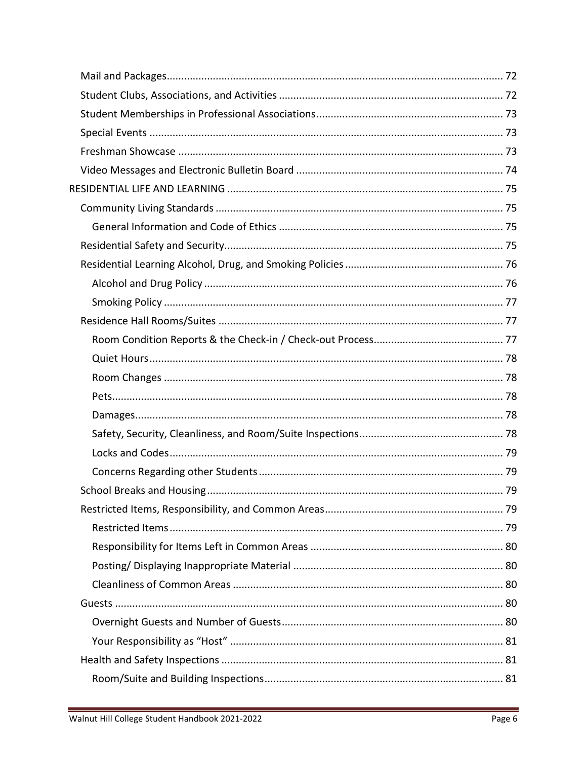- Mail and Packages ... 72
- Student Clubs, Associations, and Activities ... 72
- Student Memberships in Professional Associations ... 73
- Special Events ... 73
- Freshman Showcase ... 73
- Video Messages and Electronic Bulletin Board ... 74

RESIDENTIAL LIFE AND LEARNING ... 75

- Community Living Standards ... 75
  - General Information and Code of Ethics ... 75
- Residential Safety and Security ... 75
- Residential Learning Alcohol, Drug, and Smoking Policies ... 76
  - Alcohol and Drug Policy ... 76
  - Smoking Policy ... 77
- Residence Hall Rooms/Suites ... 77
  - Room Condition Reports & the Check-in / Check-out Process ... 77
  - Quiet Hours ... 78
  - Room Changes ... 78
  - Pets ... 78
  - Damages ... 78
  - Safety, Security, Cleanliness, and Room/Suite Inspections ... 78
  - Locks and Codes ... 79
  - Concerns Regarding other Students ... 79
- School Breaks and Housing ... 79
- Restricted Items, Responsibility, and Common Areas ... 79
  - Restricted Items ... 79
  - Responsibility for Items Left in Common Areas ... 80
  - Posting/ Displaying Inappropriate Material ... 80
  - Cleanliness of Common Areas ... 80
- Guests ... 80
  - Overnight Guests and Number of Guests ... 80
  - Your Responsibility as "Host" ... 81
- Health and Safety Inspections ... 81
  - Room/Suite and Building Inspections ... 81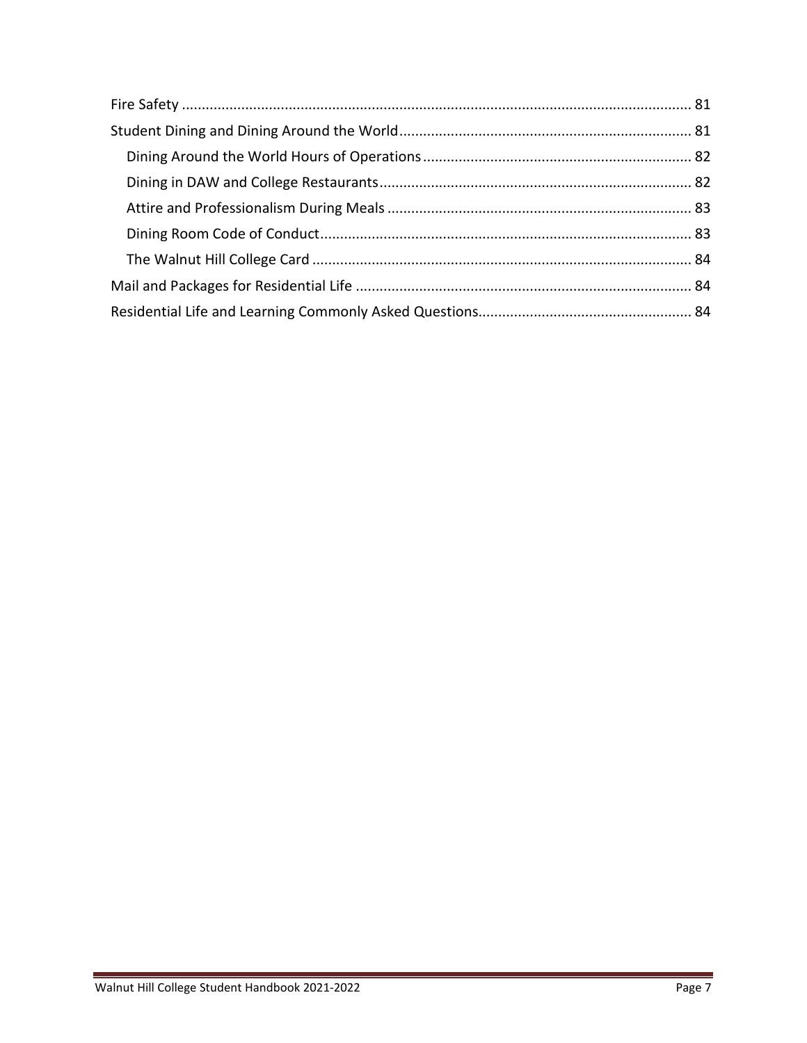Fire Safety ........................................................................................................................ 81

Student Dining and Dining Around the World ........................................................................ 81

    Dining Around the World Hours of Operations ................................................................... 82

    Dining in DAW and College Restaurants ............................................................................. 82

    Attire and Professionalism During Meals ............................................................................ 83

    Dining Room Code of Conduct ............................................................................................ 83

    The Walnut Hill College Card .............................................................................................. 84

Mail and Packages for Residential Life .................................................................................... 84

Residential Life and Learning Commonly Asked Questions ..................................................... 84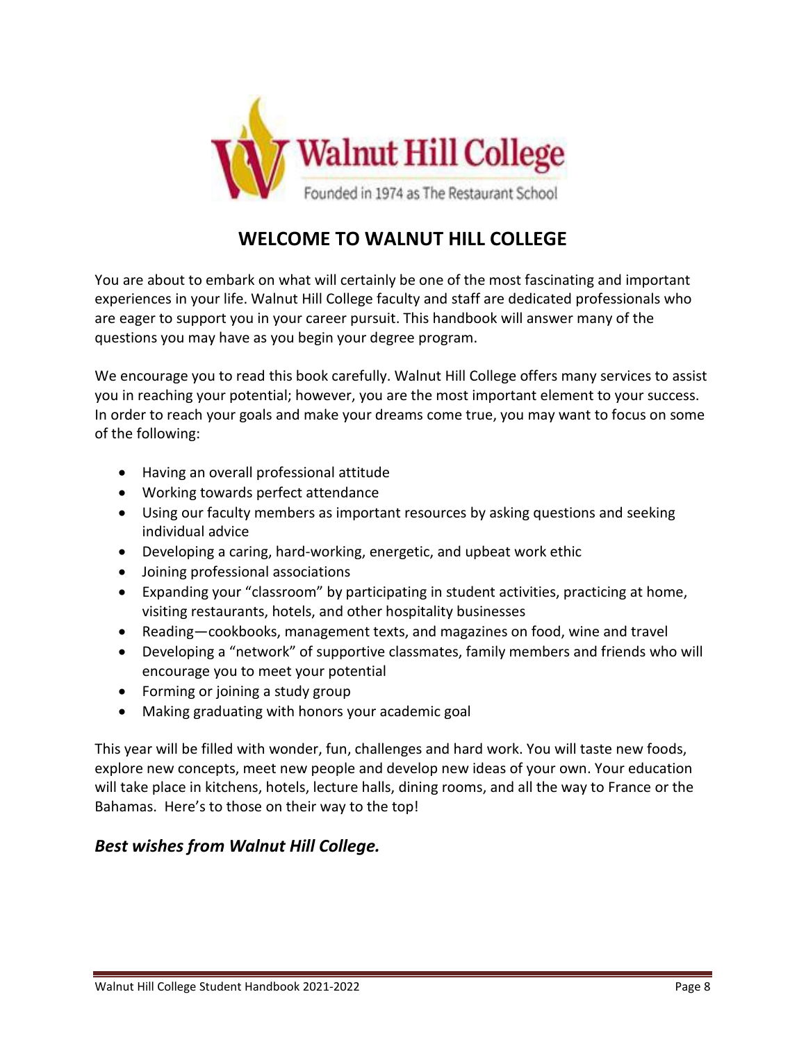# WELCOME TO WALNUT HILL COLLEGE

You are about to embark on what will certainly be one of the most fascinating and important experiences in your life. Walnut Hill College faculty and staff are dedicated professionals who are eager to support you in your career pursuit. This handbook will answer many of the questions you may have as you begin your degree program.

We encourage you to read this book carefully. Walnut Hill College offers many services to assist you in reaching your potential; however, you are the most important element to your success. In order to reach your goals and make your dreams come true, you may want to focus on some of the following:

- Having an overall professional attitude
- Working towards perfect attendance
- Using our faculty members as important resources by asking questions and seeking individual advice
- Developing a caring, hard-working, energetic, and upbeat work ethic
- Joining professional associations
- Expanding your "classroom" by participating in student activities, practicing at home, visiting restaurants, hotels, and other hospitality businesses
- Reading—cookbooks, management texts, and magazines on food, wine and travel
- Developing a "network" of supportive classmates, family members and friends who will encourage you to meet your potential
- Forming or joining a study group
- Making graduating with honors your academic goal

This year will be filled with wonder, fun, challenges and hard work. You will taste new foods, explore new concepts, meet new people and develop new ideas of your own. Your education will take place in kitchens, hotels, lecture halls, dining rooms, and all the way to France or the Bahamas. Here's to those on their way to the top!

***Best wishes from Walnut Hill College.***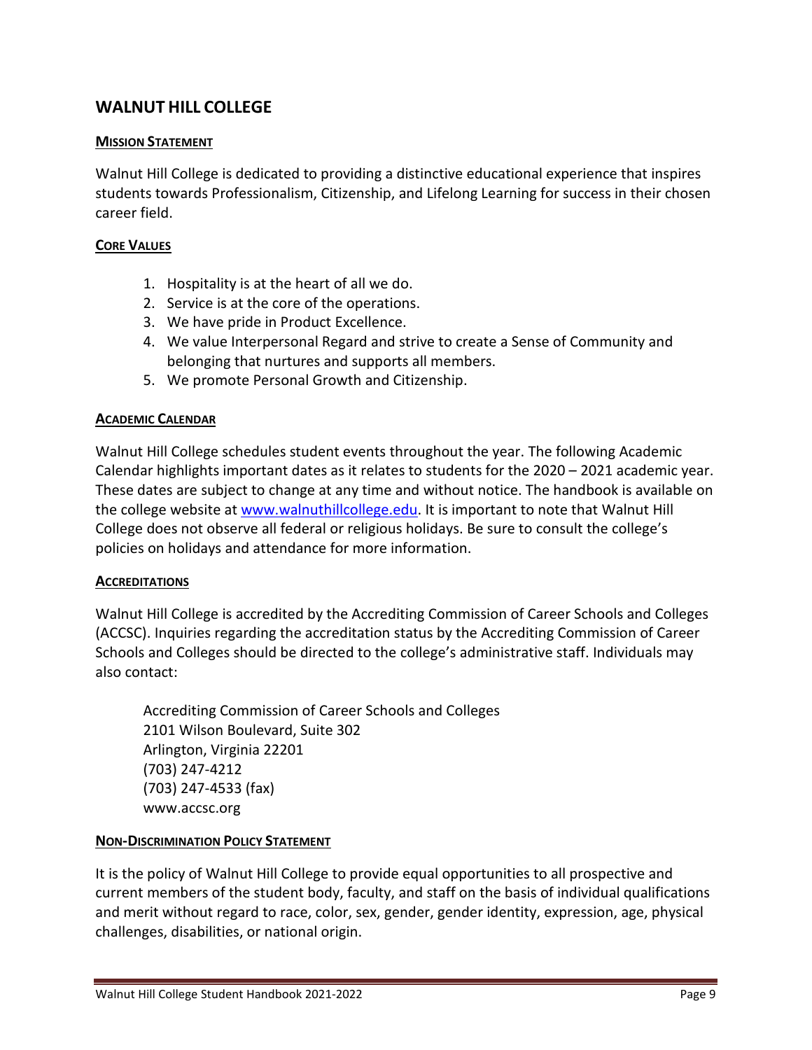## WALNUT HILL COLLEGE

### MISSION STATEMENT

Walnut Hill College is dedicated to providing a distinctive educational experience that inspires students towards Professionalism, Citizenship, and Lifelong Learning for success in their chosen career field.

### CORE VALUES

1. Hospitality is at the heart of all we do.
2. Service is at the core of the operations.
3. We have pride in Product Excellence.
4. We value Interpersonal Regard and strive to create a Sense of Community and belonging that nurtures and supports all members.
5. We promote Personal Growth and Citizenship.

### ACADEMIC CALENDAR

Walnut Hill College schedules student events throughout the year. The following Academic Calendar highlights important dates as it relates to students for the 2020 – 2021 academic year. These dates are subject to change at any time and without notice. The handbook is available on the college website at [www.walnuthillcollege.edu](http://www.walnuthillcollege.edu). It is important to note that Walnut Hill College does not observe all federal or religious holidays. Be sure to consult the college's policies on holidays and attendance for more information.

### ACCREDITATIONS

Walnut Hill College is accredited by the Accrediting Commission of Career Schools and Colleges (ACCSC). Inquiries regarding the accreditation status by the Accrediting Commission of Career Schools and Colleges should be directed to the college's administrative staff. Individuals may also contact:

Accrediting Commission of Career Schools and Colleges
2101 Wilson Boulevard, Suite 302
Arlington, Virginia 22201
(703) 247-4212
(703) 247-4533 (fax)
www.accsc.org

### NON-DISCRIMINATION POLICY STATEMENT

It is the policy of Walnut Hill College to provide equal opportunities to all prospective and current members of the student body, faculty, and staff on the basis of individual qualifications and merit without regard to race, color, sex, gender, gender identity, expression, age, physical challenges, disabilities, or national origin.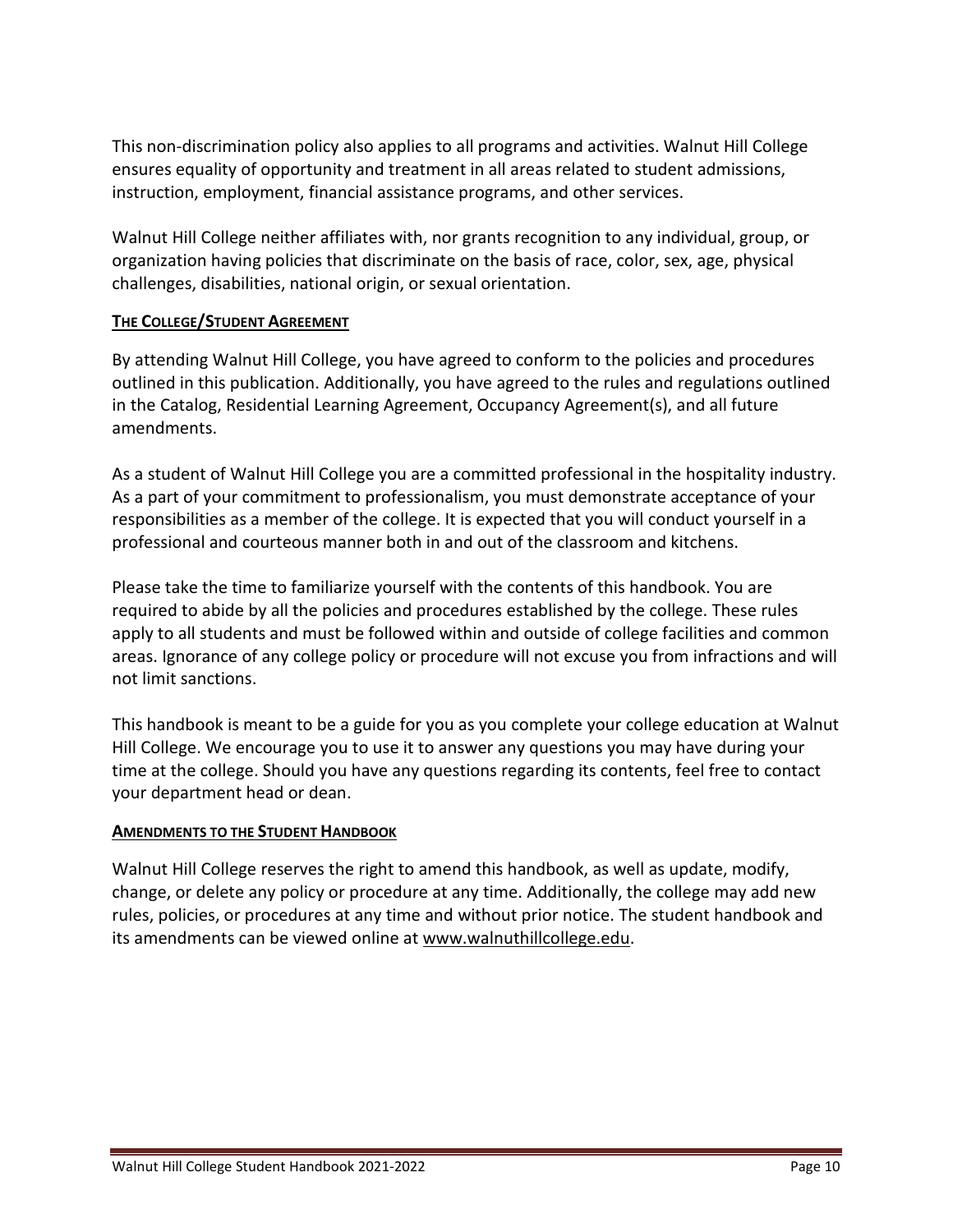This non-discrimination policy also applies to all programs and activities. Walnut Hill College ensures equality of opportunity and treatment in all areas related to student admissions, instruction, employment, financial assistance programs, and other services.

Walnut Hill College neither affiliates with, nor grants recognition to any individual, group, or organization having policies that discriminate on the basis of race, color, sex, age, physical challenges, disabilities, national origin, or sexual orientation.

## THE COLLEGE/STUDENT AGREEMENT

By attending Walnut Hill College, you have agreed to conform to the policies and procedures outlined in this publication. Additionally, you have agreed to the rules and regulations outlined in the Catalog, Residential Learning Agreement, Occupancy Agreement(s), and all future amendments.

As a student of Walnut Hill College you are a committed professional in the hospitality industry. As a part of your commitment to professionalism, you must demonstrate acceptance of your responsibilities as a member of the college. It is expected that you will conduct yourself in a professional and courteous manner both in and out of the classroom and kitchens.

Please take the time to familiarize yourself with the contents of this handbook. You are required to abide by all the policies and procedures established by the college. These rules apply to all students and must be followed within and outside of college facilities and common areas. Ignorance of any college policy or procedure will not excuse you from infractions and will not limit sanctions.

This handbook is meant to be a guide for you as you complete your college education at Walnut Hill College. We encourage you to use it to answer any questions you may have during your time at the college. Should you have any questions regarding its contents, feel free to contact your department head or dean.

## AMENDMENTS TO THE STUDENT HANDBOOK

Walnut Hill College reserves the right to amend this handbook, as well as update, modify, change, or delete any policy or procedure at any time. Additionally, the college may add new rules, policies, or procedures at any time and without prior notice. The student handbook and its amendments can be viewed online at www.walnuthillcollege.edu.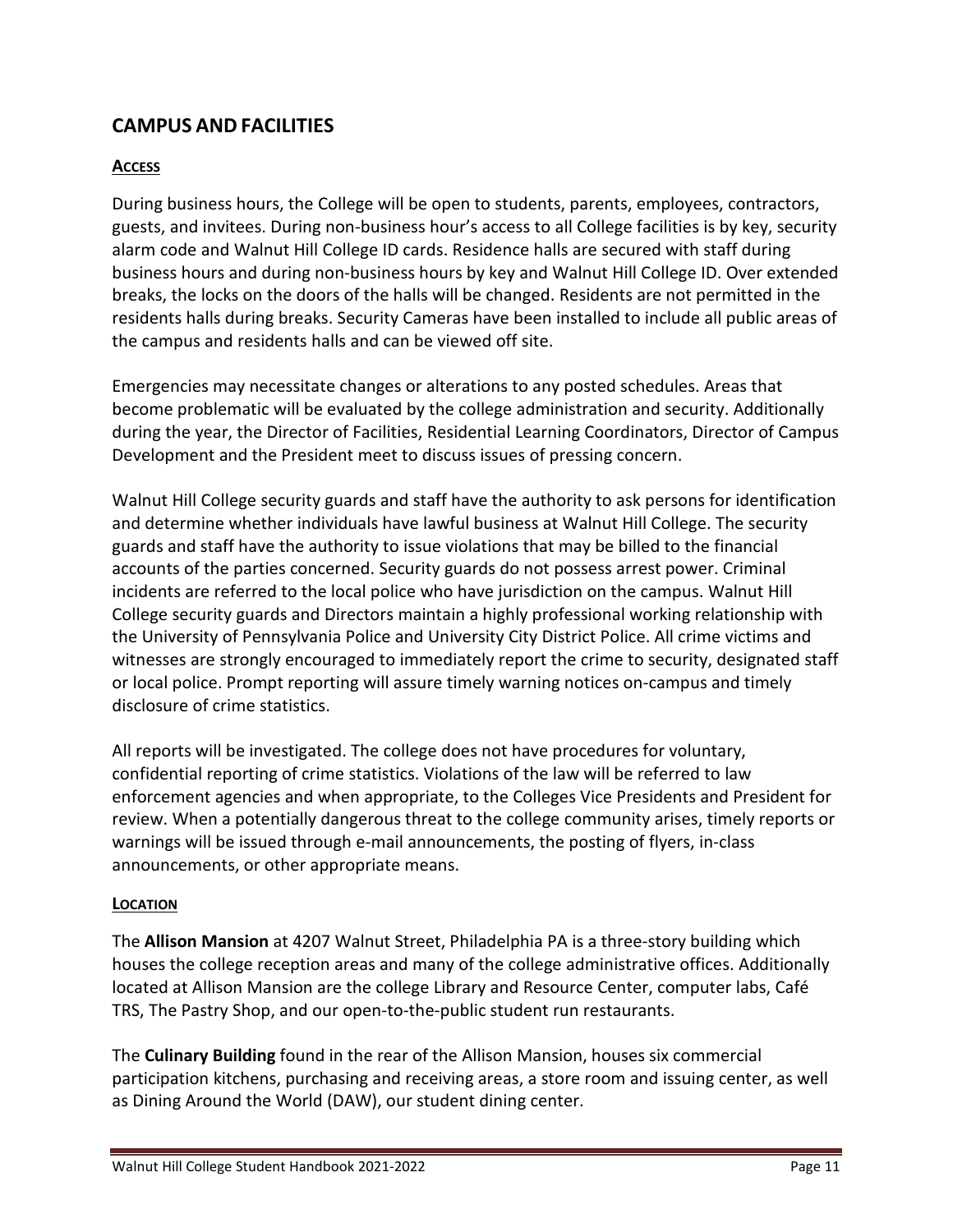## CAMPUS AND FACILITIES

### ACCESS

During business hours, the College will be open to students, parents, employees, contractors, guests, and invitees. During non-business hour's access to all College facilities is by key, security alarm code and Walnut Hill College ID cards. Residence halls are secured with staff during business hours and during non-business hours by key and Walnut Hill College ID. Over extended breaks, the locks on the doors of the halls will be changed. Residents are not permitted in the residents halls during breaks. Security Cameras have been installed to include all public areas of the campus and residents halls and can be viewed off site.

Emergencies may necessitate changes or alterations to any posted schedules. Areas that become problematic will be evaluated by the college administration and security. Additionally during the year, the Director of Facilities, Residential Learning Coordinators, Director of Campus Development and the President meet to discuss issues of pressing concern.

Walnut Hill College security guards and staff have the authority to ask persons for identification and determine whether individuals have lawful business at Walnut Hill College. The security guards and staff have the authority to issue violations that may be billed to the financial accounts of the parties concerned. Security guards do not possess arrest power. Criminal incidents are referred to the local police who have jurisdiction on the campus. Walnut Hill College security guards and Directors maintain a highly professional working relationship with the University of Pennsylvania Police and University City District Police. All crime victims and witnesses are strongly encouraged to immediately report the crime to security, designated staff or local police. Prompt reporting will assure timely warning notices on-campus and timely disclosure of crime statistics.

All reports will be investigated. The college does not have procedures for voluntary, confidential reporting of crime statistics. Violations of the law will be referred to law enforcement agencies and when appropriate, to the Colleges Vice Presidents and President for review. When a potentially dangerous threat to the college community arises, timely reports or warnings will be issued through e-mail announcements, the posting of flyers, in-class announcements, or other appropriate means.

### LOCATION

The **Allison Mansion** at 4207 Walnut Street, Philadelphia PA is a three-story building which houses the college reception areas and many of the college administrative offices. Additionally located at Allison Mansion are the college Library and Resource Center, computer labs, Café TRS, The Pastry Shop, and our open-to-the-public student run restaurants.

The **Culinary Building** found in the rear of the Allison Mansion, houses six commercial participation kitchens, purchasing and receiving areas, a store room and issuing center, as well as Dining Around the World (DAW), our student dining center.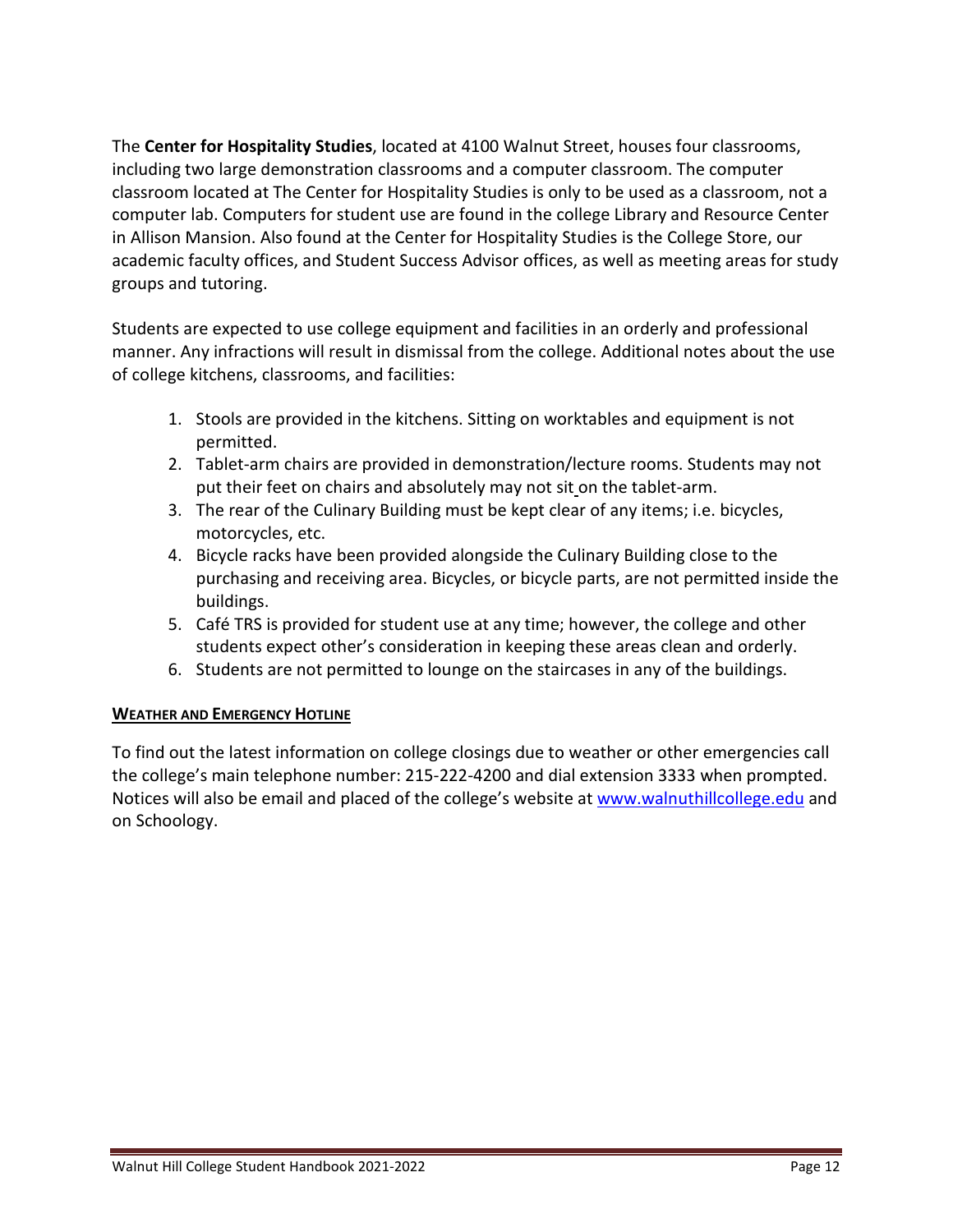The **Center for Hospitality Studies**, located at 4100 Walnut Street, houses four classrooms, including two large demonstration classrooms and a computer classroom. The computer classroom located at The Center for Hospitality Studies is only to be used as a classroom, not a computer lab. Computers for student use are found in the college Library and Resource Center in Allison Mansion. Also found at the Center for Hospitality Studies is the College Store, our academic faculty offices, and Student Success Advisor offices, as well as meeting areas for study groups and tutoring.

Students are expected to use college equipment and facilities in an orderly and professional manner. Any infractions will result in dismissal from the college. Additional notes about the use of college kitchens, classrooms, and facilities:

1. Stools are provided in the kitchens. Sitting on worktables and equipment is not permitted.
2. Tablet-arm chairs are provided in demonstration/lecture rooms. Students may not put their feet on chairs and absolutely may not sit on the tablet-arm.
3. The rear of the Culinary Building must be kept clear of any items; i.e. bicycles, motorcycles, etc.
4. Bicycle racks have been provided alongside the Culinary Building close to the purchasing and receiving area. Bicycles, or bicycle parts, are not permitted inside the buildings.
5. Café TRS is provided for student use at any time; however, the college and other students expect other's consideration in keeping these areas clean and orderly.
6. Students are not permitted to lounge on the staircases in any of the buildings.

## WEATHER AND EMERGENCY HOTLINE

To find out the latest information on college closings due to weather or other emergencies call the college's main telephone number: 215-222-4200 and dial extension 3333 when prompted. Notices will also be email and placed of the college's website at www.walnuthillcollege.edu and on Schoology.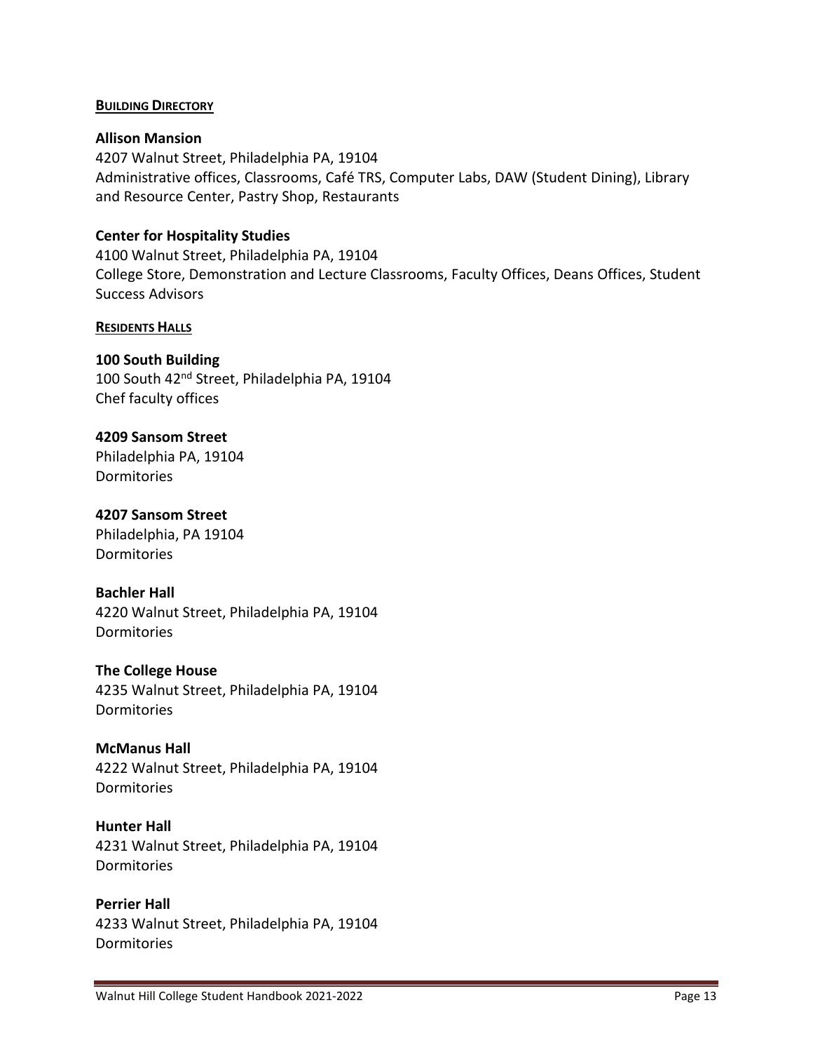## BUILDING DIRECTORY

**Allison Mansion**
4207 Walnut Street, Philadelphia PA, 19104
Administrative offices, Classrooms, Café TRS, Computer Labs, DAW (Student Dining), Library and Resource Center, Pastry Shop, Restaurants

**Center for Hospitality Studies**
4100 Walnut Street, Philadelphia PA, 19104
College Store, Demonstration and Lecture Classrooms, Faculty Offices, Deans Offices, Student Success Advisors

## RESIDENTS HALLS

**100 South Building**
100 South 42nd Street, Philadelphia PA, 19104
Chef faculty offices

**4209 Sansom Street**
Philadelphia PA, 19104
Dormitories

**4207 Sansom Street**
Philadelphia, PA 19104
Dormitories

**Bachler Hall**
4220 Walnut Street, Philadelphia PA, 19104
Dormitories

**The College House**
4235 Walnut Street, Philadelphia PA, 19104
Dormitories

**McManus Hall**
4222 Walnut Street, Philadelphia PA, 19104
Dormitories

**Hunter Hall**
4231 Walnut Street, Philadelphia PA, 19104
Dormitories

**Perrier Hall**
4233 Walnut Street, Philadelphia PA, 19104
Dormitories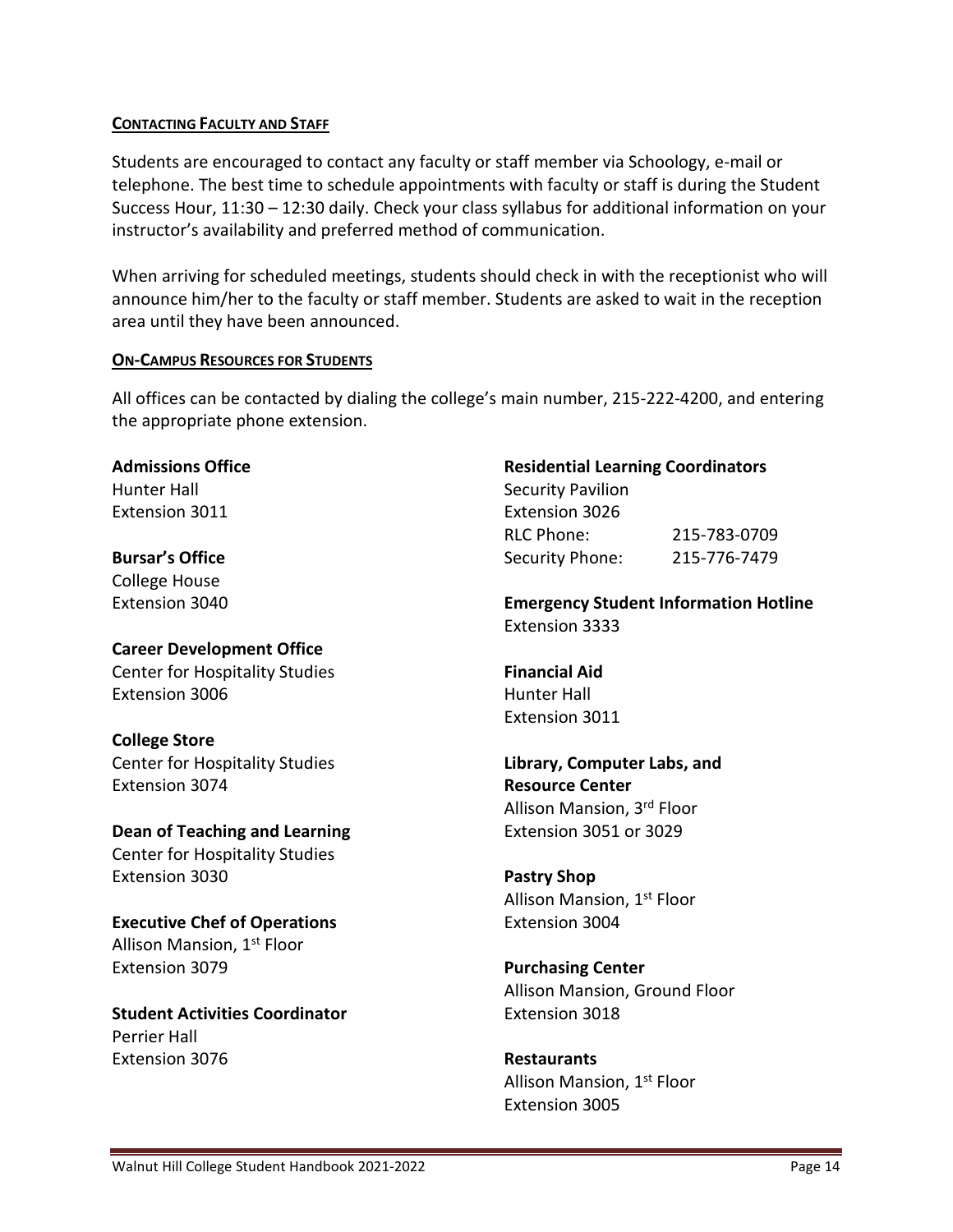## CONTACTING FACULTY AND STAFF

Students are encouraged to contact any faculty or staff member via Schoology, e-mail or telephone. The best time to schedule appointments with faculty or staff is during the Student Success Hour, 11:30 – 12:30 daily. Check your class syllabus for additional information on your instructor's availability and preferred method of communication.

When arriving for scheduled meetings, students should check in with the receptionist who will announce him/her to the faculty or staff member. Students are asked to wait in the reception area until they have been announced.

## ON-CAMPUS RESOURCES FOR STUDENTS

All offices can be contacted by dialing the college's main number, 215-222-4200, and entering the appropriate phone extension.

**Admissions Office**
Hunter Hall
Extension 3011

**Bursar's Office**
College House
Extension 3040

**Career Development Office**
Center for Hospitality Studies
Extension 3006

**College Store**
Center for Hospitality Studies
Extension 3074

**Dean of Teaching and Learning**
Center for Hospitality Studies
Extension 3030

**Executive Chef of Operations**
Allison Mansion, 1st Floor
Extension 3079

**Student Activities Coordinator**
Perrier Hall
Extension 3076

**Residential Learning Coordinators**
Security Pavilion
Extension 3026
RLC Phone: 215-783-0709
Security Phone: 215-776-7479

**Emergency Student Information Hotline**
Extension 3333

**Financial Aid**
Hunter Hall
Extension 3011

**Library, Computer Labs, and Resource Center**
Allison Mansion, 3rd Floor
Extension 3051 or 3029

**Pastry Shop**
Allison Mansion, 1st Floor
Extension 3004

**Purchasing Center**
Allison Mansion, Ground Floor
Extension 3018

**Restaurants**
Allison Mansion, 1st Floor
Extension 3005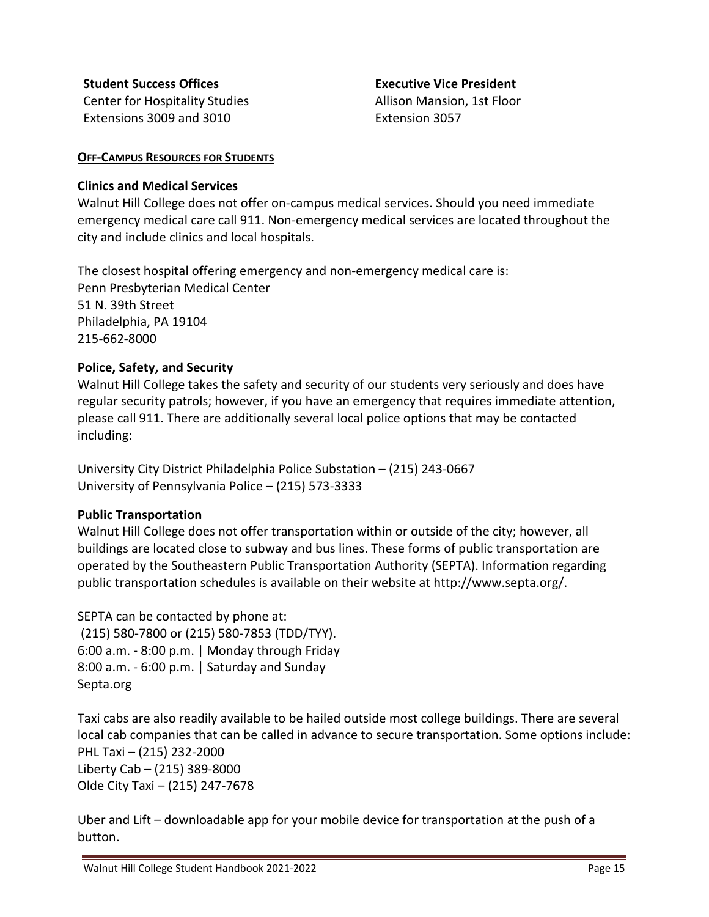**Student Success Offices**
Center for Hospitality Studies
Extensions 3009 and 3010

**Executive Vice President**
Allison Mansion, 1st Floor
Extension 3057

## OFF-CAMPUS RESOURCES FOR STUDENTS

### Clinics and Medical Services

Walnut Hill College does not offer on-campus medical services. Should you need immediate emergency medical care call 911. Non-emergency medical services are located throughout the city and include clinics and local hospitals.

The closest hospital offering emergency and non-emergency medical care is:
Penn Presbyterian Medical Center
51 N. 39th Street
Philadelphia, PA 19104
215-662-8000

### Police, Safety, and Security

Walnut Hill College takes the safety and security of our students very seriously and does have regular security patrols; however, if you have an emergency that requires immediate attention, please call 911. There are additionally several local police options that may be contacted including:

University City District Philadelphia Police Substation – (215) 243-0667
University of Pennsylvania Police – (215) 573-3333

### Public Transportation

Walnut Hill College does not offer transportation within or outside of the city; however, all buildings are located close to subway and bus lines. These forms of public transportation are operated by the Southeastern Public Transportation Authority (SEPTA). Information regarding public transportation schedules is available on their website at http://www.septa.org/.

SEPTA can be contacted by phone at:
(215) 580-7800 or (215) 580-7853 (TDD/TYY).
6:00 a.m. - 8:00 p.m. | Monday through Friday
8:00 a.m. - 6:00 p.m. | Saturday and Sunday
Septa.org

Taxi cabs are also readily available to be hailed outside most college buildings. There are several local cab companies that can be called in advance to secure transportation. Some options include:
PHL Taxi – (215) 232-2000
Liberty Cab – (215) 389-8000
Olde City Taxi – (215) 247-7678

Uber and Lift – downloadable app for your mobile device for transportation at the push of a button.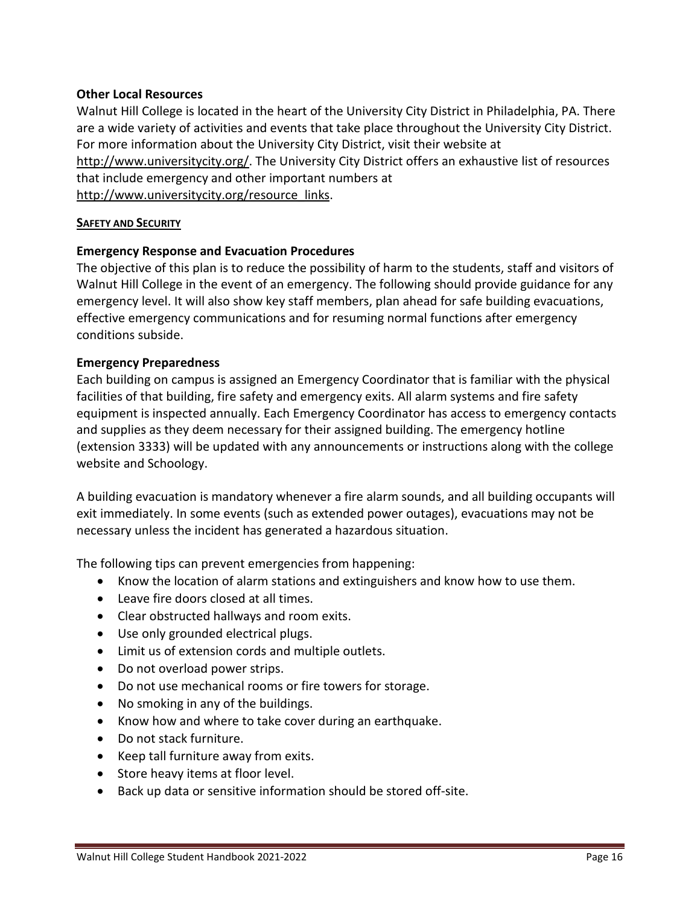**Other Local Resources**

Walnut Hill College is located in the heart of the University City District in Philadelphia, PA. There are a wide variety of activities and events that take place throughout the University City District. For more information about the University City District, visit their website at http://www.universitycity.org/. The University City District offers an exhaustive list of resources that include emergency and other important numbers at http://www.universitycity.org/resource_links.

## SAFETY AND SECURITY

**Emergency Response and Evacuation Procedures**

The objective of this plan is to reduce the possibility of harm to the students, staff and visitors of Walnut Hill College in the event of an emergency. The following should provide guidance for any emergency level. It will also show key staff members, plan ahead for safe building evacuations, effective emergency communications and for resuming normal functions after emergency conditions subside.

**Emergency Preparedness**

Each building on campus is assigned an Emergency Coordinator that is familiar with the physical facilities of that building, fire safety and emergency exits. All alarm systems and fire safety equipment is inspected annually. Each Emergency Coordinator has access to emergency contacts and supplies as they deem necessary for their assigned building. The emergency hotline (extension 3333) will be updated with any announcements or instructions along with the college website and Schoology.

A building evacuation is mandatory whenever a fire alarm sounds, and all building occupants will exit immediately. In some events (such as extended power outages), evacuations may not be necessary unless the incident has generated a hazardous situation.

The following tips can prevent emergencies from happening:

- Know the location of alarm stations and extinguishers and know how to use them.
- Leave fire doors closed at all times.
- Clear obstructed hallways and room exits.
- Use only grounded electrical plugs.
- Limit us of extension cords and multiple outlets.
- Do not overload power strips.
- Do not use mechanical rooms or fire towers for storage.
- No smoking in any of the buildings.
- Know how and where to take cover during an earthquake.
- Do not stack furniture.
- Keep tall furniture away from exits.
- Store heavy items at floor level.
- Back up data or sensitive information should be stored off-site.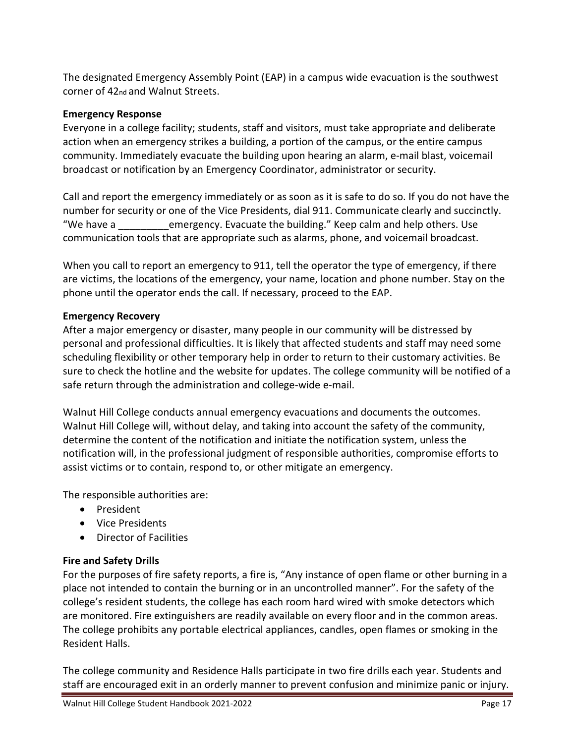The designated Emergency Assembly Point (EAP) in a campus wide evacuation is the southwest corner of 42nd and Walnut Streets.

**Emergency Response**

Everyone in a college facility; students, staff and visitors, must take appropriate and deliberate action when an emergency strikes a building, a portion of the campus, or the entire campus community. Immediately evacuate the building upon hearing an alarm, e-mail blast, voicemail broadcast or notification by an Emergency Coordinator, administrator or security.

Call and report the emergency immediately or as soon as it is safe to do so. If you do not have the number for security or one of the Vice Presidents, dial 911. Communicate clearly and succinctly. "We have a _________emergency. Evacuate the building." Keep calm and help others. Use communication tools that are appropriate such as alarms, phone, and voicemail broadcast.

When you call to report an emergency to 911, tell the operator the type of emergency, if there are victims, the locations of the emergency, your name, location and phone number. Stay on the phone until the operator ends the call. If necessary, proceed to the EAP.

**Emergency Recovery**

After a major emergency or disaster, many people in our community will be distressed by personal and professional difficulties. It is likely that affected students and staff may need some scheduling flexibility or other temporary help in order to return to their customary activities. Be sure to check the hotline and the website for updates. The college community will be notified of a safe return through the administration and college-wide e-mail.

Walnut Hill College conducts annual emergency evacuations and documents the outcomes. Walnut Hill College will, without delay, and taking into account the safety of the community, determine the content of the notification and initiate the notification system, unless the notification will, in the professional judgment of responsible authorities, compromise efforts to assist victims or to contain, respond to, or other mitigate an emergency.

The responsible authorities are:

- President
- Vice Presidents
- Director of Facilities

**Fire and Safety Drills**

For the purposes of fire safety reports, a fire is, "Any instance of open flame or other burning in a place not intended to contain the burning or in an uncontrolled manner". For the safety of the college's resident students, the college has each room hard wired with smoke detectors which are monitored. Fire extinguishers are readily available on every floor and in the common areas. The college prohibits any portable electrical appliances, candles, open flames or smoking in the Resident Halls.

The college community and Residence Halls participate in two fire drills each year. Students and staff are encouraged exit in an orderly manner to prevent confusion and minimize panic or injury.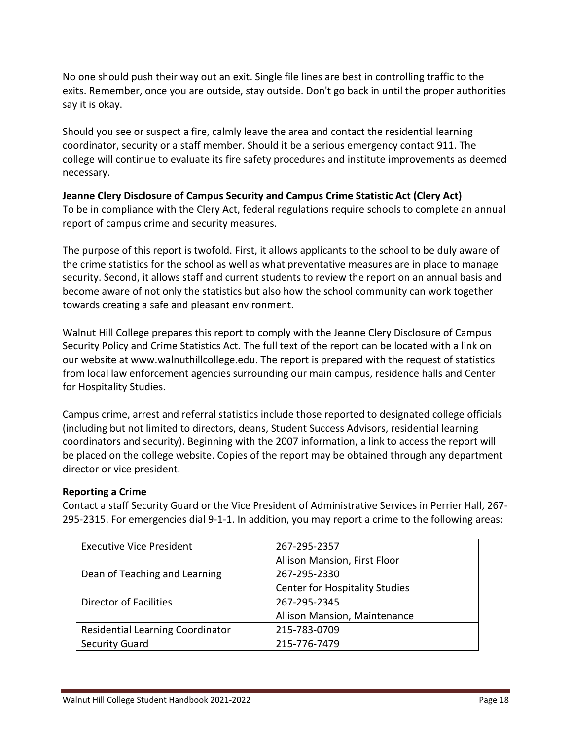No one should push their way out an exit. Single file lines are best in controlling traffic to the exits. Remember, once you are outside, stay outside. Don't go back in until the proper authorities say it is okay.

Should you see or suspect a fire, calmly leave the area and contact the residential learning coordinator, security or a staff member. Should it be a serious emergency contact 911. The college will continue to evaluate its fire safety procedures and institute improvements as deemed necessary.

**Jeanne Clery Disclosure of Campus Security and Campus Crime Statistic Act (Clery Act)**
To be in compliance with the Clery Act, federal regulations require schools to complete an annual report of campus crime and security measures.

The purpose of this report is twofold. First, it allows applicants to the school to be duly aware of the crime statistics for the school as well as what preventative measures are in place to manage security. Second, it allows staff and current students to review the report on an annual basis and become aware of not only the statistics but also how the school community can work together towards creating a safe and pleasant environment.

Walnut Hill College prepares this report to comply with the Jeanne Clery Disclosure of Campus Security Policy and Crime Statistics Act. The full text of the report can be located with a link on our website at www.walnuthillcollege.edu. The report is prepared with the request of statistics from local law enforcement agencies surrounding our main campus, residence halls and Center for Hospitality Studies.

Campus crime, arrest and referral statistics include those reported to designated college officials (including but not limited to directors, deans, Student Success Advisors, residential learning coordinators and security). Beginning with the 2007 information, a link to access the report will be placed on the college website. Copies of the report may be obtained through any department director or vice president.

**Reporting a Crime**
Contact a staff Security Guard or the Vice President of Administrative Services in Perrier Hall, 267-295-2315. For emergencies dial 9-1-1. In addition, you may report a crime to the following areas:

| | |
|---|---|
| Executive Vice President | 267-295-2357<br>Allison Mansion, First Floor |
| Dean of Teaching and Learning | 267-295-2330<br>Center for Hospitality Studies |
| Director of Facilities | 267-295-2345<br>Allison Mansion, Maintenance |
| Residential Learning Coordinator | 215-783-0709 |
| Security Guard | 215-776-7479 |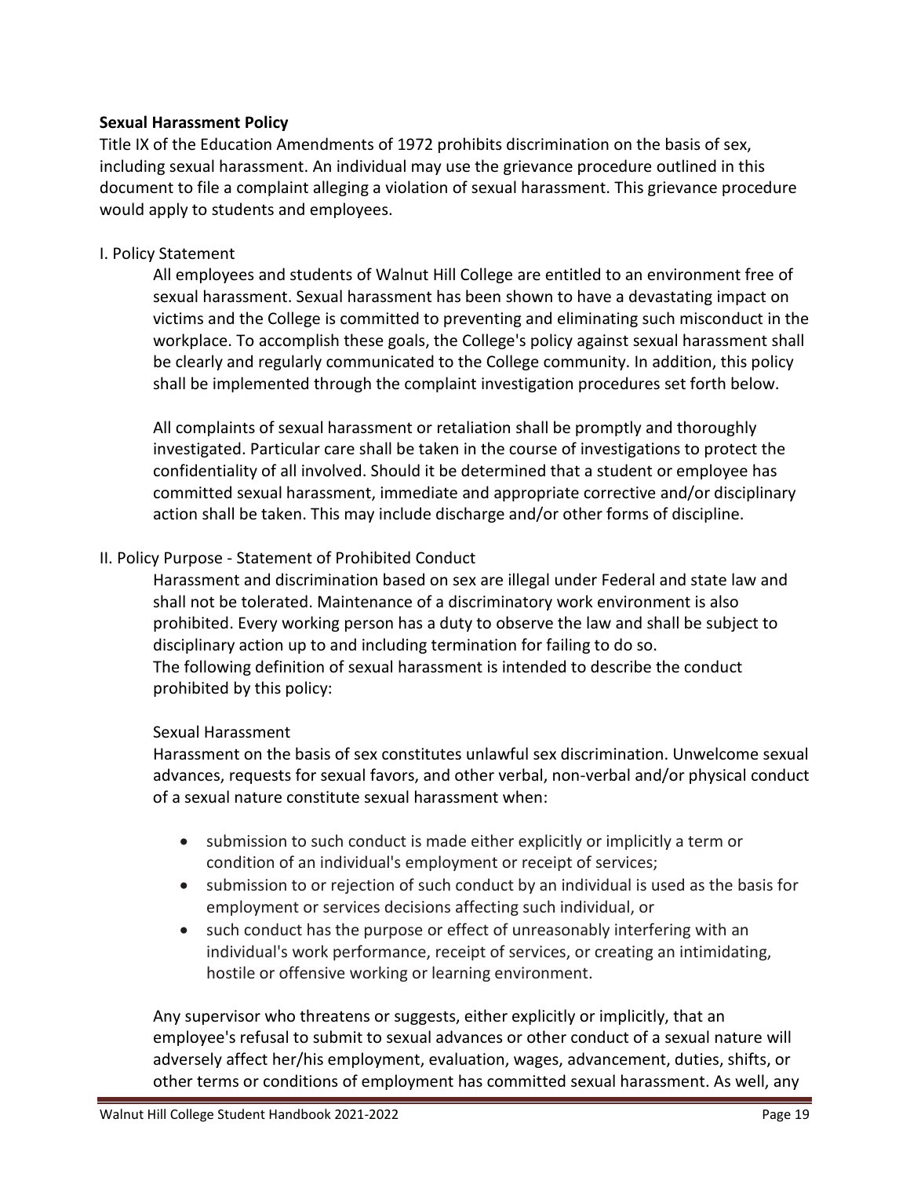**Sexual Harassment Policy**

Title IX of the Education Amendments of 1972 prohibits discrimination on the basis of sex, including sexual harassment. An individual may use the grievance procedure outlined in this document to file a complaint alleging a violation of sexual harassment. This grievance procedure would apply to students and employees.

I. Policy Statement

All employees and students of Walnut Hill College are entitled to an environment free of sexual harassment. Sexual harassment has been shown to have a devastating impact on victims and the College is committed to preventing and eliminating such misconduct in the workplace. To accomplish these goals, the College's policy against sexual harassment shall be clearly and regularly communicated to the College community. In addition, this policy shall be implemented through the complaint investigation procedures set forth below.

All complaints of sexual harassment or retaliation shall be promptly and thoroughly investigated. Particular care shall be taken in the course of investigations to protect the confidentiality of all involved. Should it be determined that a student or employee has committed sexual harassment, immediate and appropriate corrective and/or disciplinary action shall be taken. This may include discharge and/or other forms of discipline.

II. Policy Purpose - Statement of Prohibited Conduct

Harassment and discrimination based on sex are illegal under Federal and state law and shall not be tolerated. Maintenance of a discriminatory work environment is also prohibited. Every working person has a duty to observe the law and shall be subject to disciplinary action up to and including termination for failing to do so.
The following definition of sexual harassment is intended to describe the conduct prohibited by this policy:

Sexual Harassment

Harassment on the basis of sex constitutes unlawful sex discrimination. Unwelcome sexual advances, requests for sexual favors, and other verbal, non-verbal and/or physical conduct of a sexual nature constitute sexual harassment when:

- submission to such conduct is made either explicitly or implicitly a term or condition of an individual's employment or receipt of services;
- submission to or rejection of such conduct by an individual is used as the basis for employment or services decisions affecting such individual, or
- such conduct has the purpose or effect of unreasonably interfering with an individual's work performance, receipt of services, or creating an intimidating, hostile or offensive working or learning environment.

Any supervisor who threatens or suggests, either explicitly or implicitly, that an employee's refusal to submit to sexual advances or other conduct of a sexual nature will adversely affect her/his employment, evaluation, wages, advancement, duties, shifts, or other terms or conditions of employment has committed sexual harassment. As well, any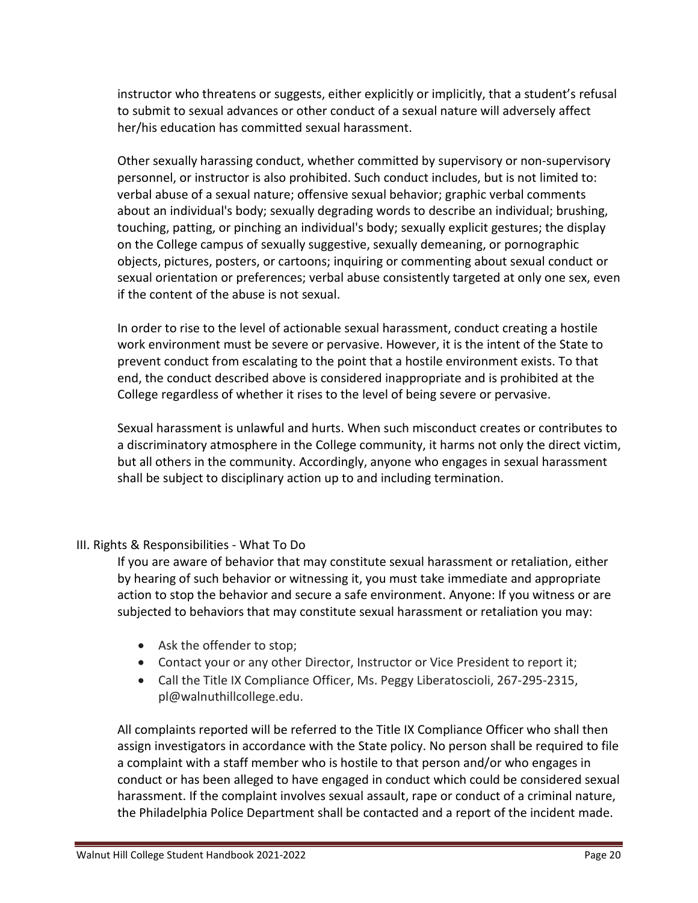instructor who threatens or suggests, either explicitly or implicitly, that a student's refusal to submit to sexual advances or other conduct of a sexual nature will adversely affect her/his education has committed sexual harassment.

Other sexually harassing conduct, whether committed by supervisory or non-supervisory personnel, or instructor is also prohibited. Such conduct includes, but is not limited to: verbal abuse of a sexual nature; offensive sexual behavior; graphic verbal comments about an individual's body; sexually degrading words to describe an individual; brushing, touching, patting, or pinching an individual's body; sexually explicit gestures; the display on the College campus of sexually suggestive, sexually demeaning, or pornographic objects, pictures, posters, or cartoons; inquiring or commenting about sexual conduct or sexual orientation or preferences; verbal abuse consistently targeted at only one sex, even if the content of the abuse is not sexual.

In order to rise to the level of actionable sexual harassment, conduct creating a hostile work environment must be severe or pervasive. However, it is the intent of the State to prevent conduct from escalating to the point that a hostile environment exists. To that end, the conduct described above is considered inappropriate and is prohibited at the College regardless of whether it rises to the level of being severe or pervasive.

Sexual harassment is unlawful and hurts. When such misconduct creates or contributes to a discriminatory atmosphere in the College community, it harms not only the direct victim, but all others in the community. Accordingly, anyone who engages in sexual harassment shall be subject to disciplinary action up to and including termination.

## III. Rights & Responsibilities - What To Do

If you are aware of behavior that may constitute sexual harassment or retaliation, either by hearing of such behavior or witnessing it, you must take immediate and appropriate action to stop the behavior and secure a safe environment. Anyone: If you witness or are subjected to behaviors that may constitute sexual harassment or retaliation you may:

- Ask the offender to stop;
- Contact your or any other Director, Instructor or Vice President to report it;
- Call the Title IX Compliance Officer, Ms. Peggy Liberatoscioli, 267-295-2315, pl@walnuthillcollege.edu.

All complaints reported will be referred to the Title IX Compliance Officer who shall then assign investigators in accordance with the State policy. No person shall be required to file a complaint with a staff member who is hostile to that person and/or who engages in conduct or has been alleged to have engaged in conduct which could be considered sexual harassment. If the complaint involves sexual assault, rape or conduct of a criminal nature, the Philadelphia Police Department shall be contacted and a report of the incident made.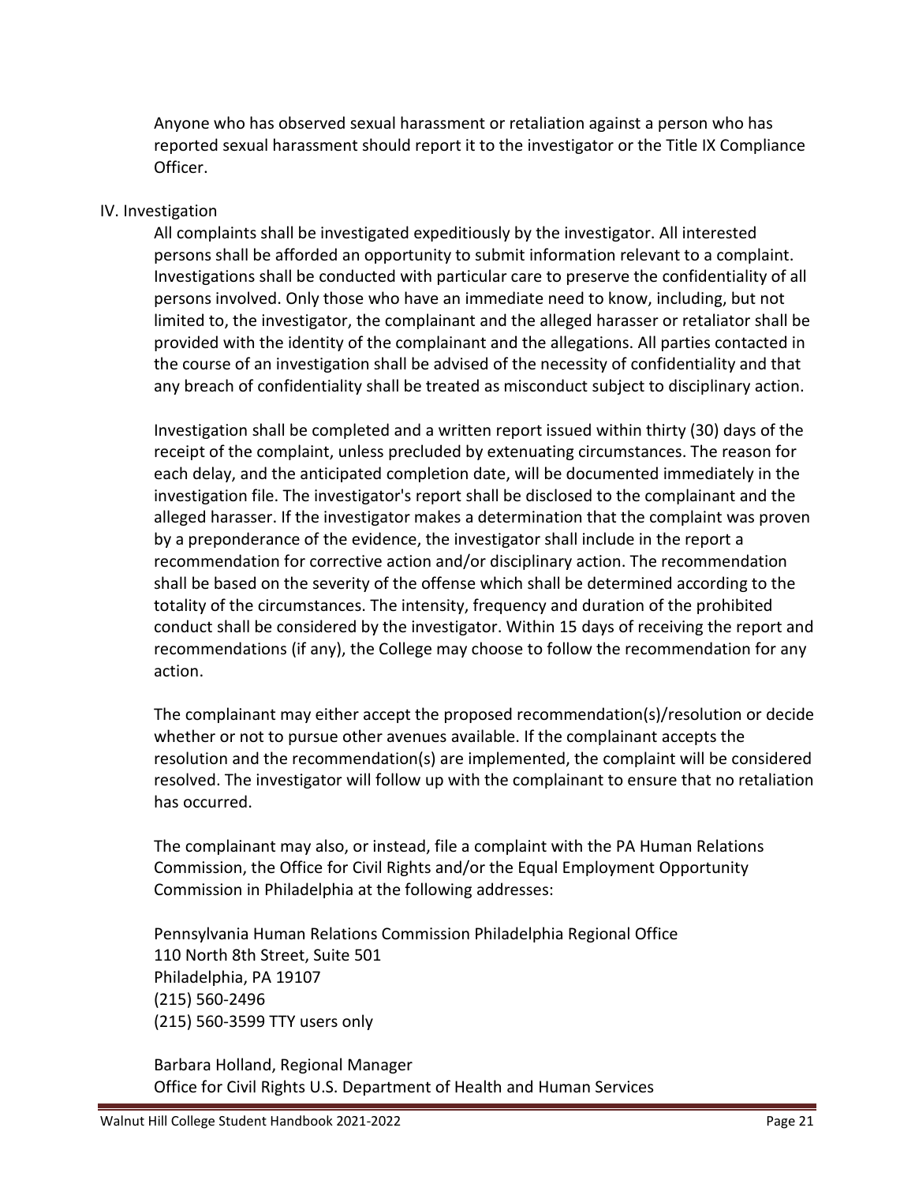Anyone who has observed sexual harassment or retaliation against a person who has reported sexual harassment should report it to the investigator or the Title IX Compliance Officer.

IV. Investigation

All complaints shall be investigated expeditiously by the investigator. All interested persons shall be afforded an opportunity to submit information relevant to a complaint. Investigations shall be conducted with particular care to preserve the confidentiality of all persons involved. Only those who have an immediate need to know, including, but not limited to, the investigator, the complainant and the alleged harasser or retaliator shall be provided with the identity of the complainant and the allegations. All parties contacted in the course of an investigation shall be advised of the necessity of confidentiality and that any breach of confidentiality shall be treated as misconduct subject to disciplinary action.

Investigation shall be completed and a written report issued within thirty (30) days of the receipt of the complaint, unless precluded by extenuating circumstances. The reason for each delay, and the anticipated completion date, will be documented immediately in the investigation file. The investigator's report shall be disclosed to the complainant and the alleged harasser. If the investigator makes a determination that the complaint was proven by a preponderance of the evidence, the investigator shall include in the report a recommendation for corrective action and/or disciplinary action. The recommendation shall be based on the severity of the offense which shall be determined according to the totality of the circumstances. The intensity, frequency and duration of the prohibited conduct shall be considered by the investigator. Within 15 days of receiving the report and recommendations (if any), the College may choose to follow the recommendation for any action.

The complainant may either accept the proposed recommendation(s)/resolution or decide whether or not to pursue other avenues available. If the complainant accepts the resolution and the recommendation(s) are implemented, the complaint will be considered resolved. The investigator will follow up with the complainant to ensure that no retaliation has occurred.

The complainant may also, or instead, file a complaint with the PA Human Relations Commission, the Office for Civil Rights and/or the Equal Employment Opportunity Commission in Philadelphia at the following addresses:

Pennsylvania Human Relations Commission Philadelphia Regional Office
110 North 8th Street, Suite 501
Philadelphia, PA 19107
(215) 560-2496
(215) 560-3599 TTY users only

Barbara Holland, Regional Manager
Office for Civil Rights U.S. Department of Health and Human Services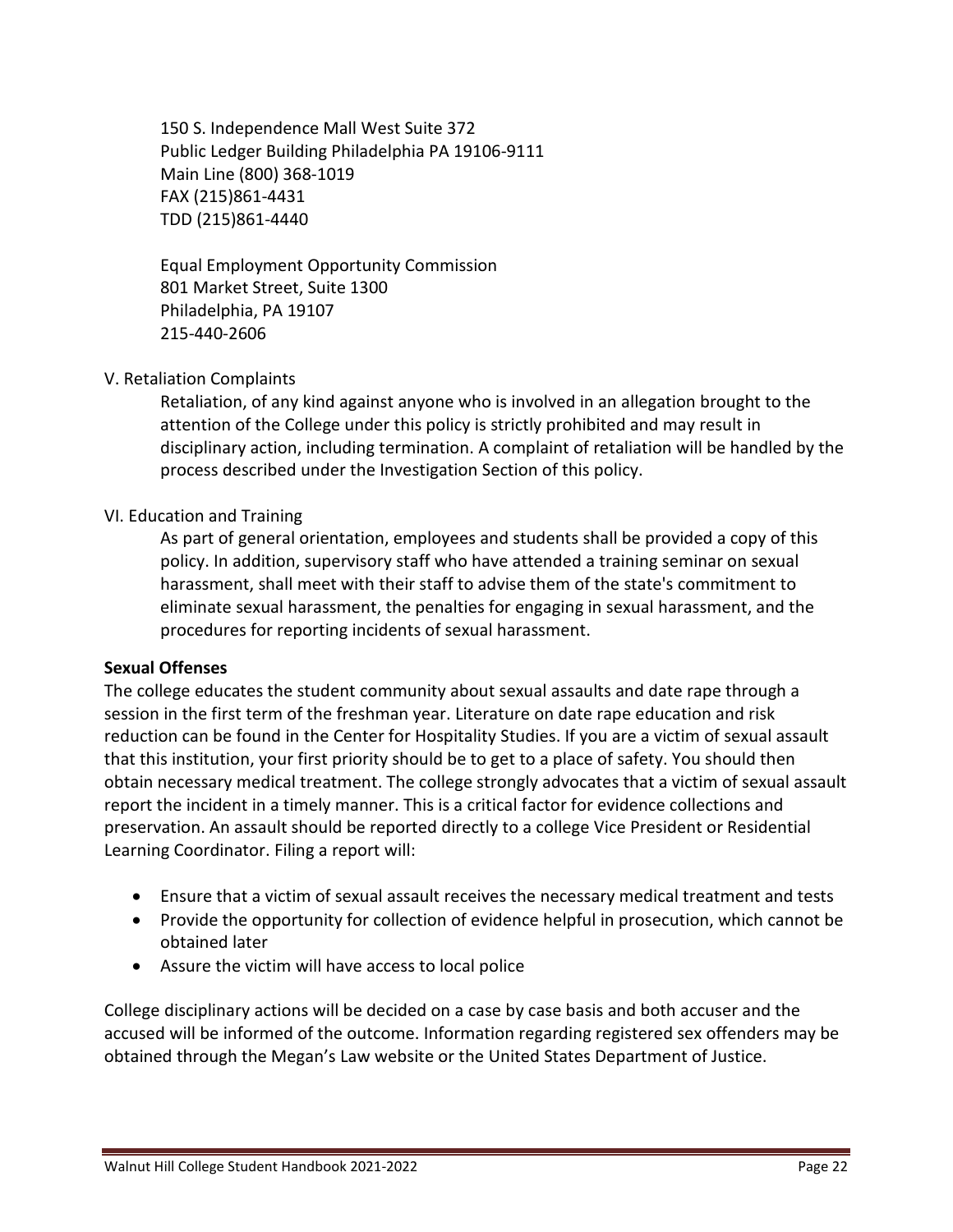150 S. Independence Mall West Suite 372
Public Ledger Building Philadelphia PA 19106-9111
Main Line (800) 368-1019
FAX (215)861-4431
TDD (215)861-4440

Equal Employment Opportunity Commission
801 Market Street, Suite 1300
Philadelphia, PA 19107
215-440-2606

V. Retaliation Complaints

Retaliation, of any kind against anyone who is involved in an allegation brought to the attention of the College under this policy is strictly prohibited and may result in disciplinary action, including termination. A complaint of retaliation will be handled by the process described under the Investigation Section of this policy.

VI. Education and Training

As part of general orientation, employees and students shall be provided a copy of this policy. In addition, supervisory staff who have attended a training seminar on sexual harassment, shall meet with their staff to advise them of the state's commitment to eliminate sexual harassment, the penalties for engaging in sexual harassment, and the procedures for reporting incidents of sexual harassment.

**Sexual Offenses**

The college educates the student community about sexual assaults and date rape through a session in the first term of the freshman year. Literature on date rape education and risk reduction can be found in the Center for Hospitality Studies. If you are a victim of sexual assault that this institution, your first priority should be to get to a place of safety. You should then obtain necessary medical treatment. The college strongly advocates that a victim of sexual assault report the incident in a timely manner. This is a critical factor for evidence collections and preservation. An assault should be reported directly to a college Vice President or Residential Learning Coordinator. Filing a report will:

- Ensure that a victim of sexual assault receives the necessary medical treatment and tests
- Provide the opportunity for collection of evidence helpful in prosecution, which cannot be obtained later
- Assure the victim will have access to local police

College disciplinary actions will be decided on a case by case basis and both accuser and the accused will be informed of the outcome. Information regarding registered sex offenders may be obtained through the Megan's Law website or the United States Department of Justice.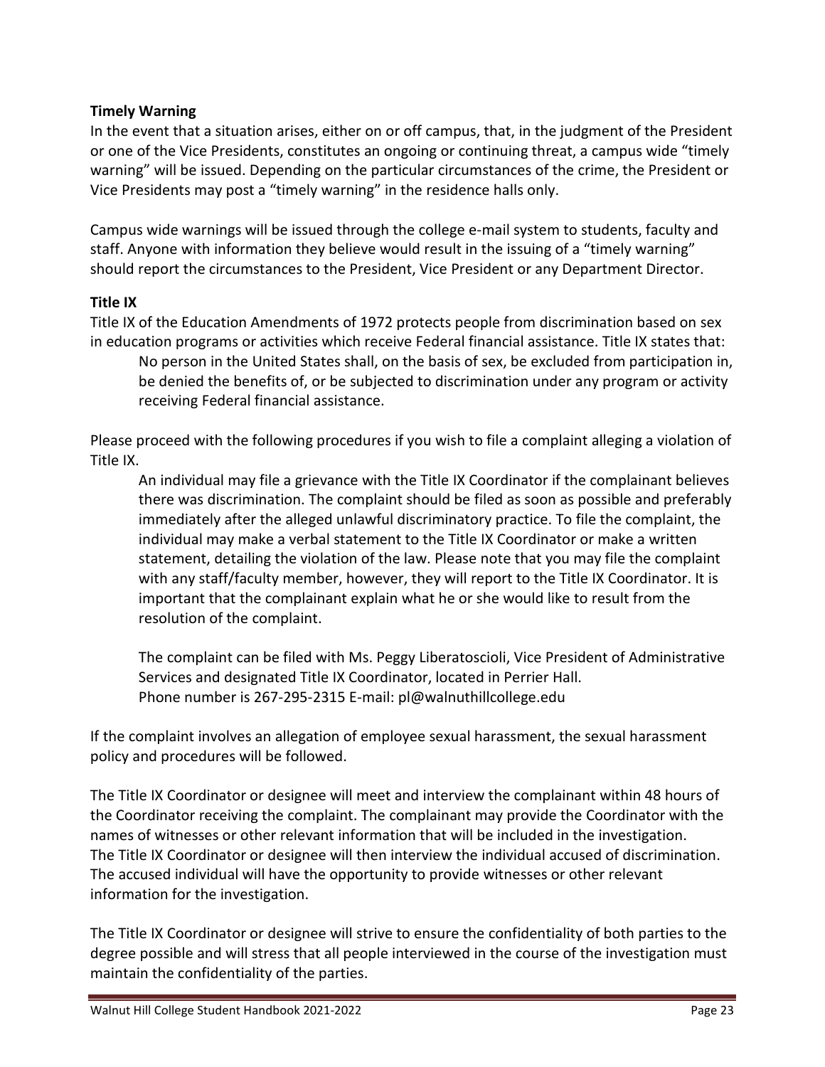**Timely Warning**

In the event that a situation arises, either on or off campus, that, in the judgment of the President or one of the Vice Presidents, constitutes an ongoing or continuing threat, a campus wide "timely warning" will be issued. Depending on the particular circumstances of the crime, the President or Vice Presidents may post a "timely warning" in the residence halls only.

Campus wide warnings will be issued through the college e-mail system to students, faculty and staff. Anyone with information they believe would result in the issuing of a "timely warning" should report the circumstances to the President, Vice President or any Department Director.

**Title IX**

Title IX of the Education Amendments of 1972 protects people from discrimination based on sex in education programs or activities which receive Federal financial assistance. Title IX states that:

> No person in the United States shall, on the basis of sex, be excluded from participation in, be denied the benefits of, or be subjected to discrimination under any program or activity receiving Federal financial assistance.

Please proceed with the following procedures if you wish to file a complaint alleging a violation of Title IX.

> An individual may file a grievance with the Title IX Coordinator if the complainant believes there was discrimination. The complaint should be filed as soon as possible and preferably immediately after the alleged unlawful discriminatory practice. To file the complaint, the individual may make a verbal statement to the Title IX Coordinator or make a written statement, detailing the violation of the law. Please note that you may file the complaint with any staff/faculty member, however, they will report to the Title IX Coordinator. It is important that the complainant explain what he or she would like to result from the resolution of the complaint.
>
> The complaint can be filed with Ms. Peggy Liberatoscioli, Vice President of Administrative Services and designated Title IX Coordinator, located in Perrier Hall.
> Phone number is 267-295-2315 E-mail: pl@walnuthillcollege.edu

If the complaint involves an allegation of employee sexual harassment, the sexual harassment policy and procedures will be followed.

The Title IX Coordinator or designee will meet and interview the complainant within 48 hours of the Coordinator receiving the complaint. The complainant may provide the Coordinator with the names of witnesses or other relevant information that will be included in the investigation. The Title IX Coordinator or designee will then interview the individual accused of discrimination. The accused individual will have the opportunity to provide witnesses or other relevant information for the investigation.

The Title IX Coordinator or designee will strive to ensure the confidentiality of both parties to the degree possible and will stress that all people interviewed in the course of the investigation must maintain the confidentiality of the parties.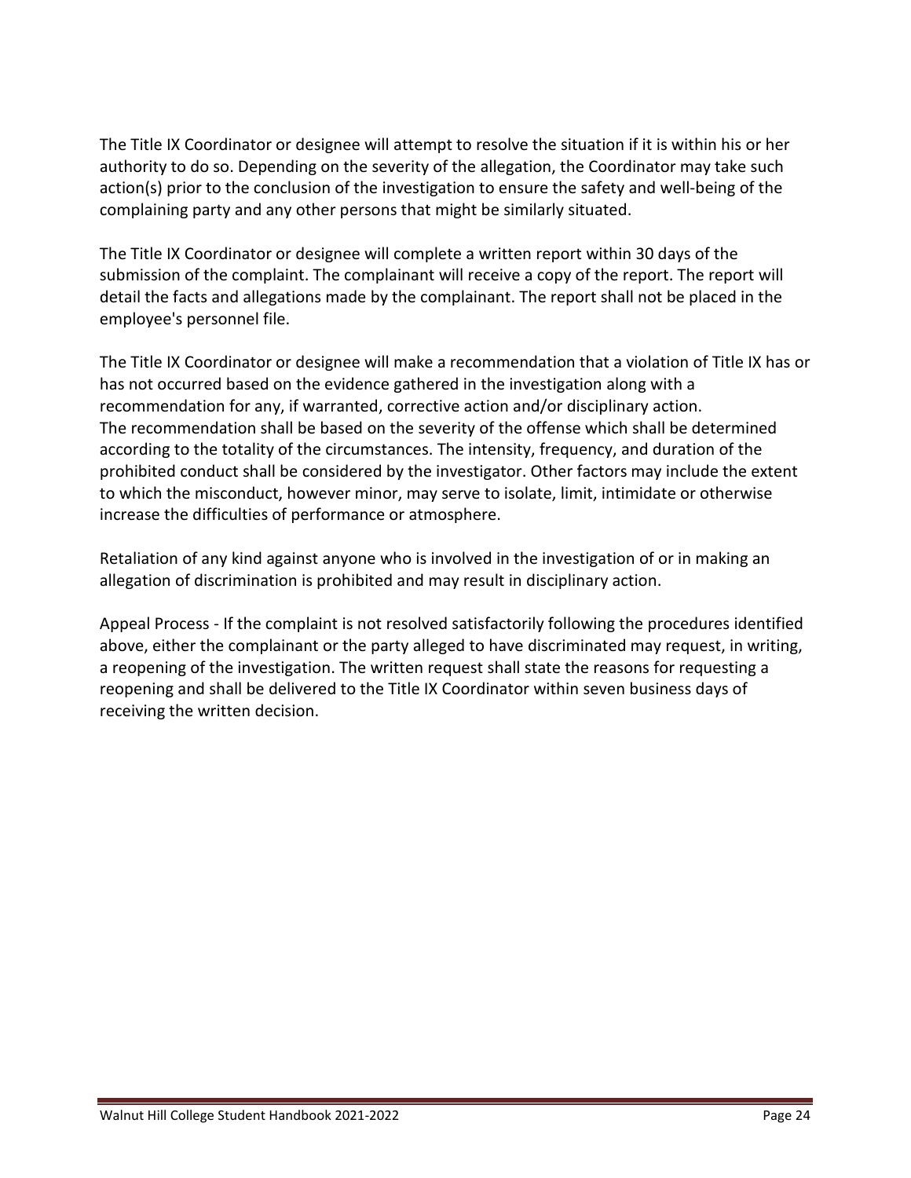The Title IX Coordinator or designee will attempt to resolve the situation if it is within his or her authority to do so. Depending on the severity of the allegation, the Coordinator may take such action(s) prior to the conclusion of the investigation to ensure the safety and well-being of the complaining party and any other persons that might be similarly situated.

The Title IX Coordinator or designee will complete a written report within 30 days of the submission of the complaint. The complainant will receive a copy of the report. The report will detail the facts and allegations made by the complainant. The report shall not be placed in the employee's personnel file.

The Title IX Coordinator or designee will make a recommendation that a violation of Title IX has or has not occurred based on the evidence gathered in the investigation along with a recommendation for any, if warranted, corrective action and/or disciplinary action. The recommendation shall be based on the severity of the offense which shall be determined according to the totality of the circumstances. The intensity, frequency, and duration of the prohibited conduct shall be considered by the investigator. Other factors may include the extent to which the misconduct, however minor, may serve to isolate, limit, intimidate or otherwise increase the difficulties of performance or atmosphere.

Retaliation of any kind against anyone who is involved in the investigation of or in making an allegation of discrimination is prohibited and may result in disciplinary action.

Appeal Process - If the complaint is not resolved satisfactorily following the procedures identified above, either the complainant or the party alleged to have discriminated may request, in writing, a reopening of the investigation. The written request shall state the reasons for requesting a reopening and shall be delivered to the Title IX Coordinator within seven business days of receiving the written decision.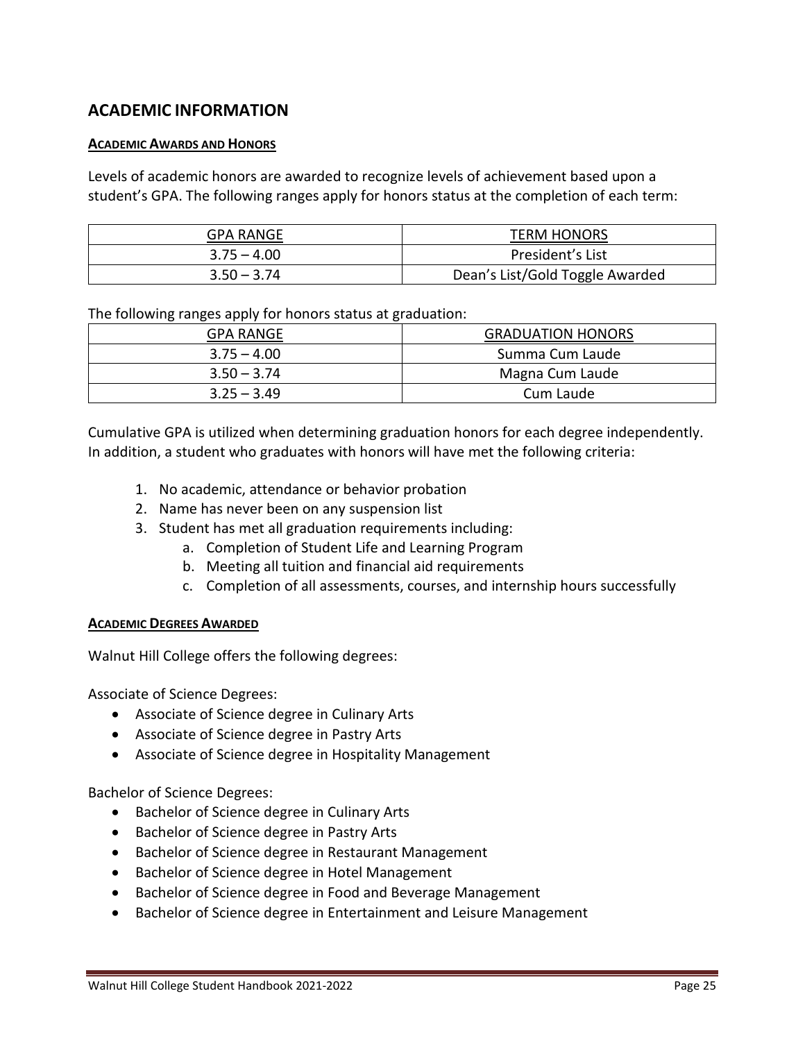# ACADEMIC INFORMATION

## ACADEMIC AWARDS AND HONORS

Levels of academic honors are awarded to recognize levels of achievement based upon a student's GPA. The following ranges apply for honors status at the completion of each term:

| GPA RANGE | TERM HONORS |
|---|---|
| 3.75 – 4.00 | President's List |
| 3.50 – 3.74 | Dean's List/Gold Toggle Awarded |

The following ranges apply for honors status at graduation:

| GPA RANGE | GRADUATION HONORS |
|---|---|
| 3.75 – 4.00 | Summa Cum Laude |
| 3.50 – 3.74 | Magna Cum Laude |
| 3.25 – 3.49 | Cum Laude |

Cumulative GPA is utilized when determining graduation honors for each degree independently. In addition, a student who graduates with honors will have met the following criteria:

1. No academic, attendance or behavior probation
2. Name has never been on any suspension list
3. Student has met all graduation requirements including:
   a. Completion of Student Life and Learning Program
   b. Meeting all tuition and financial aid requirements
   c. Completion of all assessments, courses, and internship hours successfully

## ACADEMIC DEGREES AWARDED

Walnut Hill College offers the following degrees:

Associate of Science Degrees:

- Associate of Science degree in Culinary Arts
- Associate of Science degree in Pastry Arts
- Associate of Science degree in Hospitality Management

Bachelor of Science Degrees:

- Bachelor of Science degree in Culinary Arts
- Bachelor of Science degree in Pastry Arts
- Bachelor of Science degree in Restaurant Management
- Bachelor of Science degree in Hotel Management
- Bachelor of Science degree in Food and Beverage Management
- Bachelor of Science degree in Entertainment and Leisure Management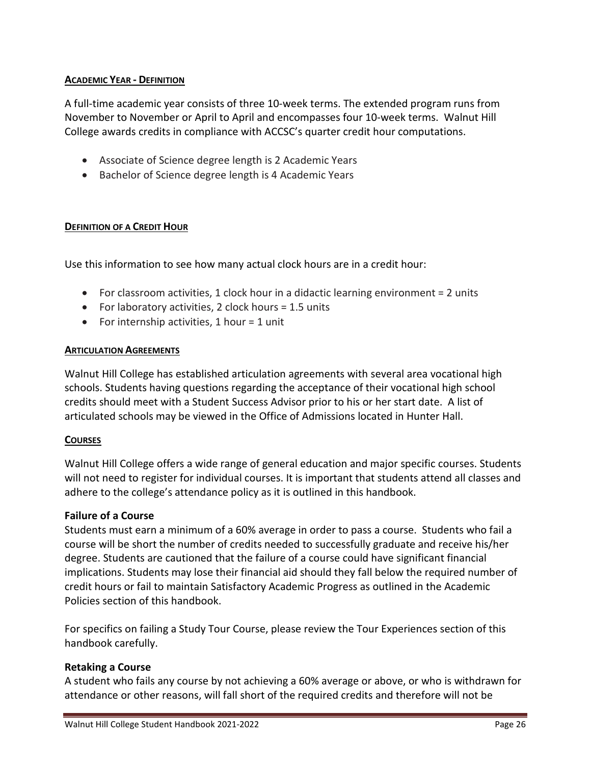## ACADEMIC YEAR - DEFINITION

A full-time academic year consists of three 10-week terms. The extended program runs from November to November or April to April and encompasses four 10-week terms. Walnut Hill College awards credits in compliance with ACCSC's quarter credit hour computations.

- Associate of Science degree length is 2 Academic Years
- Bachelor of Science degree length is 4 Academic Years

## DEFINITION OF A CREDIT HOUR

Use this information to see how many actual clock hours are in a credit hour:

- For classroom activities, 1 clock hour in a didactic learning environment = 2 units
- For laboratory activities, 2 clock hours = 1.5 units
- For internship activities, 1 hour = 1 unit

## ARTICULATION AGREEMENTS

Walnut Hill College has established articulation agreements with several area vocational high schools. Students having questions regarding the acceptance of their vocational high school credits should meet with a Student Success Advisor prior to his or her start date. A list of articulated schools may be viewed in the Office of Admissions located in Hunter Hall.

## COURSES

Walnut Hill College offers a wide range of general education and major specific courses. Students will not need to register for individual courses. It is important that students attend all classes and adhere to the college's attendance policy as it is outlined in this handbook.

### Failure of a Course

Students must earn a minimum of a 60% average in order to pass a course. Students who fail a course will be short the number of credits needed to successfully graduate and receive his/her degree. Students are cautioned that the failure of a course could have significant financial implications. Students may lose their financial aid should they fall below the required number of credit hours or fail to maintain Satisfactory Academic Progress as outlined in the Academic Policies section of this handbook.

For specifics on failing a Study Tour Course, please review the Tour Experiences section of this handbook carefully.

### Retaking a Course

A student who fails any course by not achieving a 60% average or above, or who is withdrawn for attendance or other reasons, will fall short of the required credits and therefore will not be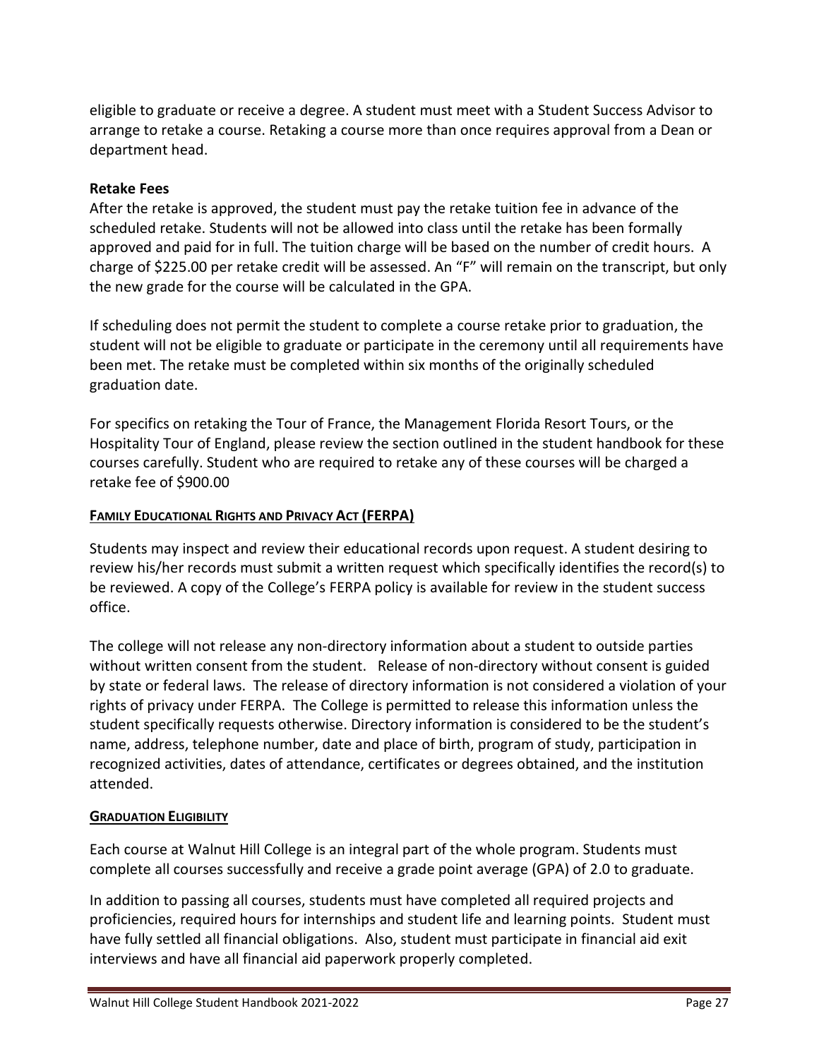eligible to graduate or receive a degree. A student must meet with a Student Success Advisor to arrange to retake a course. Retaking a course more than once requires approval from a Dean or department head.

**Retake Fees**

After the retake is approved, the student must pay the retake tuition fee in advance of the scheduled retake. Students will not be allowed into class until the retake has been formally approved and paid for in full. The tuition charge will be based on the number of credit hours. A charge of $225.00 per retake credit will be assessed. An "F" will remain on the transcript, but only the new grade for the course will be calculated in the GPA.

If scheduling does not permit the student to complete a course retake prior to graduation, the student will not be eligible to graduate or participate in the ceremony until all requirements have been met. The retake must be completed within six months of the originally scheduled graduation date.

For specifics on retaking the Tour of France, the Management Florida Resort Tours, or the Hospitality Tour of England, please review the section outlined in the student handbook for these courses carefully. Student who are required to retake any of these courses will be charged a retake fee of $900.00

## FAMILY EDUCATIONAL RIGHTS AND PRIVACY ACT (FERPA)

Students may inspect and review their educational records upon request. A student desiring to review his/her records must submit a written request which specifically identifies the record(s) to be reviewed. A copy of the College's FERPA policy is available for review in the student success office.

The college will not release any non-directory information about a student to outside parties without written consent from the student. Release of non-directory without consent is guided by state or federal laws. The release of directory information is not considered a violation of your rights of privacy under FERPA. The College is permitted to release this information unless the student specifically requests otherwise. Directory information is considered to be the student's name, address, telephone number, date and place of birth, program of study, participation in recognized activities, dates of attendance, certificates or degrees obtained, and the institution attended.

## GRADUATION ELIGIBILITY

Each course at Walnut Hill College is an integral part of the whole program. Students must complete all courses successfully and receive a grade point average (GPA) of 2.0 to graduate.

In addition to passing all courses, students must have completed all required projects and proficiencies, required hours for internships and student life and learning points. Student must have fully settled all financial obligations. Also, student must participate in financial aid exit interviews and have all financial aid paperwork properly completed.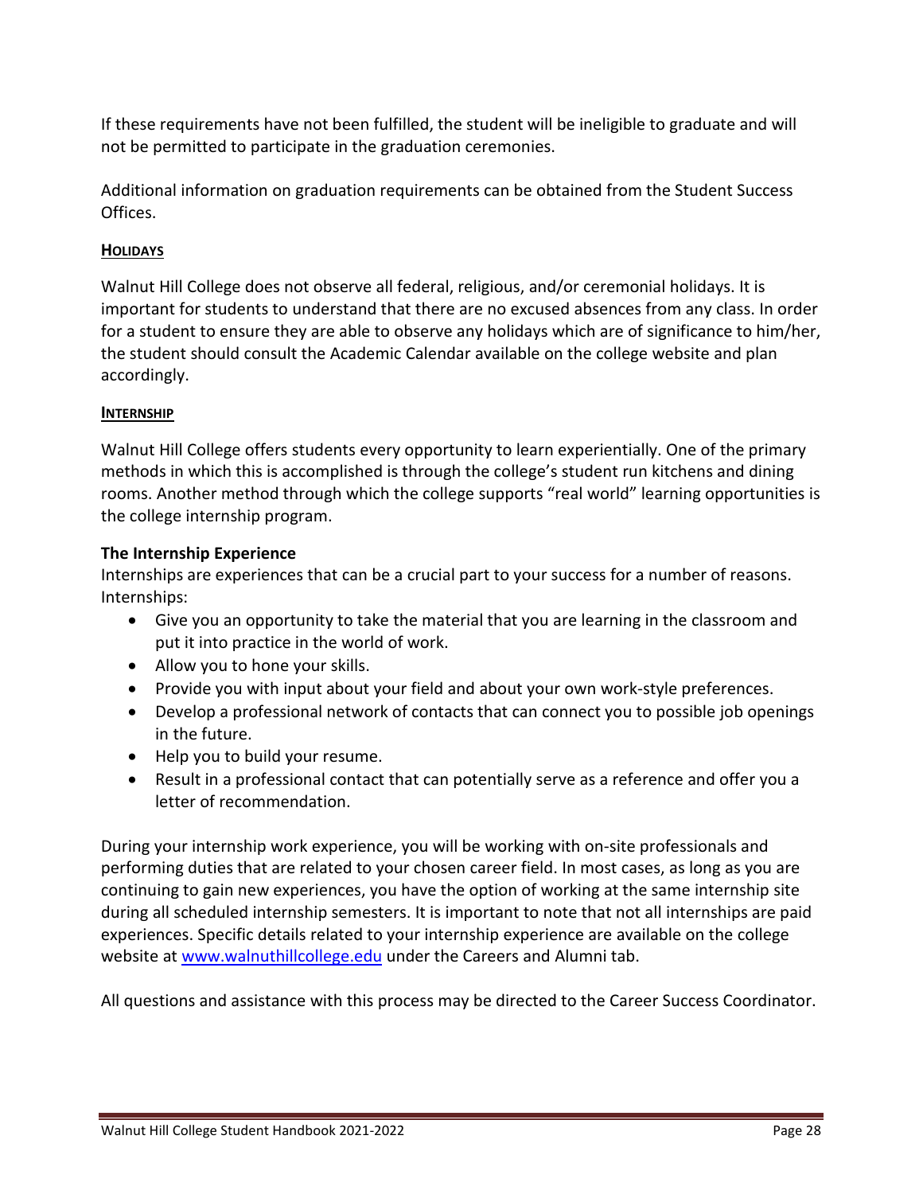If these requirements have not been fulfilled, the student will be ineligible to graduate and will not be permitted to participate in the graduation ceremonies.

Additional information on graduation requirements can be obtained from the Student Success Offices.

## HOLIDAYS

Walnut Hill College does not observe all federal, religious, and/or ceremonial holidays. It is important for students to understand that there are no excused absences from any class. In order for a student to ensure they are able to observe any holidays which are of significance to him/her, the student should consult the Academic Calendar available on the college website and plan accordingly.

## INTERNSHIP

Walnut Hill College offers students every opportunity to learn experientially. One of the primary methods in which this is accomplished is through the college's student run kitchens and dining rooms. Another method through which the college supports "real world" learning opportunities is the college internship program.

### The Internship Experience

Internships are experiences that can be a crucial part to your success for a number of reasons. Internships:

- Give you an opportunity to take the material that you are learning in the classroom and put it into practice in the world of work.
- Allow you to hone your skills.
- Provide you with input about your field and about your own work-style preferences.
- Develop a professional network of contacts that can connect you to possible job openings in the future.
- Help you to build your resume.
- Result in a professional contact that can potentially serve as a reference and offer you a letter of recommendation.

During your internship work experience, you will be working with on-site professionals and performing duties that are related to your chosen career field. In most cases, as long as you are continuing to gain new experiences, you have the option of working at the same internship site during all scheduled internship semesters. It is important to note that not all internships are paid experiences. Specific details related to your internship experience are available on the college website at [www.walnuthillcollege.edu](http://www.walnuthillcollege.edu) under the Careers and Alumni tab.

All questions and assistance with this process may be directed to the Career Success Coordinator.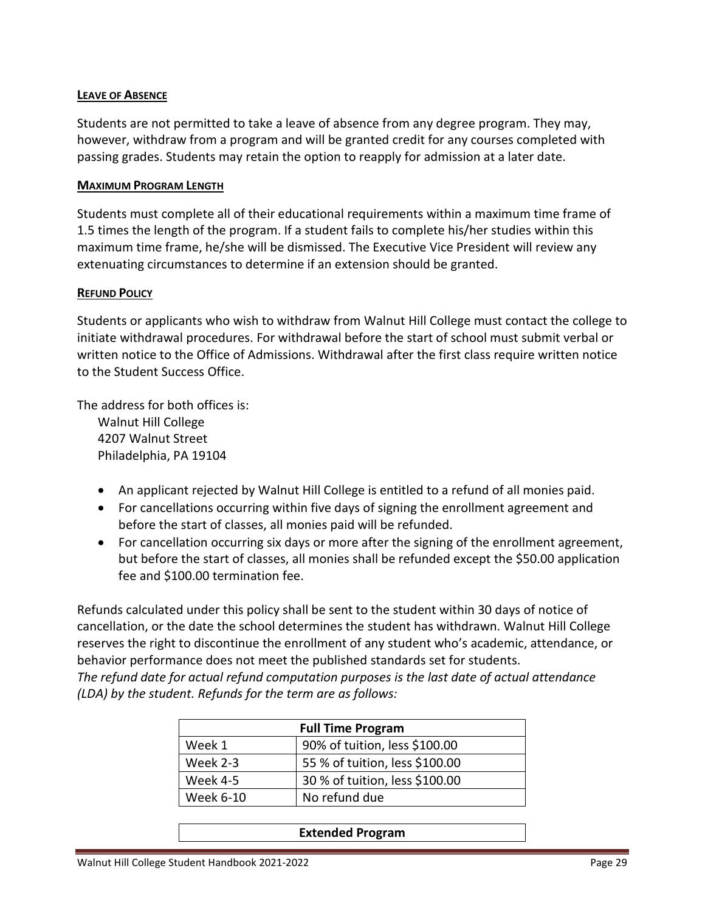### LEAVE OF ABSENCE

Students are not permitted to take a leave of absence from any degree program. They may, however, withdraw from a program and will be granted credit for any courses completed with passing grades. Students may retain the option to reapply for admission at a later date.

### MAXIMUM PROGRAM LENGTH

Students must complete all of their educational requirements within a maximum time frame of 1.5 times the length of the program. If a student fails to complete his/her studies within this maximum time frame, he/she will be dismissed. The Executive Vice President will review any extenuating circumstances to determine if an extension should be granted.

### REFUND POLICY

Students or applicants who wish to withdraw from Walnut Hill College must contact the college to initiate withdrawal procedures. For withdrawal before the start of school must submit verbal or written notice to the Office of Admissions. Withdrawal after the first class require written notice to the Student Success Office.

The address for both offices is:

Walnut Hill College
4207 Walnut Street
Philadelphia, PA 19104

- An applicant rejected by Walnut Hill College is entitled to a refund of all monies paid.
- For cancellations occurring within five days of signing the enrollment agreement and before the start of classes, all monies paid will be refunded.
- For cancellation occurring six days or more after the signing of the enrollment agreement, but before the start of classes, all monies shall be refunded except the $50.00 application fee and $100.00 termination fee.

Refunds calculated under this policy shall be sent to the student within 30 days of notice of cancellation, or the date the school determines the student has withdrawn. Walnut Hill College reserves the right to discontinue the enrollment of any student who's academic, attendance, or behavior performance does not meet the published standards set for students.
*The refund date for actual refund computation purposes is the last date of actual attendance (LDA) by the student. Refunds for the term are as follows:*

| Full Time Program | |
|---|---|
| Week 1 | 90% of tuition, less $100.00 |
| Week 2-3 | 55 % of tuition, less $100.00 |
| Week 4-5 | 30 % of tuition, less $100.00 |
| Week 6-10 | No refund due |

| Extended Program |
|---|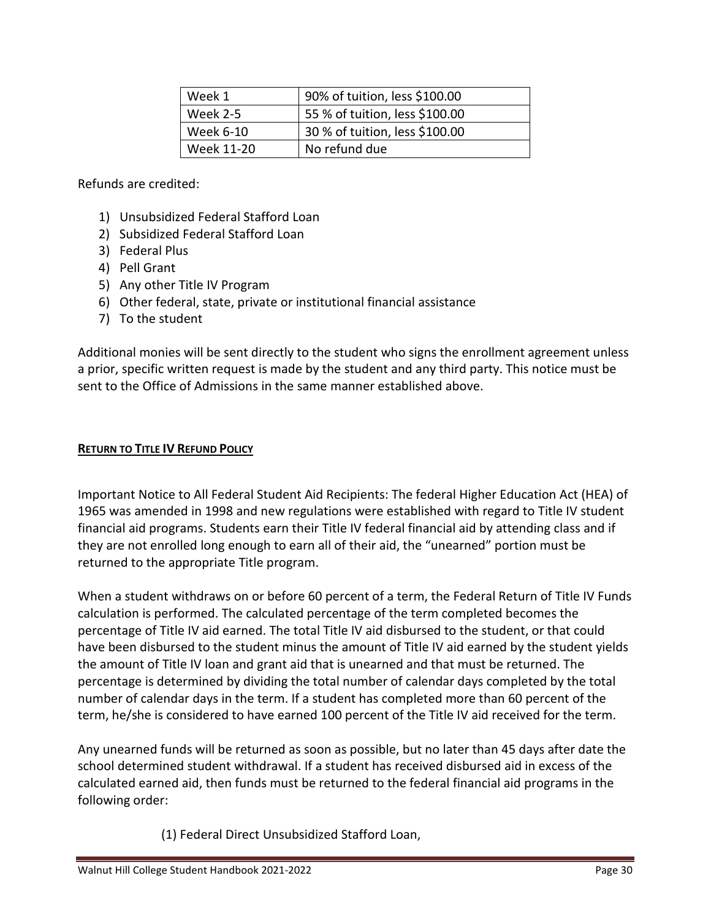| Week 1 | 90% of tuition, less $100.00 |
|---|---|
| Week 2-5 | 55 % of tuition, less $100.00 |
| Week 6-10 | 30 % of tuition, less $100.00 |
| Week 11-20 | No refund due |

Refunds are credited:

1) Unsubsidized Federal Stafford Loan
2) Subsidized Federal Stafford Loan
3) Federal Plus
4) Pell Grant
5) Any other Title IV Program
6) Other federal, state, private or institutional financial assistance
7) To the student

Additional monies will be sent directly to the student who signs the enrollment agreement unless a prior, specific written request is made by the student and any third party. This notice must be sent to the Office of Admissions in the same manner established above.

## RETURN TO TITLE IV REFUND POLICY

Important Notice to All Federal Student Aid Recipients: The federal Higher Education Act (HEA) of 1965 was amended in 1998 and new regulations were established with regard to Title IV student financial aid programs. Students earn their Title IV federal financial aid by attending class and if they are not enrolled long enough to earn all of their aid, the "unearned" portion must be returned to the appropriate Title program.

When a student withdraws on or before 60 percent of a term, the Federal Return of Title IV Funds calculation is performed. The calculated percentage of the term completed becomes the percentage of Title IV aid earned. The total Title IV aid disbursed to the student, or that could have been disbursed to the student minus the amount of Title IV aid earned by the student yields the amount of Title IV loan and grant aid that is unearned and that must be returned. The percentage is determined by dividing the total number of calendar days completed by the total number of calendar days in the term. If a student has completed more than 60 percent of the term, he/she is considered to have earned 100 percent of the Title IV aid received for the term.

Any unearned funds will be returned as soon as possible, but no later than 45 days after date the school determined student withdrawal. If a student has received disbursed aid in excess of the calculated earned aid, then funds must be returned to the federal financial aid programs in the following order:

(1) Federal Direct Unsubsidized Stafford Loan,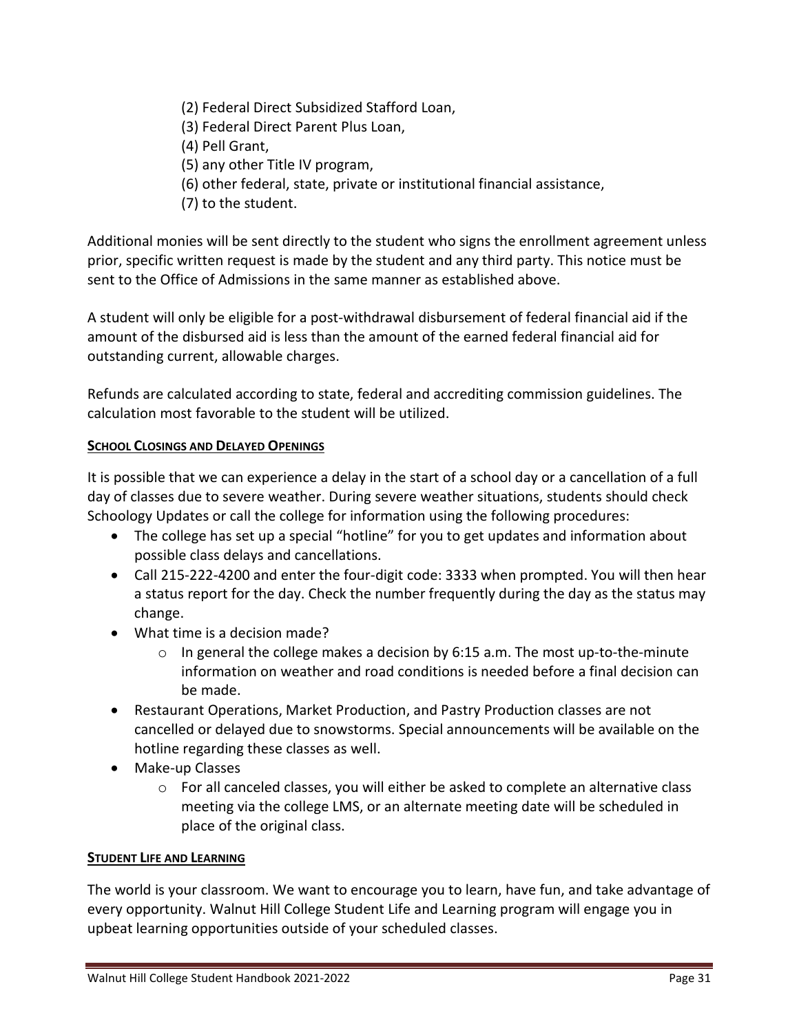(2) Federal Direct Subsidized Stafford Loan,
(3) Federal Direct Parent Plus Loan,
(4) Pell Grant,
(5) any other Title IV program,
(6) other federal, state, private or institutional financial assistance,
(7) to the student.

Additional monies will be sent directly to the student who signs the enrollment agreement unless prior, specific written request is made by the student and any third party. This notice must be sent to the Office of Admissions in the same manner as established above.

A student will only be eligible for a post-withdrawal disbursement of federal financial aid if the amount of the disbursed aid is less than the amount of the earned federal financial aid for outstanding current, allowable charges.

Refunds are calculated according to state, federal and accrediting commission guidelines. The calculation most favorable to the student will be utilized.

## School Closings and Delayed Openings

It is possible that we can experience a delay in the start of a school day or a cancellation of a full day of classes due to severe weather. During severe weather situations, students should check Schoology Updates or call the college for information using the following procedures:

- The college has set up a special "hotline" for you to get updates and information about possible class delays and cancellations.
- Call 215-222-4200 and enter the four-digit code: 3333 when prompted. You will then hear a status report for the day. Check the number frequently during the day as the status may change.
- What time is a decision made?
    - In general the college makes a decision by 6:15 a.m. The most up-to-the-minute information on weather and road conditions is needed before a final decision can be made.
- Restaurant Operations, Market Production, and Pastry Production classes are not cancelled or delayed due to snowstorms. Special announcements will be available on the hotline regarding these classes as well.
- Make-up Classes
    - For all canceled classes, you will either be asked to complete an alternative class meeting via the college LMS, or an alternate meeting date will be scheduled in place of the original class.

## Student Life and Learning

The world is your classroom. We want to encourage you to learn, have fun, and take advantage of every opportunity. Walnut Hill College Student Life and Learning program will engage you in upbeat learning opportunities outside of your scheduled classes.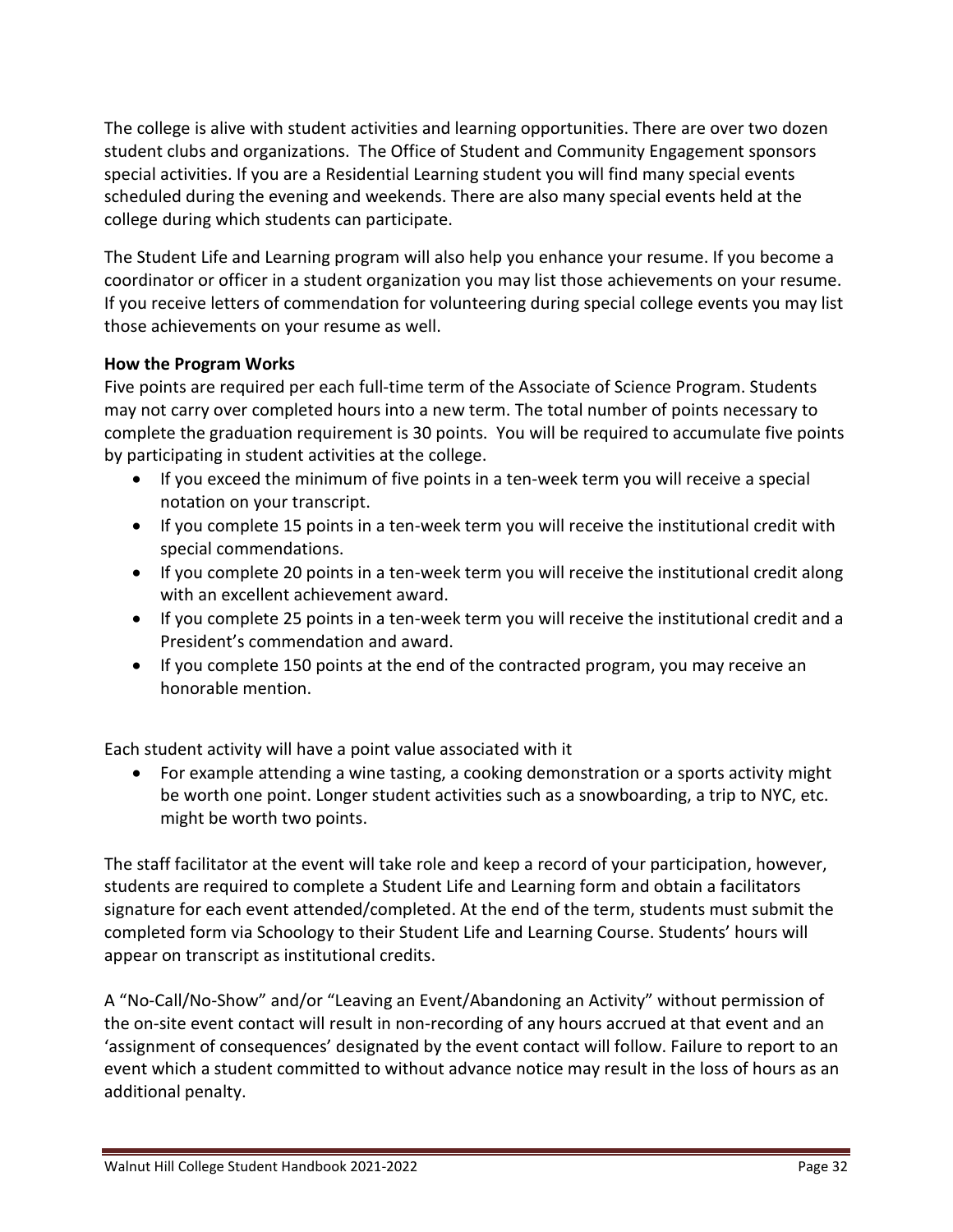The college is alive with student activities and learning opportunities. There are over two dozen student clubs and organizations. The Office of Student and Community Engagement sponsors special activities. If you are a Residential Learning student you will find many special events scheduled during the evening and weekends. There are also many special events held at the college during which students can participate.

The Student Life and Learning program will also help you enhance your resume. If you become a coordinator or officer in a student organization you may list those achievements on your resume. If you receive letters of commendation for volunteering during special college events you may list those achievements on your resume as well.

**How the Program Works**

Five points are required per each full-time term of the Associate of Science Program. Students may not carry over completed hours into a new term. The total number of points necessary to complete the graduation requirement is 30 points. You will be required to accumulate five points by participating in student activities at the college.

- If you exceed the minimum of five points in a ten-week term you will receive a special notation on your transcript.
- If you complete 15 points in a ten-week term you will receive the institutional credit with special commendations.
- If you complete 20 points in a ten-week term you will receive the institutional credit along with an excellent achievement award.
- If you complete 25 points in a ten-week term you will receive the institutional credit and a President's commendation and award.
- If you complete 150 points at the end of the contracted program, you may receive an honorable mention.

Each student activity will have a point value associated with it

- For example attending a wine tasting, a cooking demonstration or a sports activity might be worth one point. Longer student activities such as a snowboarding, a trip to NYC, etc. might be worth two points.

The staff facilitator at the event will take role and keep a record of your participation, however, students are required to complete a Student Life and Learning form and obtain a facilitators signature for each event attended/completed. At the end of the term, students must submit the completed form via Schoology to their Student Life and Learning Course. Students' hours will appear on transcript as institutional credits.

A "No-Call/No-Show" and/or "Leaving an Event/Abandoning an Activity" without permission of the on-site event contact will result in non-recording of any hours accrued at that event and an 'assignment of consequences' designated by the event contact will follow. Failure to report to an event which a student committed to without advance notice may result in the loss of hours as an additional penalty.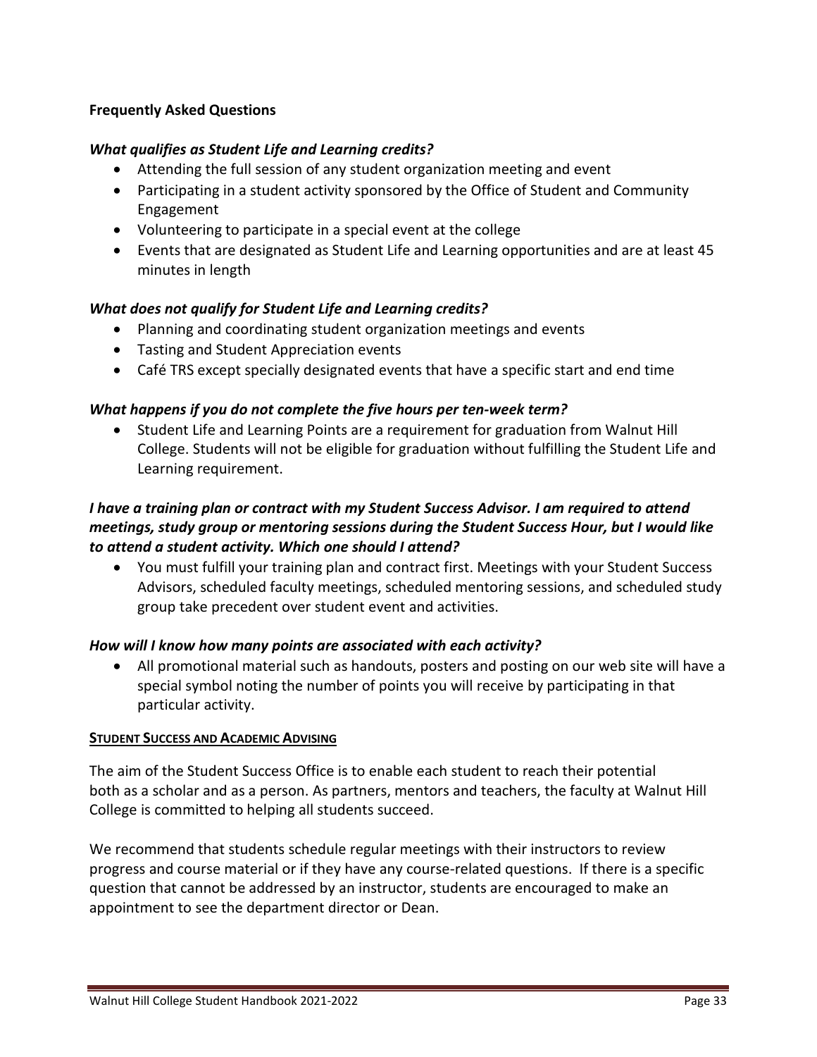**Frequently Asked Questions**

***What qualifies as Student Life and Learning credits?***

- Attending the full session of any student organization meeting and event
- Participating in a student activity sponsored by the Office of Student and Community Engagement
- Volunteering to participate in a special event at the college
- Events that are designated as Student Life and Learning opportunities and are at least 45 minutes in length

***What does not qualify for Student Life and Learning credits?***

- Planning and coordinating student organization meetings and events
- Tasting and Student Appreciation events
- Café TRS except specially designated events that have a specific start and end time

***What happens if you do not complete the five hours per ten-week term?***

- Student Life and Learning Points are a requirement for graduation from Walnut Hill College. Students will not be eligible for graduation without fulfilling the Student Life and Learning requirement.

***I have a training plan or contract with my Student Success Advisor. I am required to attend meetings, study group or mentoring sessions during the Student Success Hour, but I would like to attend a student activity. Which one should I attend?***

- You must fulfill your training plan and contract first. Meetings with your Student Success Advisors, scheduled faculty meetings, scheduled mentoring sessions, and scheduled study group take precedent over student event and activities.

***How will I know how many points are associated with each activity?***

- All promotional material such as handouts, posters and posting on our web site will have a special symbol noting the number of points you will receive by participating in that particular activity.

## STUDENT SUCCESS AND ACADEMIC ADVISING

The aim of the Student Success Office is to enable each student to reach their potential both as a scholar and as a person. As partners, mentors and teachers, the faculty at Walnut Hill College is committed to helping all students succeed.

We recommend that students schedule regular meetings with their instructors to review progress and course material or if they have any course-related questions. If there is a specific question that cannot be addressed by an instructor, students are encouraged to make an appointment to see the department director or Dean.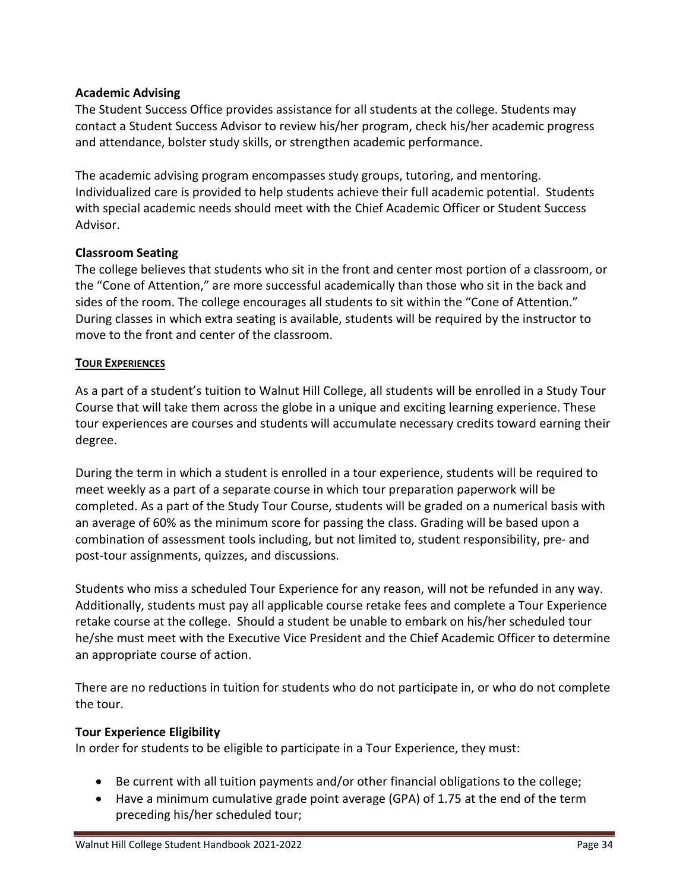### Academic Advising

The Student Success Office provides assistance for all students at the college. Students may contact a Student Success Advisor to review his/her program, check his/her academic progress and attendance, bolster study skills, or strengthen academic performance.

The academic advising program encompasses study groups, tutoring, and mentoring. Individualized care is provided to help students achieve their full academic potential. Students with special academic needs should meet with the Chief Academic Officer or Student Success Advisor.

### Classroom Seating

The college believes that students who sit in the front and center most portion of a classroom, or the "Cone of Attention," are more successful academically than those who sit in the back and sides of the room. The college encourages all students to sit within the "Cone of Attention." During classes in which extra seating is available, students will be required by the instructor to move to the front and center of the classroom.

## TOUR EXPERIENCES

As a part of a student's tuition to Walnut Hill College, all students will be enrolled in a Study Tour Course that will take them across the globe in a unique and exciting learning experience. These tour experiences are courses and students will accumulate necessary credits toward earning their degree.

During the term in which a student is enrolled in a tour experience, students will be required to meet weekly as a part of a separate course in which tour preparation paperwork will be completed. As a part of the Study Tour Course, students will be graded on a numerical basis with an average of 60% as the minimum score for passing the class. Grading will be based upon a combination of assessment tools including, but not limited to, student responsibility, pre- and post-tour assignments, quizzes, and discussions.

Students who miss a scheduled Tour Experience for any reason, will not be refunded in any way. Additionally, students must pay all applicable course retake fees and complete a Tour Experience retake course at the college. Should a student be unable to embark on his/her scheduled tour he/she must meet with the Executive Vice President and the Chief Academic Officer to determine an appropriate course of action.

There are no reductions in tuition for students who do not participate in, or who do not complete the tour.

### Tour Experience Eligibility

In order for students to be eligible to participate in a Tour Experience, they must:

- Be current with all tuition payments and/or other financial obligations to the college;
- Have a minimum cumulative grade point average (GPA) of 1.75 at the end of the term preceding his/her scheduled tour;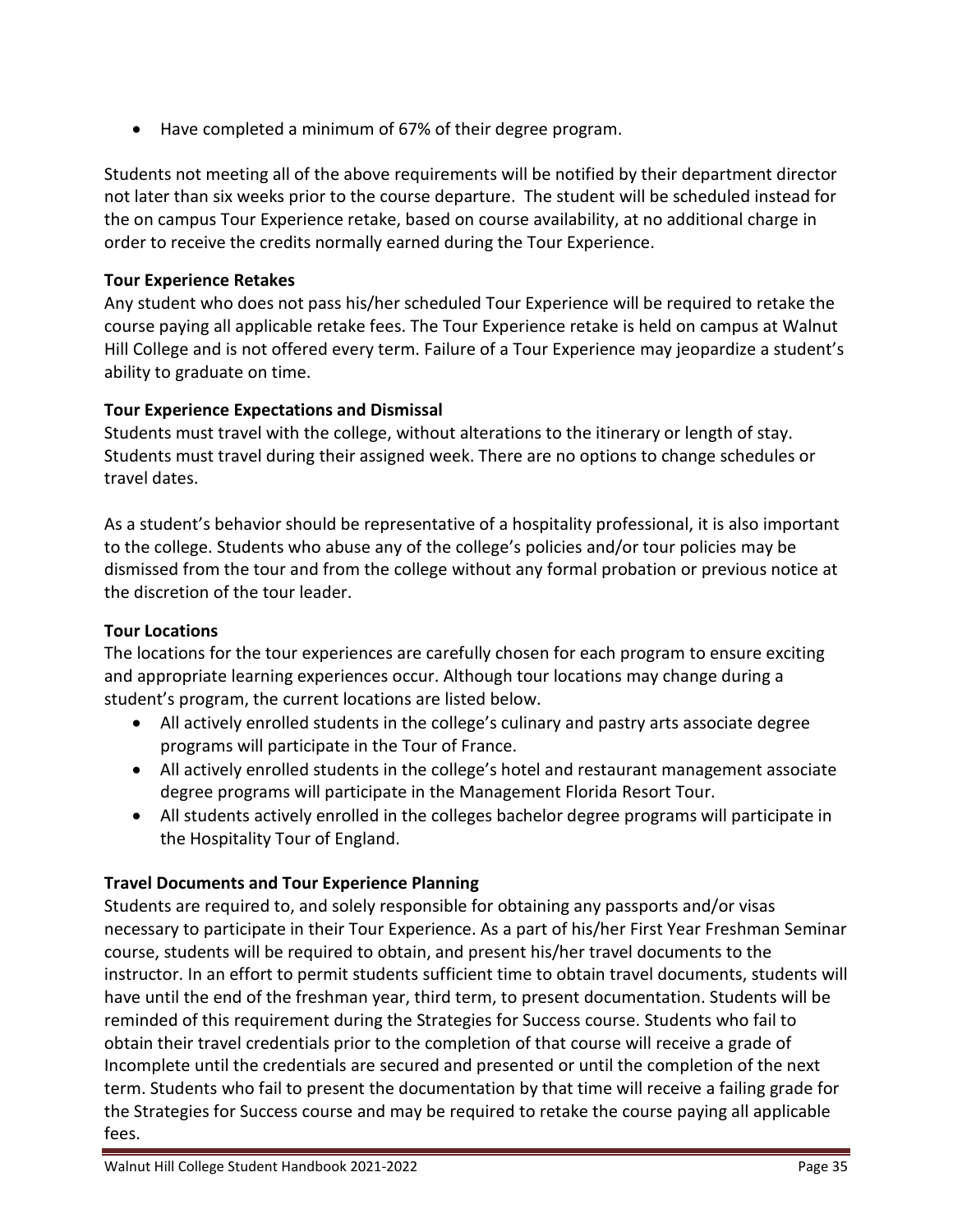- Have completed a minimum of 67% of their degree program.

Students not meeting all of the above requirements will be notified by their department director not later than six weeks prior to the course departure. The student will be scheduled instead for the on campus Tour Experience retake, based on course availability, at no additional charge in order to receive the credits normally earned during the Tour Experience.

**Tour Experience Retakes**
Any student who does not pass his/her scheduled Tour Experience will be required to retake the course paying all applicable retake fees. The Tour Experience retake is held on campus at Walnut Hill College and is not offered every term. Failure of a Tour Experience may jeopardize a student's ability to graduate on time.

**Tour Experience Expectations and Dismissal**
Students must travel with the college, without alterations to the itinerary or length of stay. Students must travel during their assigned week. There are no options to change schedules or travel dates.

As a student's behavior should be representative of a hospitality professional, it is also important to the college. Students who abuse any of the college's policies and/or tour policies may be dismissed from the tour and from the college without any formal probation or previous notice at the discretion of the tour leader.

**Tour Locations**
The locations for the tour experiences are carefully chosen for each program to ensure exciting and appropriate learning experiences occur. Although tour locations may change during a student's program, the current locations are listed below.

- All actively enrolled students in the college's culinary and pastry arts associate degree programs will participate in the Tour of France.
- All actively enrolled students in the college's hotel and restaurant management associate degree programs will participate in the Management Florida Resort Tour.
- All students actively enrolled in the colleges bachelor degree programs will participate in the Hospitality Tour of England.

**Travel Documents and Tour Experience Planning**
Students are required to, and solely responsible for obtaining any passports and/or visas necessary to participate in their Tour Experience. As a part of his/her First Year Freshman Seminar course, students will be required to obtain, and present his/her travel documents to the instructor. In an effort to permit students sufficient time to obtain travel documents, students will have until the end of the freshman year, third term, to present documentation. Students will be reminded of this requirement during the Strategies for Success course. Students who fail to obtain their travel credentials prior to the completion of that course will receive a grade of Incomplete until the credentials are secured and presented or until the completion of the next term. Students who fail to present the documentation by that time will receive a failing grade for the Strategies for Success course and may be required to retake the course paying all applicable fees.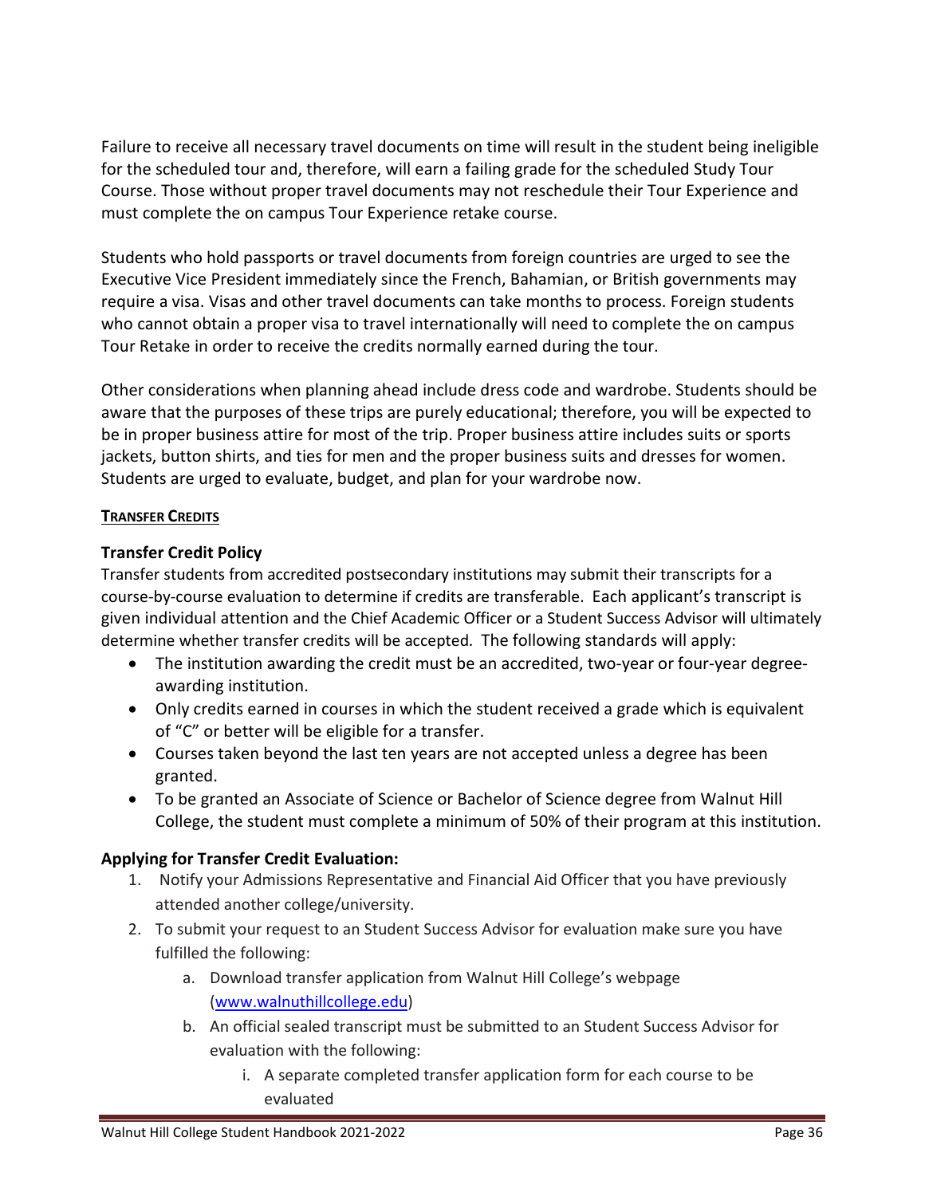Failure to receive all necessary travel documents on time will result in the student being ineligible for the scheduled tour and, therefore, will earn a failing grade for the scheduled Study Tour Course. Those without proper travel documents may not reschedule their Tour Experience and must complete the on campus Tour Experience retake course.

Students who hold passports or travel documents from foreign countries are urged to see the Executive Vice President immediately since the French, Bahamian, or British governments may require a visa. Visas and other travel documents can take months to process. Foreign students who cannot obtain a proper visa to travel internationally will need to complete the on campus Tour Retake in order to receive the credits normally earned during the tour.

Other considerations when planning ahead include dress code and wardrobe. Students should be aware that the purposes of these trips are purely educational; therefore, you will be expected to be in proper business attire for most of the trip. Proper business attire includes suits or sports jackets, button shirts, and ties for men and the proper business suits and dresses for women. Students are urged to evaluate, budget, and plan for your wardrobe now.

## TRANSFER CREDITS

### Transfer Credit Policy

Transfer students from accredited postsecondary institutions may submit their transcripts for a course-by-course evaluation to determine if credits are transferable. Each applicant's transcript is given individual attention and the Chief Academic Officer or a Student Success Advisor will ultimately determine whether transfer credits will be accepted. The following standards will apply:

- The institution awarding the credit must be an accredited, two-year or four-year degree-awarding institution.
- Only credits earned in courses in which the student received a grade which is equivalent of "C" or better will be eligible for a transfer.
- Courses taken beyond the last ten years are not accepted unless a degree has been granted.
- To be granted an Associate of Science or Bachelor of Science degree from Walnut Hill College, the student must complete a minimum of 50% of their program at this institution.

### Applying for Transfer Credit Evaluation:

1. Notify your Admissions Representative and Financial Aid Officer that you have previously attended another college/university.
2. To submit your request to an Student Success Advisor for evaluation make sure you have fulfilled the following:
   a. Download transfer application from Walnut Hill College's webpage (www.walnuthillcollege.edu)
   b. An official sealed transcript must be submitted to an Student Success Advisor for evaluation with the following:
      i. A separate completed transfer application form for each course to be evaluated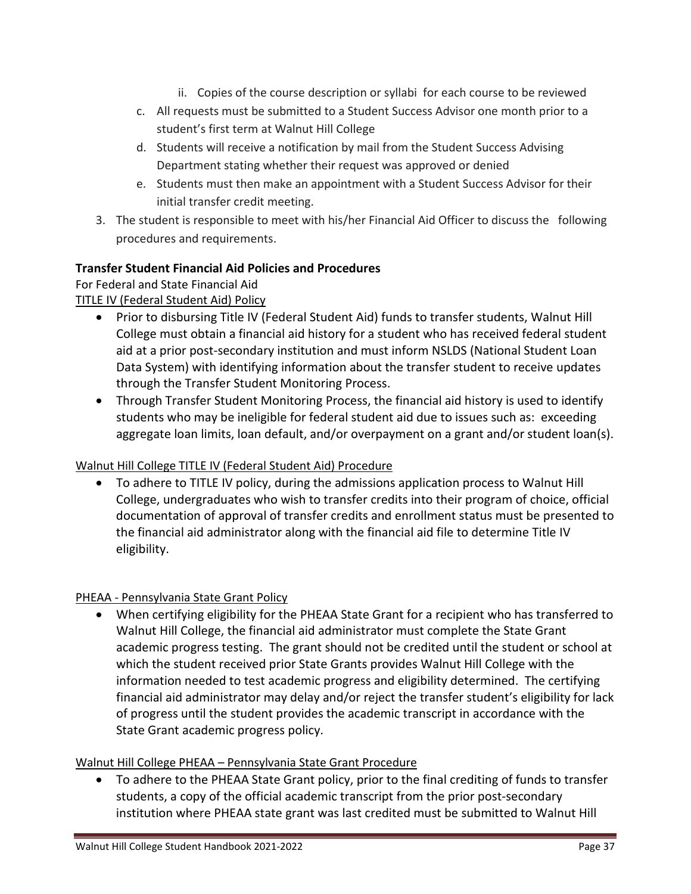ii. Copies of the course description or syllabi for each course to be reviewed

   c. All requests must be submitted to a Student Success Advisor one month prior to a student's first term at Walnut Hill College

   d. Students will receive a notification by mail from the Student Success Advising Department stating whether their request was approved or denied

   e. Students must then make an appointment with a Student Success Advisor for their initial transfer credit meeting.

3. The student is responsible to meet with his/her Financial Aid Officer to discuss the following procedures and requirements.

**Transfer Student Financial Aid Policies and Procedures**

For Federal and State Financial Aid

TITLE IV (Federal Student Aid) Policy

- Prior to disbursing Title IV (Federal Student Aid) funds to transfer students, Walnut Hill College must obtain a financial aid history for a student who has received federal student aid at a prior post-secondary institution and must inform NSLDS (National Student Loan Data System) with identifying information about the transfer student to receive updates through the Transfer Student Monitoring Process.
- Through Transfer Student Monitoring Process, the financial aid history is used to identify students who may be ineligible for federal student aid due to issues such as: exceeding aggregate loan limits, loan default, and/or overpayment on a grant and/or student loan(s).

Walnut Hill College TITLE IV (Federal Student Aid) Procedure

- To adhere to TITLE IV policy, during the admissions application process to Walnut Hill College, undergraduates who wish to transfer credits into their program of choice, official documentation of approval of transfer credits and enrollment status must be presented to the financial aid administrator along with the financial aid file to determine Title IV eligibility.

PHEAA - Pennsylvania State Grant Policy

- When certifying eligibility for the PHEAA State Grant for a recipient who has transferred to Walnut Hill College, the financial aid administrator must complete the State Grant academic progress testing. The grant should not be credited until the student or school at which the student received prior State Grants provides Walnut Hill College with the information needed to test academic progress and eligibility determined. The certifying financial aid administrator may delay and/or reject the transfer student's eligibility for lack of progress until the student provides the academic transcript in accordance with the State Grant academic progress policy.

Walnut Hill College PHEAA – Pennsylvania State Grant Procedure

- To adhere to the PHEAA State Grant policy, prior to the final crediting of funds to transfer students, a copy of the official academic transcript from the prior post-secondary institution where PHEAA state grant was last credited must be submitted to Walnut Hill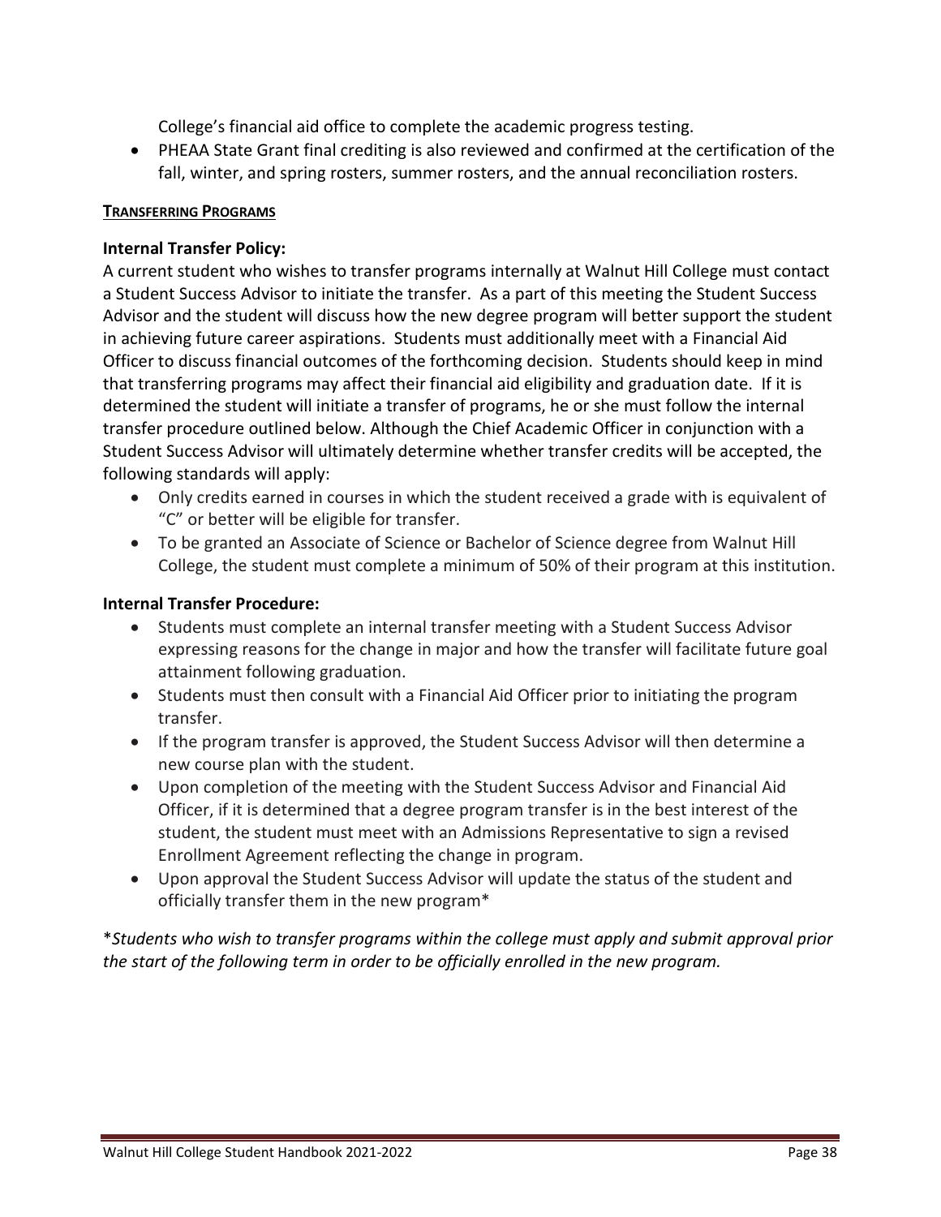College's financial aid office to complete the academic progress testing.
- PHEAA State Grant final crediting is also reviewed and confirmed at the certification of the fall, winter, and spring rosters, summer rosters, and the annual reconciliation rosters.

## TRANSFERRING PROGRAMS

### Internal Transfer Policy:

A current student who wishes to transfer programs internally at Walnut Hill College must contact a Student Success Advisor to initiate the transfer. As a part of this meeting the Student Success Advisor and the student will discuss how the new degree program will better support the student in achieving future career aspirations. Students must additionally meet with a Financial Aid Officer to discuss financial outcomes of the forthcoming decision. Students should keep in mind that transferring programs may affect their financial aid eligibility and graduation date. If it is determined the student will initiate a transfer of programs, he or she must follow the internal transfer procedure outlined below. Although the Chief Academic Officer in conjunction with a Student Success Advisor will ultimately determine whether transfer credits will be accepted, the following standards will apply:

- Only credits earned in courses in which the student received a grade with is equivalent of "C" or better will be eligible for transfer.
- To be granted an Associate of Science or Bachelor of Science degree from Walnut Hill College, the student must complete a minimum of 50% of their program at this institution.

### Internal Transfer Procedure:

- Students must complete an internal transfer meeting with a Student Success Advisor expressing reasons for the change in major and how the transfer will facilitate future goal attainment following graduation.
- Students must then consult with a Financial Aid Officer prior to initiating the program transfer.
- If the program transfer is approved, the Student Success Advisor will then determine a new course plan with the student.
- Upon completion of the meeting with the Student Success Advisor and Financial Aid Officer, if it is determined that a degree program transfer is in the best interest of the student, the student must meet with an Admissions Representative to sign a revised Enrollment Agreement reflecting the change in program.
- Upon approval the Student Success Advisor will update the status of the student and officially transfer them in the new program*

**Students who wish to transfer programs within the college must apply and submit approval prior the start of the following term in order to be officially enrolled in the new program.*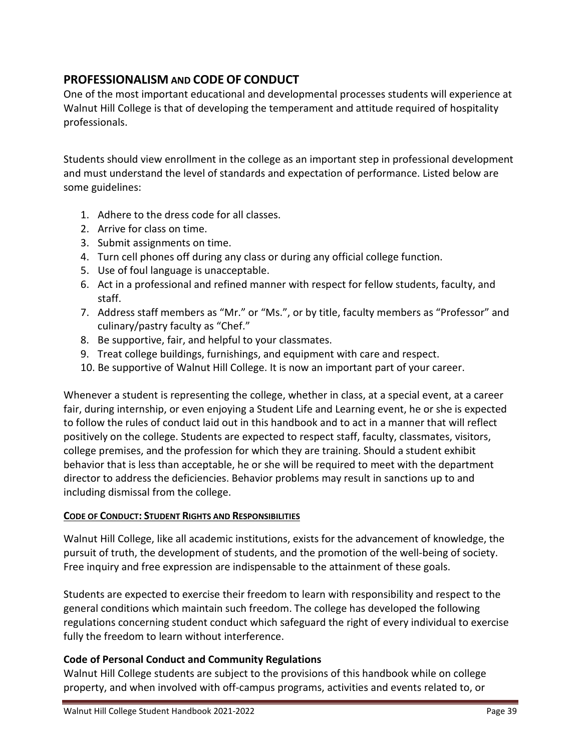## PROFESSIONALISM AND CODE OF CONDUCT

One of the most important educational and developmental processes students will experience at Walnut Hill College is that of developing the temperament and attitude required of hospitality professionals.

Students should view enrollment in the college as an important step in professional development and must understand the level of standards and expectation of performance. Listed below are some guidelines:

1. Adhere to the dress code for all classes.
2. Arrive for class on time.
3. Submit assignments on time.
4. Turn cell phones off during any class or during any official college function.
5. Use of foul language is unacceptable.
6. Act in a professional and refined manner with respect for fellow students, faculty, and staff.
7. Address staff members as "Mr." or "Ms.", or by title, faculty members as "Professor" and culinary/pastry faculty as "Chef."
8. Be supportive, fair, and helpful to your classmates.
9. Treat college buildings, furnishings, and equipment with care and respect.
10. Be supportive of Walnut Hill College. It is now an important part of your career.

Whenever a student is representing the college, whether in class, at a special event, at a career fair, during internship, or even enjoying a Student Life and Learning event, he or she is expected to follow the rules of conduct laid out in this handbook and to act in a manner that will reflect positively on the college. Students are expected to respect staff, faculty, classmates, visitors, college premises, and the profession for which they are training. Should a student exhibit behavior that is less than acceptable, he or she will be required to meet with the department director to address the deficiencies. Behavior problems may result in sanctions up to and including dismissal from the college.

### CODE OF CONDUCT: STUDENT RIGHTS AND RESPONSIBILITIES

Walnut Hill College, like all academic institutions, exists for the advancement of knowledge, the pursuit of truth, the development of students, and the promotion of the well-being of society. Free inquiry and free expression are indispensable to the attainment of these goals.

Students are expected to exercise their freedom to learn with responsibility and respect to the general conditions which maintain such freedom. The college has developed the following regulations concerning student conduct which safeguard the right of every individual to exercise fully the freedom to learn without interference.

### Code of Personal Conduct and Community Regulations

Walnut Hill College students are subject to the provisions of this handbook while on college property, and when involved with off-campus programs, activities and events related to, or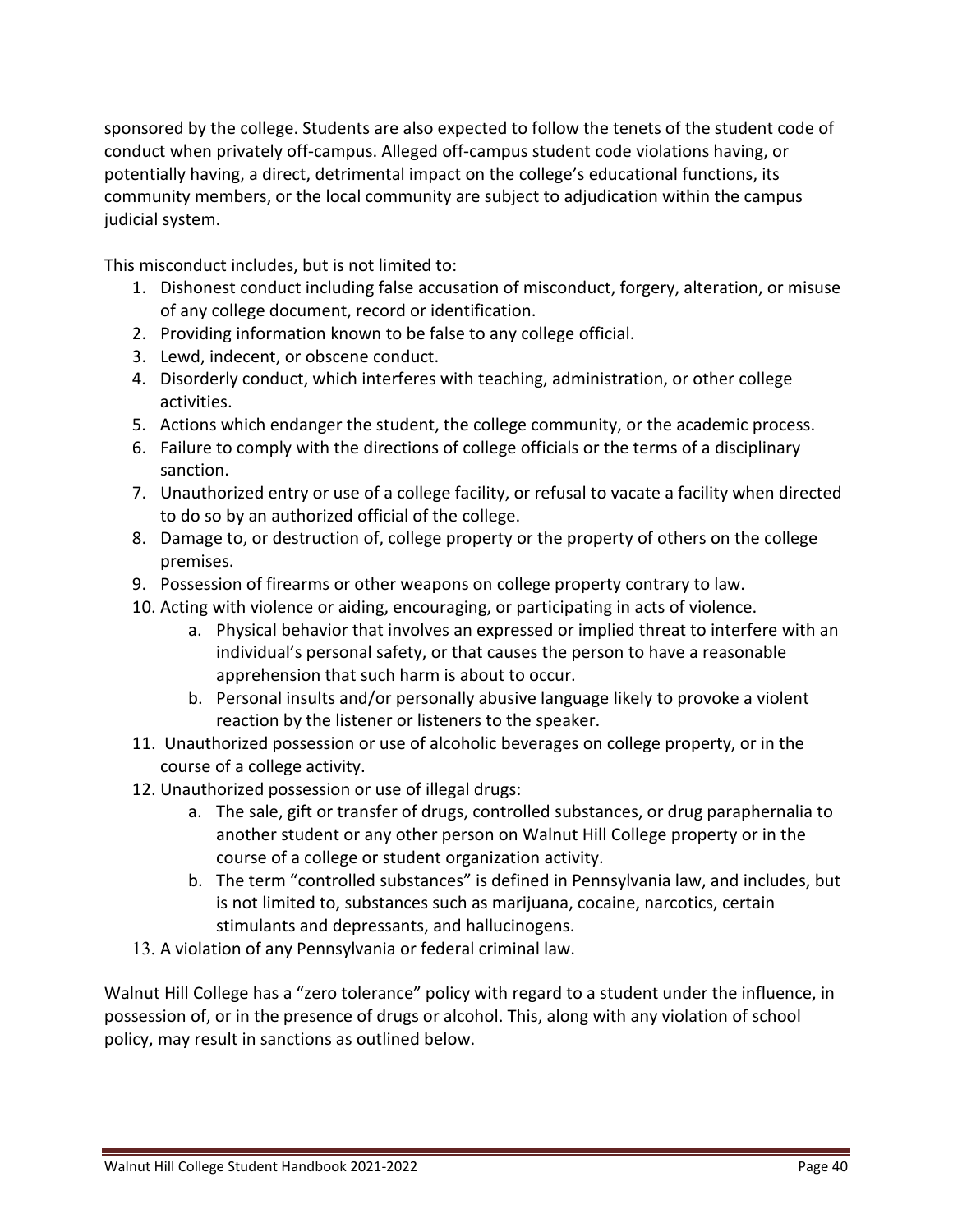sponsored by the college. Students are also expected to follow the tenets of the student code of conduct when privately off-campus. Alleged off-campus student code violations having, or potentially having, a direct, detrimental impact on the college's educational functions, its community members, or the local community are subject to adjudication within the campus judicial system.

This misconduct includes, but is not limited to:

1. Dishonest conduct including false accusation of misconduct, forgery, alteration, or misuse of any college document, record or identification.
2. Providing information known to be false to any college official.
3. Lewd, indecent, or obscene conduct.
4. Disorderly conduct, which interferes with teaching, administration, or other college activities.
5. Actions which endanger the student, the college community, or the academic process.
6. Failure to comply with the directions of college officials or the terms of a disciplinary sanction.
7. Unauthorized entry or use of a college facility, or refusal to vacate a facility when directed to do so by an authorized official of the college.
8. Damage to, or destruction of, college property or the property of others on the college premises.
9. Possession of firearms or other weapons on college property contrary to law.
10. Acting with violence or aiding, encouraging, or participating in acts of violence.
    a. Physical behavior that involves an expressed or implied threat to interfere with an individual's personal safety, or that causes the person to have a reasonable apprehension that such harm is about to occur.
    b. Personal insults and/or personally abusive language likely to provoke a violent reaction by the listener or listeners to the speaker.
11. Unauthorized possession or use of alcoholic beverages on college property, or in the course of a college activity.
12. Unauthorized possession or use of illegal drugs:
    a. The sale, gift or transfer of drugs, controlled substances, or drug paraphernalia to another student or any other person on Walnut Hill College property or in the course of a college or student organization activity.
    b. The term "controlled substances" is defined in Pennsylvania law, and includes, but is not limited to, substances such as marijuana, cocaine, narcotics, certain stimulants and depressants, and hallucinogens.
13. A violation of any Pennsylvania or federal criminal law.

Walnut Hill College has a "zero tolerance" policy with regard to a student under the influence, in possession of, or in the presence of drugs or alcohol. This, along with any violation of school policy, may result in sanctions as outlined below.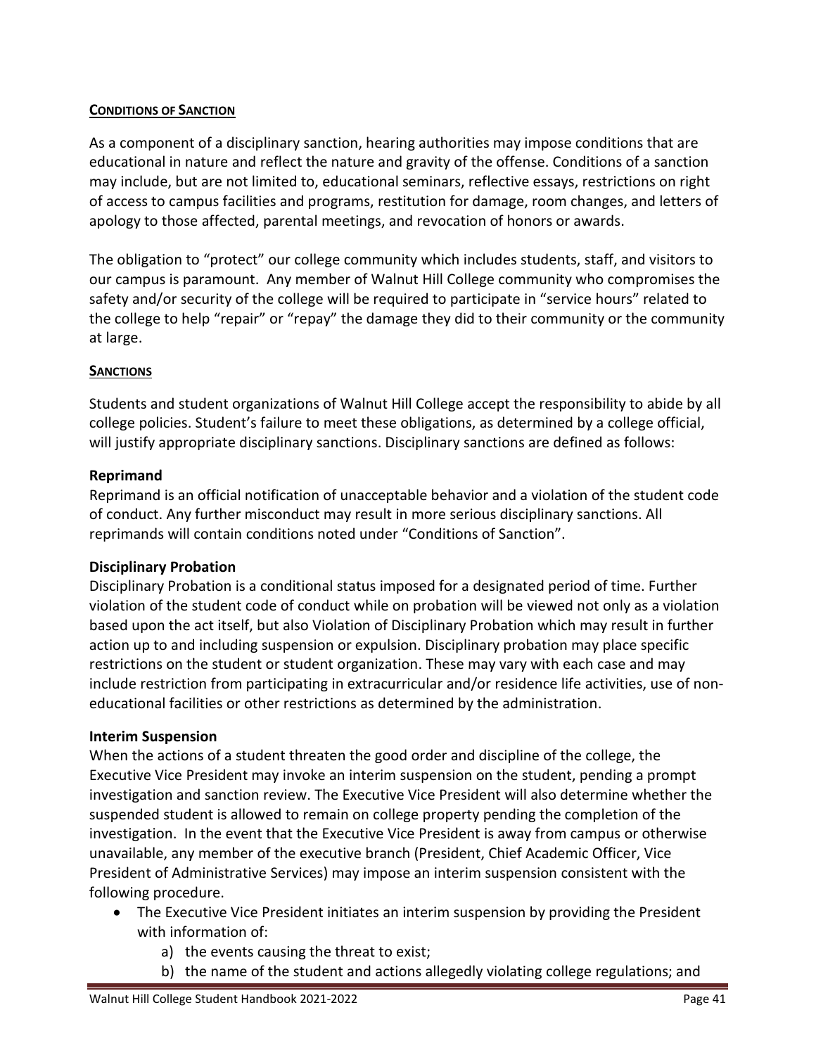## CONDITIONS OF SANCTION

As a component of a disciplinary sanction, hearing authorities may impose conditions that are educational in nature and reflect the nature and gravity of the offense. Conditions of a sanction may include, but are not limited to, educational seminars, reflective essays, restrictions on right of access to campus facilities and programs, restitution for damage, room changes, and letters of apology to those affected, parental meetings, and revocation of honors or awards.

The obligation to "protect" our college community which includes students, staff, and visitors to our campus is paramount. Any member of Walnut Hill College community who compromises the safety and/or security of the college will be required to participate in "service hours" related to the college to help "repair" or "repay" the damage they did to their community or the community at large.

## SANCTIONS

Students and student organizations of Walnut Hill College accept the responsibility to abide by all college policies. Student's failure to meet these obligations, as determined by a college official, will justify appropriate disciplinary sanctions. Disciplinary sanctions are defined as follows:

### Reprimand

Reprimand is an official notification of unacceptable behavior and a violation of the student code of conduct. Any further misconduct may result in more serious disciplinary sanctions. All reprimands will contain conditions noted under "Conditions of Sanction".

### Disciplinary Probation

Disciplinary Probation is a conditional status imposed for a designated period of time. Further violation of the student code of conduct while on probation will be viewed not only as a violation based upon the act itself, but also Violation of Disciplinary Probation which may result in further action up to and including suspension or expulsion. Disciplinary probation may place specific restrictions on the student or student organization. These may vary with each case and may include restriction from participating in extracurricular and/or residence life activities, use of non-educational facilities or other restrictions as determined by the administration.

### Interim Suspension

When the actions of a student threaten the good order and discipline of the college, the Executive Vice President may invoke an interim suspension on the student, pending a prompt investigation and sanction review. The Executive Vice President will also determine whether the suspended student is allowed to remain on college property pending the completion of the investigation. In the event that the Executive Vice President is away from campus or otherwise unavailable, any member of the executive branch (President, Chief Academic Officer, Vice President of Administrative Services) may impose an interim suspension consistent with the following procedure.

- The Executive Vice President initiates an interim suspension by providing the President with information of:
  a) the events causing the threat to exist;
  b) the name of the student and actions allegedly violating college regulations; and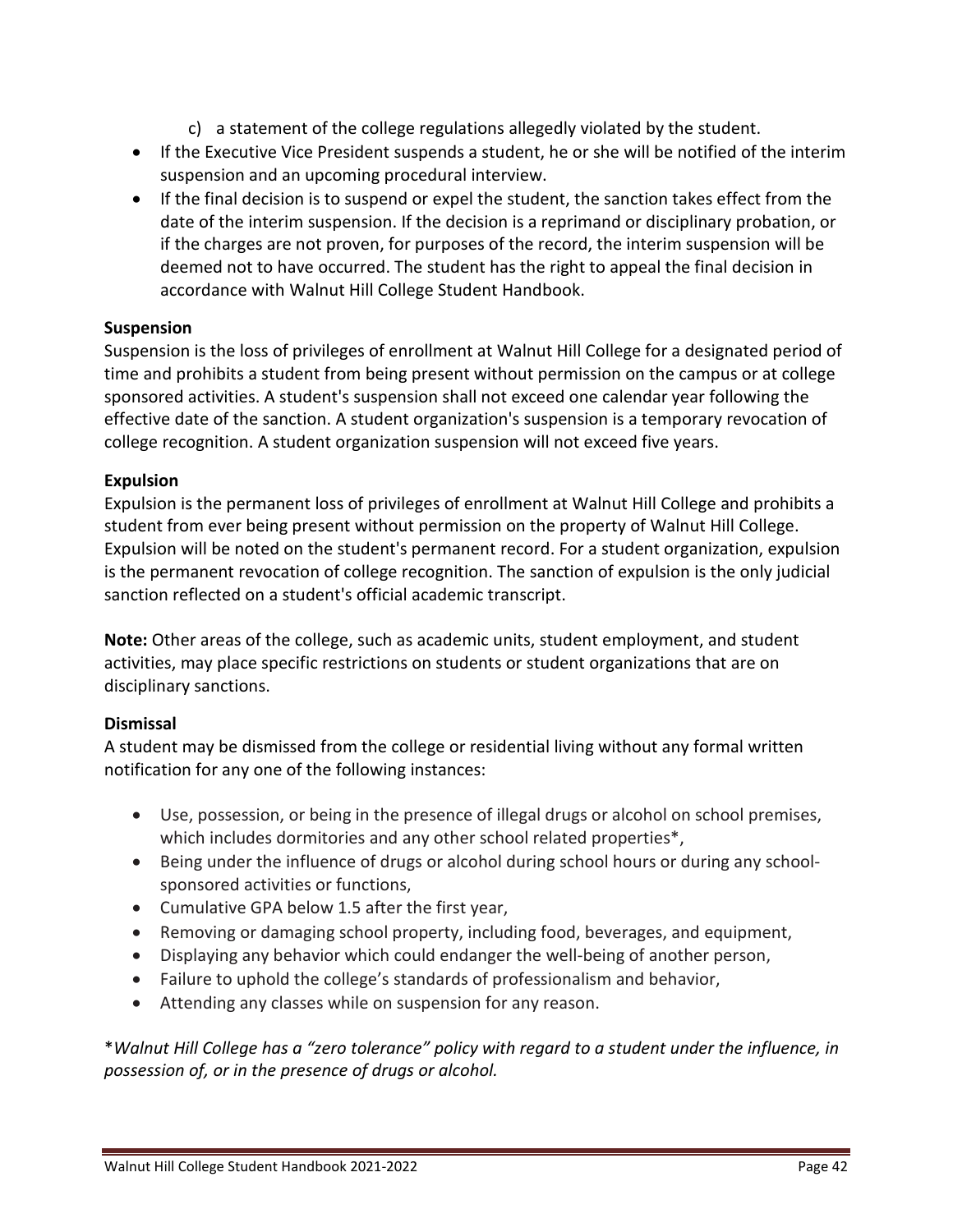c) a statement of the college regulations allegedly violated by the student.

- If the Executive Vice President suspends a student, he or she will be notified of the interim suspension and an upcoming procedural interview.
- If the final decision is to suspend or expel the student, the sanction takes effect from the date of the interim suspension. If the decision is a reprimand or disciplinary probation, or if the charges are not proven, for purposes of the record, the interim suspension will be deemed not to have occurred. The student has the right to appeal the final decision in accordance with Walnut Hill College Student Handbook.

**Suspension**

Suspension is the loss of privileges of enrollment at Walnut Hill College for a designated period of time and prohibits a student from being present without permission on the campus or at college sponsored activities. A student's suspension shall not exceed one calendar year following the effective date of the sanction. A student organization's suspension is a temporary revocation of college recognition. A student organization suspension will not exceed five years.

**Expulsion**

Expulsion is the permanent loss of privileges of enrollment at Walnut Hill College and prohibits a student from ever being present without permission on the property of Walnut Hill College. Expulsion will be noted on the student's permanent record. For a student organization, expulsion is the permanent revocation of college recognition. The sanction of expulsion is the only judicial sanction reflected on a student's official academic transcript.

**Note:** Other areas of the college, such as academic units, student employment, and student activities, may place specific restrictions on students or student organizations that are on disciplinary sanctions.

**Dismissal**

A student may be dismissed from the college or residential living without any formal written notification for any one of the following instances:

- Use, possession, or being in the presence of illegal drugs or alcohol on school premises, which includes dormitories and any other school related properties*,
- Being under the influence of drugs or alcohol during school hours or during any school-sponsored activities or functions,
- Cumulative GPA below 1.5 after the first year,
- Removing or damaging school property, including food, beverages, and equipment,
- Displaying any behavior which could endanger the well-being of another person,
- Failure to uphold the college's standards of professionalism and behavior,
- Attending any classes while on suspension for any reason.

**Walnut Hill College has a "zero tolerance" policy with regard to a student under the influence, in possession of, or in the presence of drugs or alcohol.*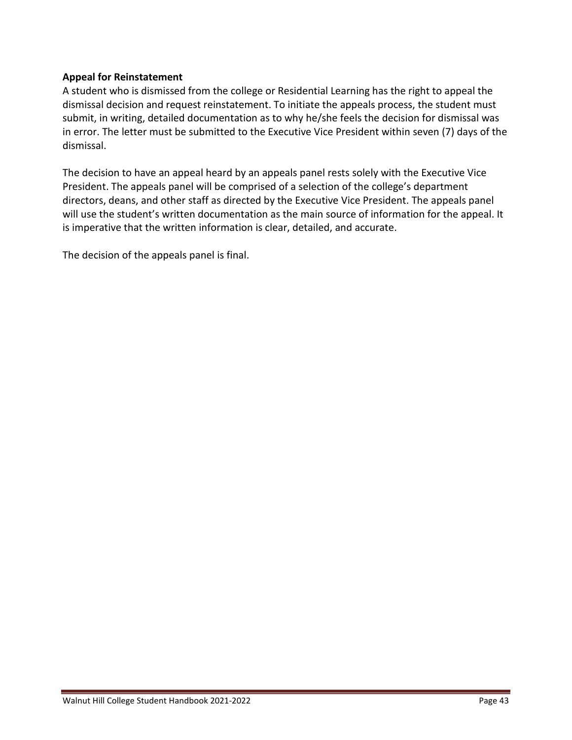**Appeal for Reinstatement**

A student who is dismissed from the college or Residential Learning has the right to appeal the dismissal decision and request reinstatement. To initiate the appeals process, the student must submit, in writing, detailed documentation as to why he/she feels the decision for dismissal was in error. The letter must be submitted to the Executive Vice President within seven (7) days of the dismissal.

The decision to have an appeal heard by an appeals panel rests solely with the Executive Vice President. The appeals panel will be comprised of a selection of the college's department directors, deans, and other staff as directed by the Executive Vice President. The appeals panel will use the student's written documentation as the main source of information for the appeal. It is imperative that the written information is clear, detailed, and accurate.

The decision of the appeals panel is final.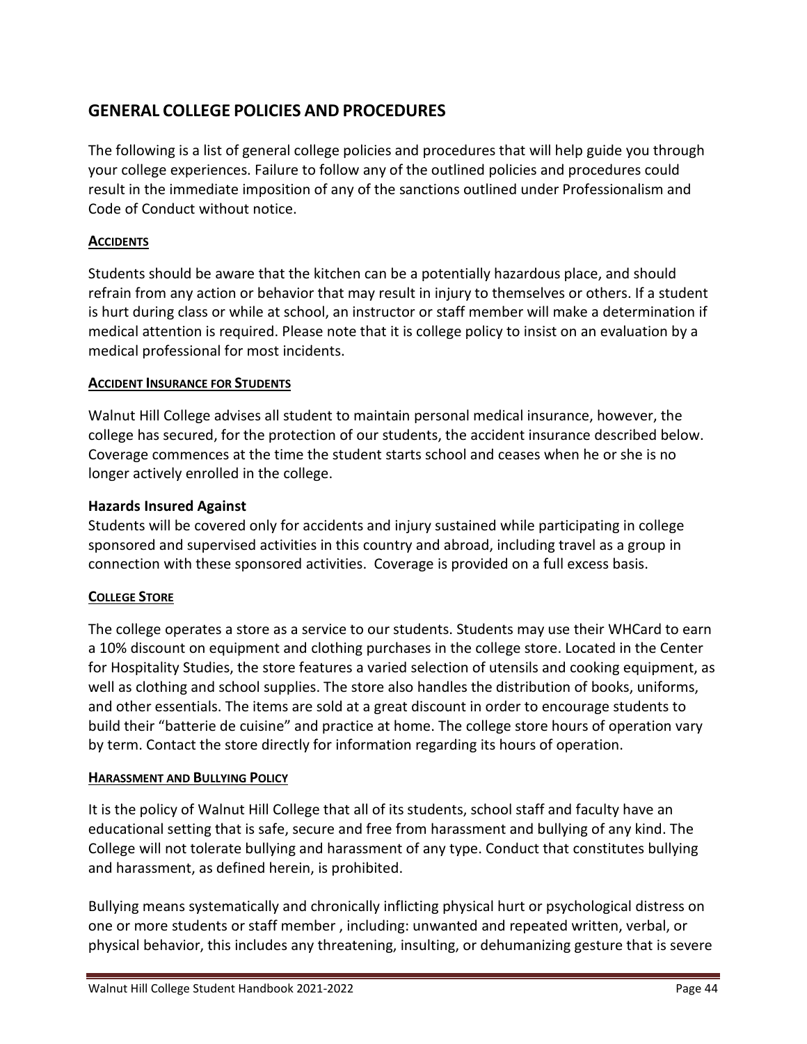## GENERAL COLLEGE POLICIES AND PROCEDURES

The following is a list of general college policies and procedures that will help guide you through your college experiences. Failure to follow any of the outlined policies and procedures could result in the immediate imposition of any of the sanctions outlined under Professionalism and Code of Conduct without notice.

### ACCIDENTS

Students should be aware that the kitchen can be a potentially hazardous place, and should refrain from any action or behavior that may result in injury to themselves or others. If a student is hurt during class or while at school, an instructor or staff member will make a determination if medical attention is required. Please note that it is college policy to insist on an evaluation by a medical professional for most incidents.

### ACCIDENT INSURANCE FOR STUDENTS

Walnut Hill College advises all student to maintain personal medical insurance, however, the college has secured, for the protection of our students, the accident insurance described below. Coverage commences at the time the student starts school and ceases when he or she is no longer actively enrolled in the college.

**Hazards Insured Against**
Students will be covered only for accidents and injury sustained while participating in college sponsored and supervised activities in this country and abroad, including travel as a group in connection with these sponsored activities. Coverage is provided on a full excess basis.

### COLLEGE STORE

The college operates a store as a service to our students. Students may use their WHCard to earn a 10% discount on equipment and clothing purchases in the college store. Located in the Center for Hospitality Studies, the store features a varied selection of utensils and cooking equipment, as well as clothing and school supplies. The store also handles the distribution of books, uniforms, and other essentials. The items are sold at a great discount in order to encourage students to build their "batterie de cuisine" and practice at home. The college store hours of operation vary by term. Contact the store directly for information regarding its hours of operation.

### HARASSMENT AND BULLYING POLICY

It is the policy of Walnut Hill College that all of its students, school staff and faculty have an educational setting that is safe, secure and free from harassment and bullying of any kind. The College will not tolerate bullying and harassment of any type. Conduct that constitutes bullying and harassment, as defined herein, is prohibited.

Bullying means systematically and chronically inflicting physical hurt or psychological distress on one or more students or staff member , including: unwanted and repeated written, verbal, or physical behavior, this includes any threatening, insulting, or dehumanizing gesture that is severe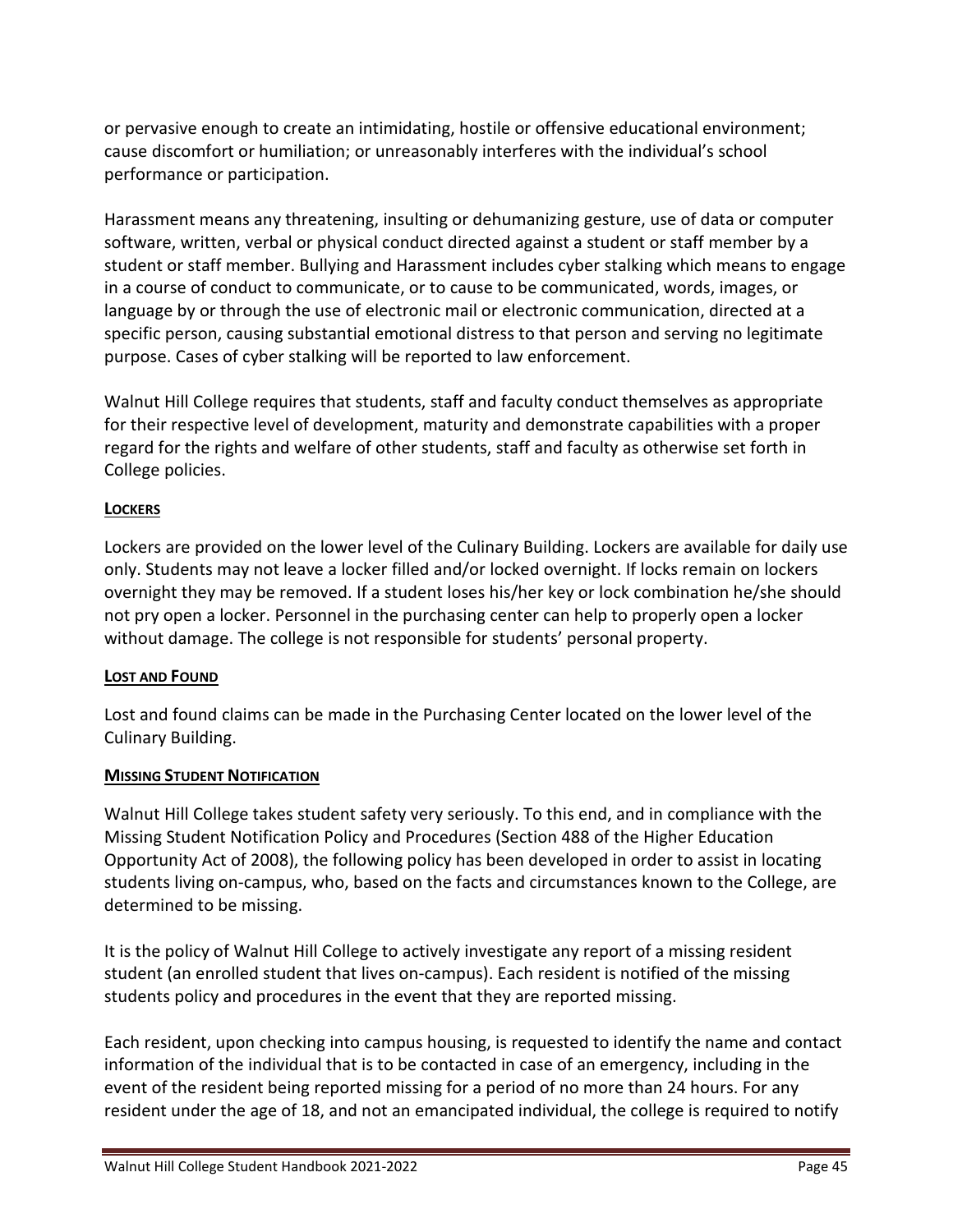or pervasive enough to create an intimidating, hostile or offensive educational environment; cause discomfort or humiliation; or unreasonably interferes with the individual's school performance or participation.

Harassment means any threatening, insulting or dehumanizing gesture, use of data or computer software, written, verbal or physical conduct directed against a student or staff member by a student or staff member. Bullying and Harassment includes cyber stalking which means to engage in a course of conduct to communicate, or to cause to be communicated, words, images, or language by or through the use of electronic mail or electronic communication, directed at a specific person, causing substantial emotional distress to that person and serving no legitimate purpose. Cases of cyber stalking will be reported to law enforcement.

Walnut Hill College requires that students, staff and faculty conduct themselves as appropriate for their respective level of development, maturity and demonstrate capabilities with a proper regard for the rights and welfare of other students, staff and faculty as otherwise set forth in College policies.

### LOCKERS

Lockers are provided on the lower level of the Culinary Building. Lockers are available for daily use only. Students may not leave a locker filled and/or locked overnight. If locks remain on lockers overnight they may be removed. If a student loses his/her key or lock combination he/she should not pry open a locker. Personnel in the purchasing center can help to properly open a locker without damage. The college is not responsible for students' personal property.

### LOST AND FOUND

Lost and found claims can be made in the Purchasing Center located on the lower level of the Culinary Building.

### MISSING STUDENT NOTIFICATION

Walnut Hill College takes student safety very seriously. To this end, and in compliance with the Missing Student Notification Policy and Procedures (Section 488 of the Higher Education Opportunity Act of 2008), the following policy has been developed in order to assist in locating students living on-campus, who, based on the facts and circumstances known to the College, are determined to be missing.

It is the policy of Walnut Hill College to actively investigate any report of a missing resident student (an enrolled student that lives on-campus). Each resident is notified of the missing students policy and procedures in the event that they are reported missing.

Each resident, upon checking into campus housing, is requested to identify the name and contact information of the individual that is to be contacted in case of an emergency, including in the event of the resident being reported missing for a period of no more than 24 hours. For any resident under the age of 18, and not an emancipated individual, the college is required to notify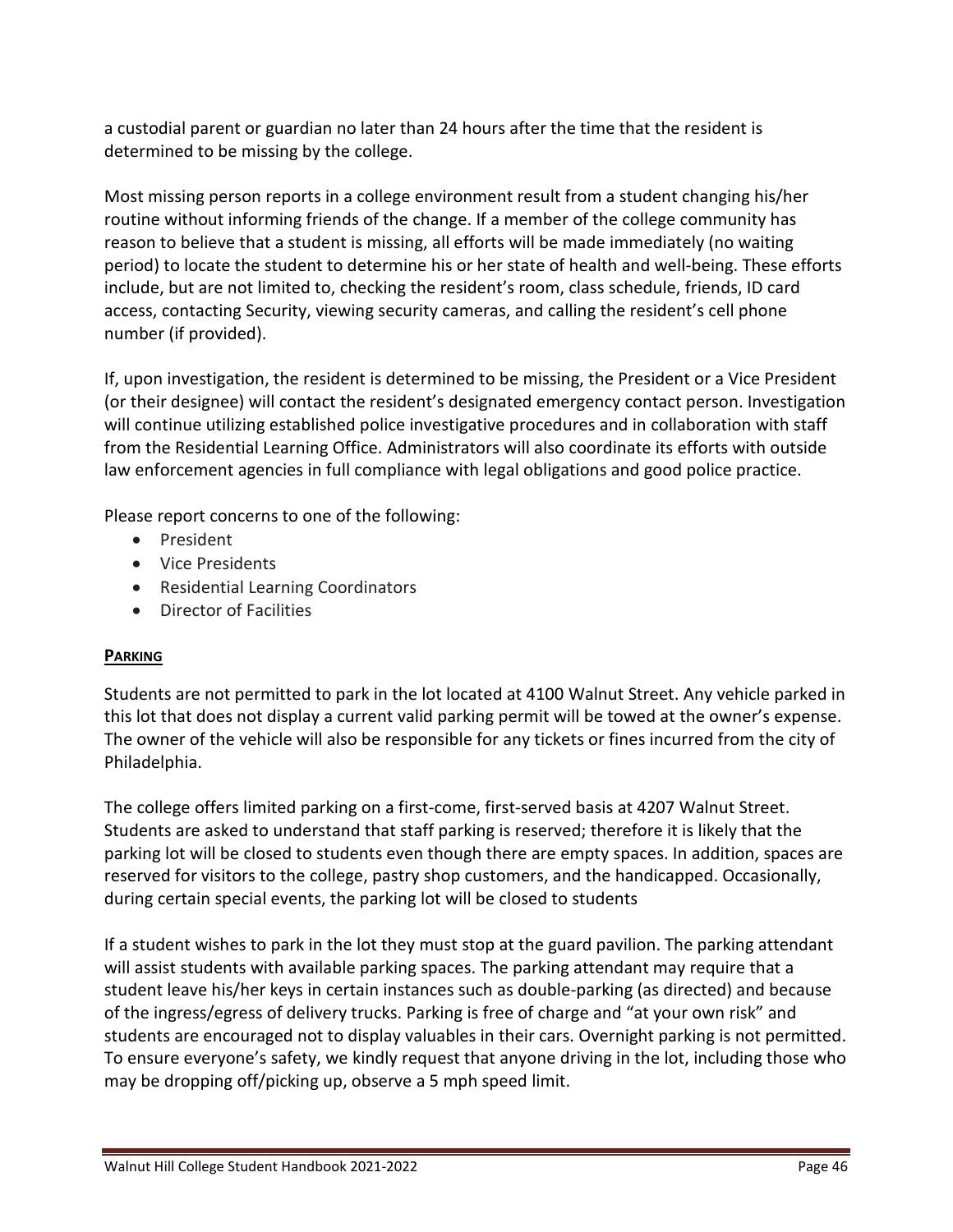a custodial parent or guardian no later than 24 hours after the time that the resident is determined to be missing by the college.

Most missing person reports in a college environment result from a student changing his/her routine without informing friends of the change. If a member of the college community has reason to believe that a student is missing, all efforts will be made immediately (no waiting period) to locate the student to determine his or her state of health and well-being. These efforts include, but are not limited to, checking the resident's room, class schedule, friends, ID card access, contacting Security, viewing security cameras, and calling the resident's cell phone number (if provided).

If, upon investigation, the resident is determined to be missing, the President or a Vice President (or their designee) will contact the resident's designated emergency contact person. Investigation will continue utilizing established police investigative procedures and in collaboration with staff from the Residential Learning Office. Administrators will also coordinate its efforts with outside law enforcement agencies in full compliance with legal obligations and good police practice.

Please report concerns to one of the following:

- President
- Vice Presidents
- Residential Learning Coordinators
- Director of Facilities

## PARKING

Students are not permitted to park in the lot located at 4100 Walnut Street. Any vehicle parked in this lot that does not display a current valid parking permit will be towed at the owner's expense. The owner of the vehicle will also be responsible for any tickets or fines incurred from the city of Philadelphia.

The college offers limited parking on a first-come, first-served basis at 4207 Walnut Street. Students are asked to understand that staff parking is reserved; therefore it is likely that the parking lot will be closed to students even though there are empty spaces. In addition, spaces are reserved for visitors to the college, pastry shop customers, and the handicapped. Occasionally, during certain special events, the parking lot will be closed to students

If a student wishes to park in the lot they must stop at the guard pavilion. The parking attendant will assist students with available parking spaces. The parking attendant may require that a student leave his/her keys in certain instances such as double-parking (as directed) and because of the ingress/egress of delivery trucks. Parking is free of charge and "at your own risk" and students are encouraged not to display valuables in their cars. Overnight parking is not permitted. To ensure everyone's safety, we kindly request that anyone driving in the lot, including those who may be dropping off/picking up, observe a 5 mph speed limit.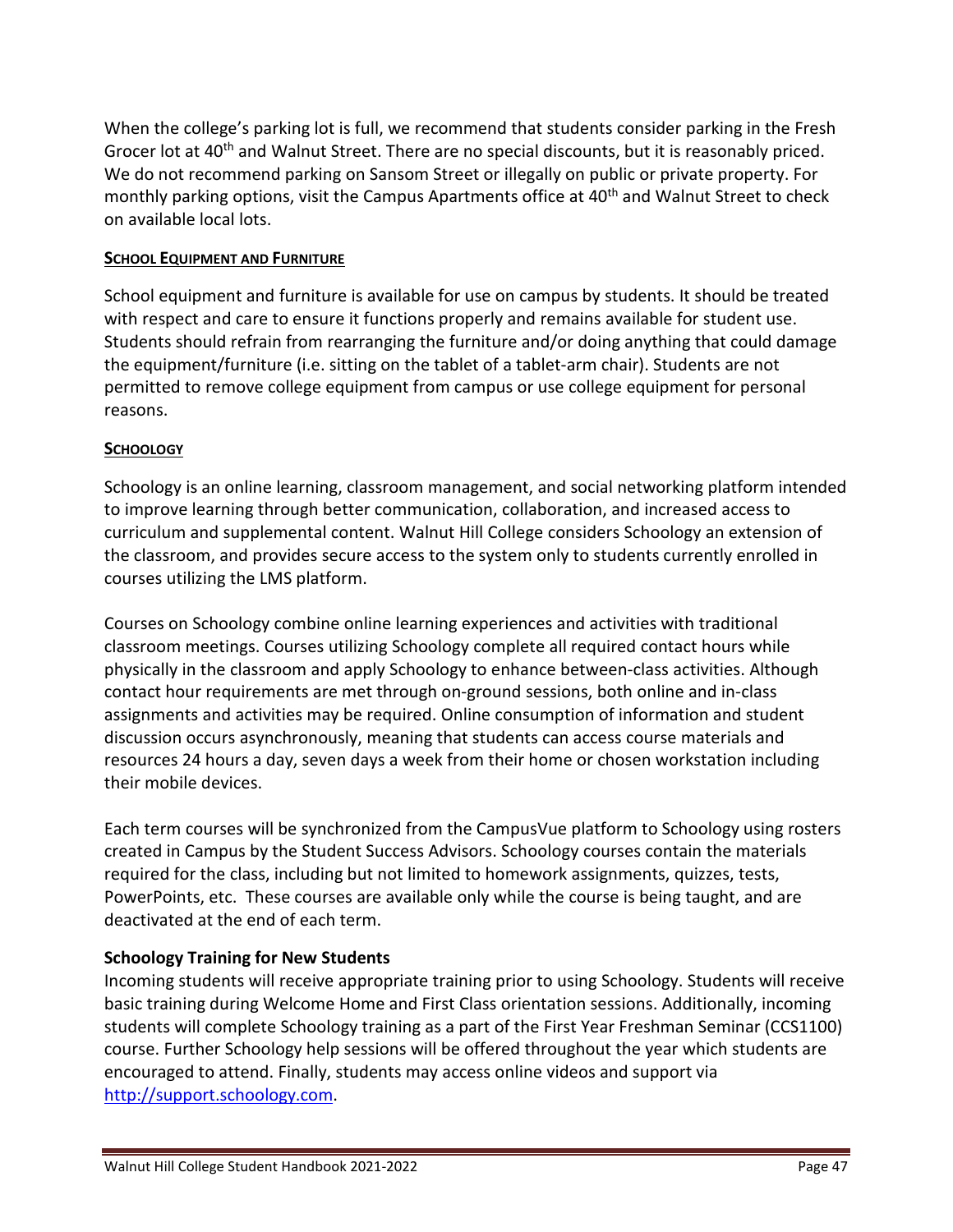When the college's parking lot is full, we recommend that students consider parking in the Fresh Grocer lot at 40th and Walnut Street. There are no special discounts, but it is reasonably priced. We do not recommend parking on Sansom Street or illegally on public or private property. For monthly parking options, visit the Campus Apartments office at 40th and Walnut Street to check on available local lots.

## SCHOOL EQUIPMENT AND FURNITURE

School equipment and furniture is available for use on campus by students. It should be treated with respect and care to ensure it functions properly and remains available for student use. Students should refrain from rearranging the furniture and/or doing anything that could damage the equipment/furniture (i.e. sitting on the tablet of a tablet-arm chair). Students are not permitted to remove college equipment from campus or use college equipment for personal reasons.

## SCHOOLOGY

Schoology is an online learning, classroom management, and social networking platform intended to improve learning through better communication, collaboration, and increased access to curriculum and supplemental content. Walnut Hill College considers Schoology an extension of the classroom, and provides secure access to the system only to students currently enrolled in courses utilizing the LMS platform.

Courses on Schoology combine online learning experiences and activities with traditional classroom meetings. Courses utilizing Schoology complete all required contact hours while physically in the classroom and apply Schoology to enhance between-class activities. Although contact hour requirements are met through on-ground sessions, both online and in-class assignments and activities may be required. Online consumption of information and student discussion occurs asynchronously, meaning that students can access course materials and resources 24 hours a day, seven days a week from their home or chosen workstation including their mobile devices.

Each term courses will be synchronized from the CampusVue platform to Schoology using rosters created in Campus by the Student Success Advisors. Schoology courses contain the materials required for the class, including but not limited to homework assignments, quizzes, tests, PowerPoints, etc.  These courses are available only while the course is being taught, and are deactivated at the end of each term.

### Schoology Training for New Students

Incoming students will receive appropriate training prior to using Schoology. Students will receive basic training during Welcome Home and First Class orientation sessions. Additionally, incoming students will complete Schoology training as a part of the First Year Freshman Seminar (CCS1100) course. Further Schoology help sessions will be offered throughout the year which students are encouraged to attend. Finally, students may access online videos and support via [http://support.schoology.com](http://support.schoology.com).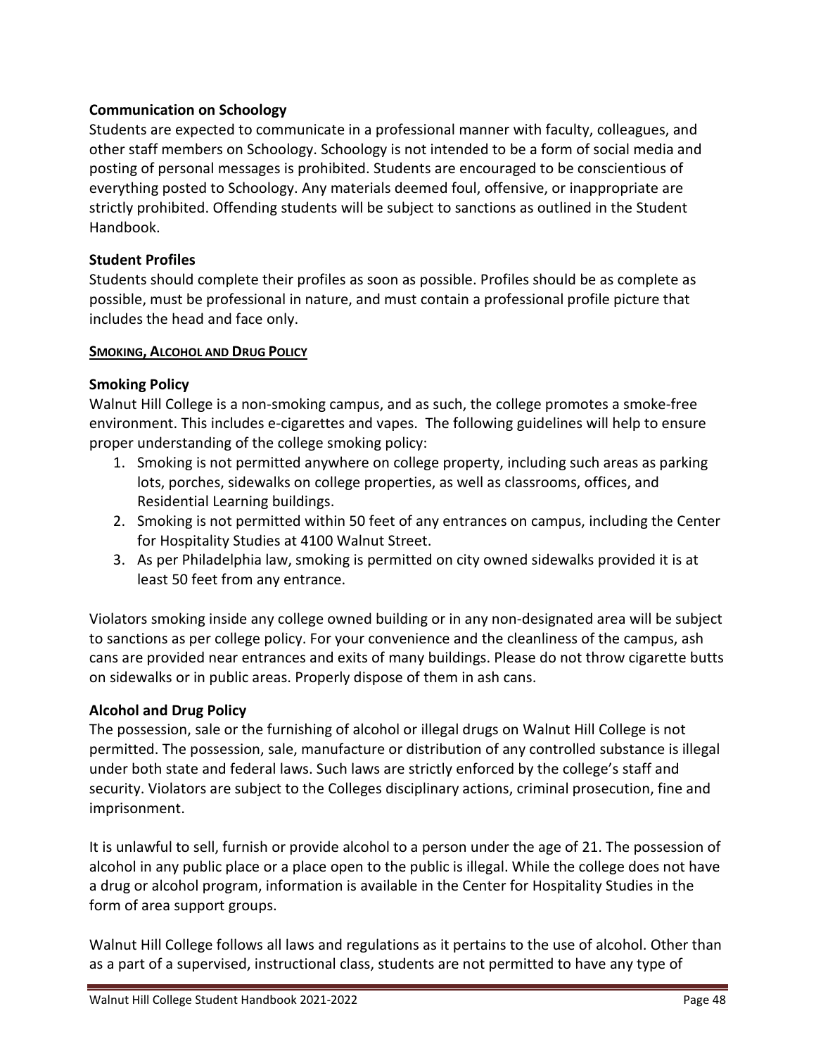### Communication on Schoology

Students are expected to communicate in a professional manner with faculty, colleagues, and other staff members on Schoology. Schoology is not intended to be a form of social media and posting of personal messages is prohibited. Students are encouraged to be conscientious of everything posted to Schoology. Any materials deemed foul, offensive, or inappropriate are strictly prohibited. Offending students will be subject to sanctions as outlined in the Student Handbook.

### Student Profiles

Students should complete their profiles as soon as possible. Profiles should be as complete as possible, must be professional in nature, and must contain a professional profile picture that includes the head and face only.

## SMOKING, ALCOHOL AND DRUG POLICY

### Smoking Policy

Walnut Hill College is a non-smoking campus, and as such, the college promotes a smoke-free environment. This includes e-cigarettes and vapes. The following guidelines will help to ensure proper understanding of the college smoking policy:

1. Smoking is not permitted anywhere on college property, including such areas as parking lots, porches, sidewalks on college properties, as well as classrooms, offices, and Residential Learning buildings.
2. Smoking is not permitted within 50 feet of any entrances on campus, including the Center for Hospitality Studies at 4100 Walnut Street.
3. As per Philadelphia law, smoking is permitted on city owned sidewalks provided it is at least 50 feet from any entrance.

Violators smoking inside any college owned building or in any non-designated area will be subject to sanctions as per college policy. For your convenience and the cleanliness of the campus, ash cans are provided near entrances and exits of many buildings. Please do not throw cigarette butts on sidewalks or in public areas. Properly dispose of them in ash cans.

### Alcohol and Drug Policy

The possession, sale or the furnishing of alcohol or illegal drugs on Walnut Hill College is not permitted. The possession, sale, manufacture or distribution of any controlled substance is illegal under both state and federal laws. Such laws are strictly enforced by the college's staff and security. Violators are subject to the Colleges disciplinary actions, criminal prosecution, fine and imprisonment.

It is unlawful to sell, furnish or provide alcohol to a person under the age of 21. The possession of alcohol in any public place or a place open to the public is illegal. While the college does not have a drug or alcohol program, information is available in the Center for Hospitality Studies in the form of area support groups.

Walnut Hill College follows all laws and regulations as it pertains to the use of alcohol. Other than as a part of a supervised, instructional class, students are not permitted to have any type of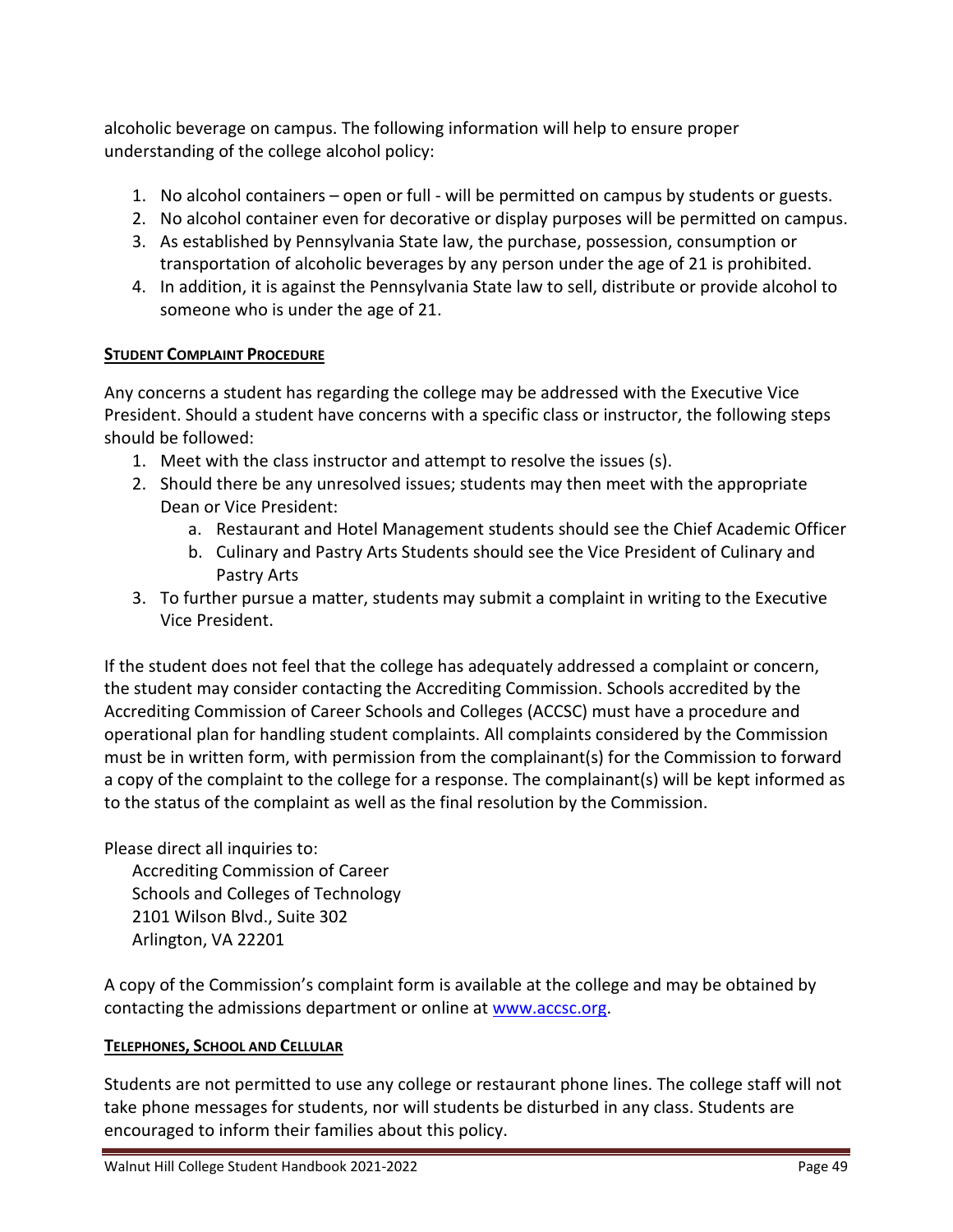alcoholic beverage on campus. The following information will help to ensure proper understanding of the college alcohol policy:

1. No alcohol containers – open or full - will be permitted on campus by students or guests.
2. No alcohol container even for decorative or display purposes will be permitted on campus.
3. As established by Pennsylvania State law, the purchase, possession, consumption or transportation of alcoholic beverages by any person under the age of 21 is prohibited.
4. In addition, it is against the Pennsylvania State law to sell, distribute or provide alcohol to someone who is under the age of 21.

### STUDENT COMPLAINT PROCEDURE

Any concerns a student has regarding the college may be addressed with the Executive Vice President. Should a student have concerns with a specific class or instructor, the following steps should be followed:

1. Meet with the class instructor and attempt to resolve the issues (s).
2. Should there be any unresolved issues; students may then meet with the appropriate Dean or Vice President:
   a. Restaurant and Hotel Management students should see the Chief Academic Officer
   b. Culinary and Pastry Arts Students should see the Vice President of Culinary and Pastry Arts
3. To further pursue a matter, students may submit a complaint in writing to the Executive Vice President.

If the student does not feel that the college has adequately addressed a complaint or concern, the student may consider contacting the Accrediting Commission. Schools accredited by the Accrediting Commission of Career Schools and Colleges (ACCSC) must have a procedure and operational plan for handling student complaints. All complaints considered by the Commission must be in written form, with permission from the complainant(s) for the Commission to forward a copy of the complaint to the college for a response. The complainant(s) will be kept informed as to the status of the complaint as well as the final resolution by the Commission.

Please direct all inquiries to:

Accrediting Commission of Career  
Schools and Colleges of Technology  
2101 Wilson Blvd., Suite 302  
Arlington, VA 22201

A copy of the Commission's complaint form is available at the college and may be obtained by contacting the admissions department or online at [www.accsc.org](http://www.accsc.org).

### TELEPHONES, SCHOOL AND CELLULAR

Students are not permitted to use any college or restaurant phone lines. The college staff will not take phone messages for students, nor will students be disturbed in any class. Students are encouraged to inform their families about this policy.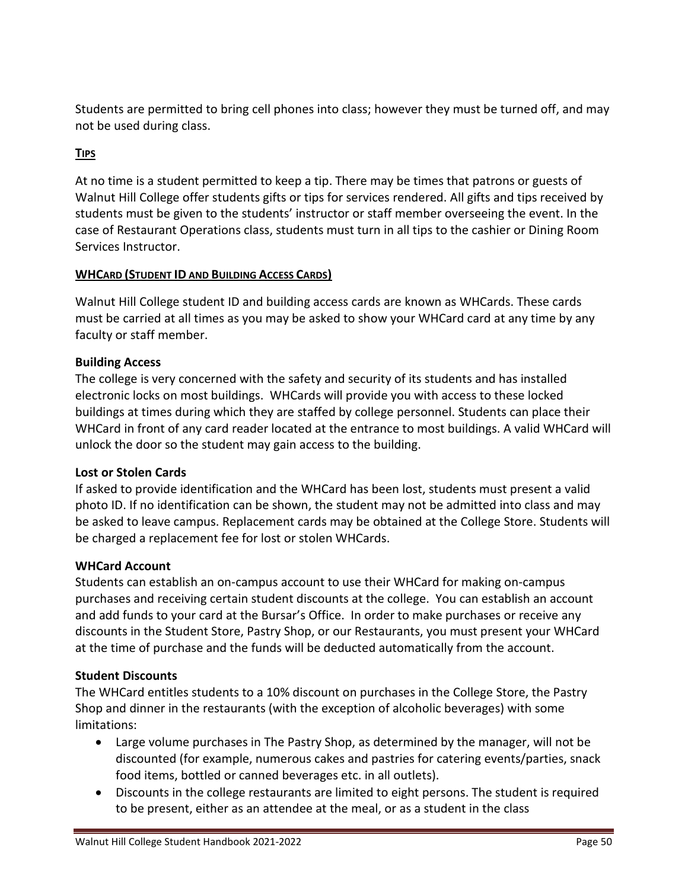Students are permitted to bring cell phones into class; however they must be turned off, and may not be used during class.

## TIPS

At no time is a student permitted to keep a tip. There may be times that patrons or guests of Walnut Hill College offer students gifts or tips for services rendered. All gifts and tips received by students must be given to the students' instructor or staff member overseeing the event. In the case of Restaurant Operations class, students must turn in all tips to the cashier or Dining Room Services Instructor.

## WHCARD (STUDENT ID AND BUILDING ACCESS CARDS)

Walnut Hill College student ID and building access cards are known as WHCards. These cards must be carried at all times as you may be asked to show your WHCard card at any time by any faculty or staff member.

**Building Access**

The college is very concerned with the safety and security of its students and has installed electronic locks on most buildings. WHCards will provide you with access to these locked buildings at times during which they are staffed by college personnel. Students can place their WHCard in front of any card reader located at the entrance to most buildings. A valid WHCard will unlock the door so the student may gain access to the building.

**Lost or Stolen Cards**

If asked to provide identification and the WHCard has been lost, students must present a valid photo ID. If no identification can be shown, the student may not be admitted into class and may be asked to leave campus. Replacement cards may be obtained at the College Store. Students will be charged a replacement fee for lost or stolen WHCards.

**WHCard Account**

Students can establish an on-campus account to use their WHCard for making on-campus purchases and receiving certain student discounts at the college. You can establish an account and add funds to your card at the Bursar's Office. In order to make purchases or receive any discounts in the Student Store, Pastry Shop, or our Restaurants, you must present your WHCard at the time of purchase and the funds will be deducted automatically from the account.

**Student Discounts**

The WHCard entitles students to a 10% discount on purchases in the College Store, the Pastry Shop and dinner in the restaurants (with the exception of alcoholic beverages) with some limitations:

- Large volume purchases in The Pastry Shop, as determined by the manager, will not be discounted (for example, numerous cakes and pastries for catering events/parties, snack food items, bottled or canned beverages etc. in all outlets).
- Discounts in the college restaurants are limited to eight persons. The student is required to be present, either as an attendee at the meal, or as a student in the class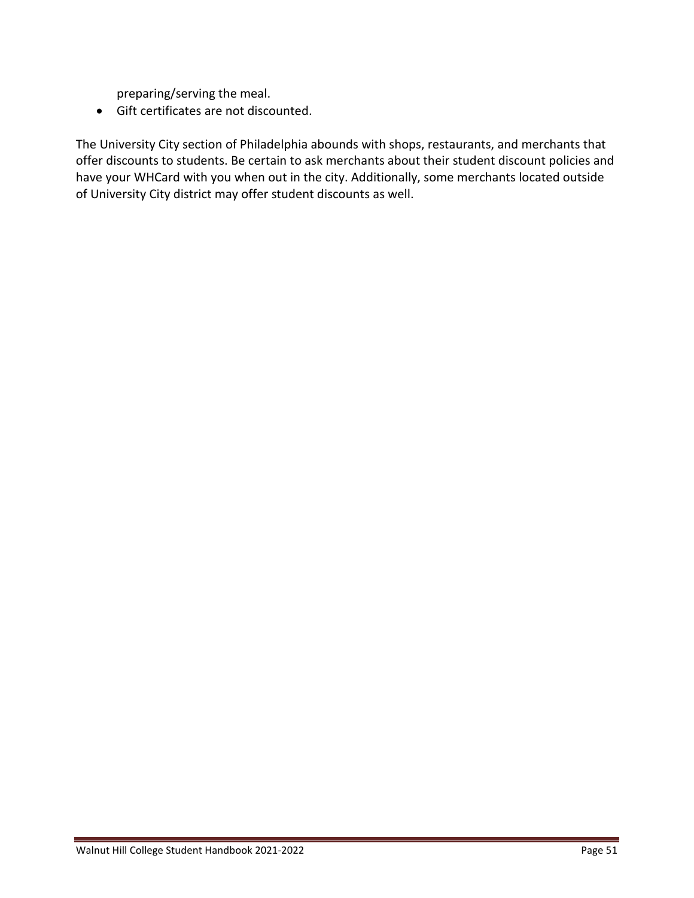preparing/serving the meal.

- Gift certificates are not discounted.

The University City section of Philadelphia abounds with shops, restaurants, and merchants that offer discounts to students. Be certain to ask merchants about their student discount policies and have your WHCard with you when out in the city. Additionally, some merchants located outside of University City district may offer student discounts as well.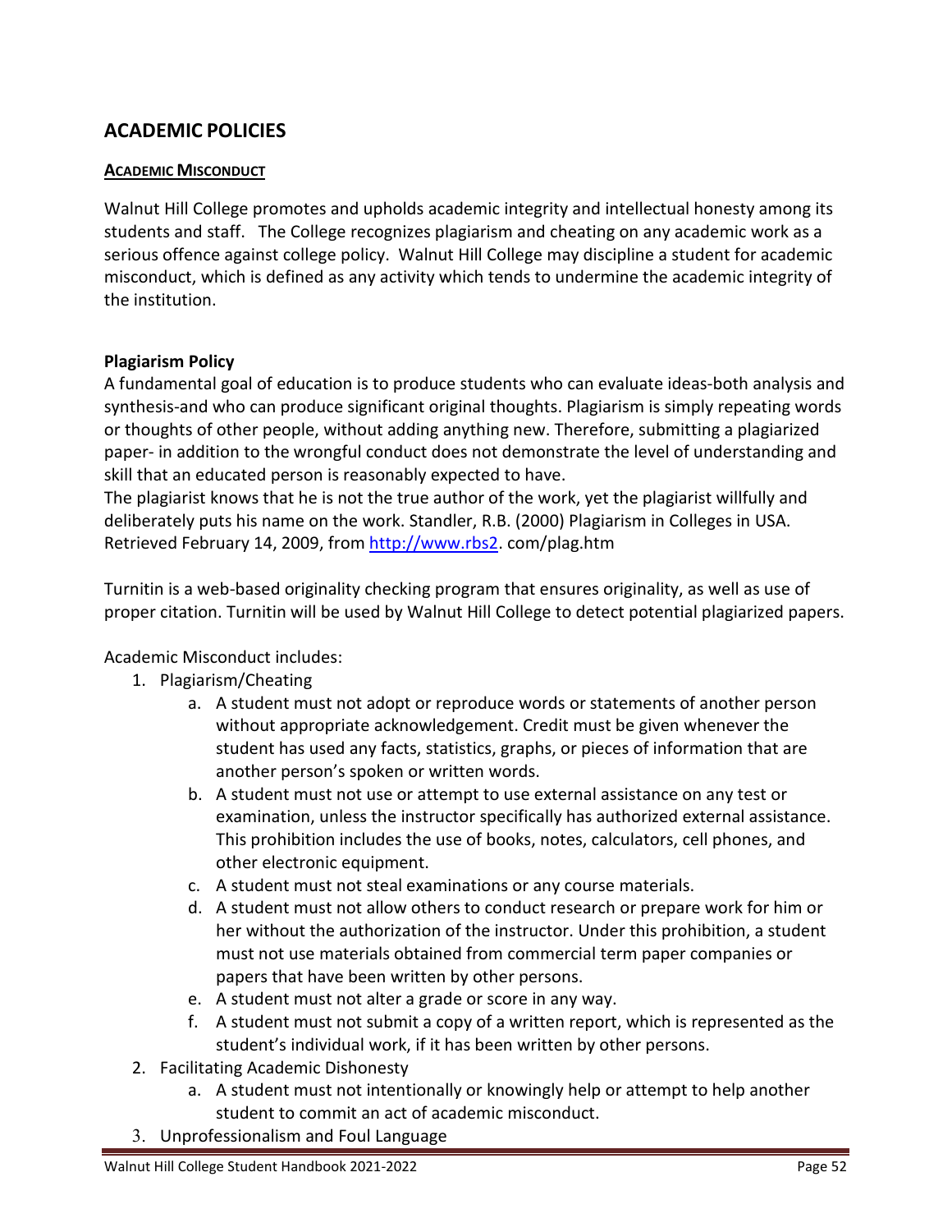## ACADEMIC POLICIES

### ACADEMIC MISCONDUCT

Walnut Hill College promotes and upholds academic integrity and intellectual honesty among its students and staff. The College recognizes plagiarism and cheating on any academic work as a serious offence against college policy. Walnut Hill College may discipline a student for academic misconduct, which is defined as any activity which tends to undermine the academic integrity of the institution.

**Plagiarism Policy**

A fundamental goal of education is to produce students who can evaluate ideas-both analysis and synthesis-and who can produce significant original thoughts. Plagiarism is simply repeating words or thoughts of other people, without adding anything new. Therefore, submitting a plagiarized paper- in addition to the wrongful conduct does not demonstrate the level of understanding and skill that an educated person is reasonably expected to have.

The plagiarist knows that he is not the true author of the work, yet the plagiarist willfully and deliberately puts his name on the work. Standler, R.B. (2000) Plagiarism in Colleges in USA. Retrieved February 14, 2009, from http://www.rbs2. com/plag.htm

Turnitin is a web-based originality checking program that ensures originality, as well as use of proper citation. Turnitin will be used by Walnut Hill College to detect potential plagiarized papers.

Academic Misconduct includes:

1. Plagiarism/Cheating
   a. A student must not adopt or reproduce words or statements of another person without appropriate acknowledgement. Credit must be given whenever the student has used any facts, statistics, graphs, or pieces of information that are another person's spoken or written words.
   b. A student must not use or attempt to use external assistance on any test or examination, unless the instructor specifically has authorized external assistance. This prohibition includes the use of books, notes, calculators, cell phones, and other electronic equipment.
   c. A student must not steal examinations or any course materials.
   d. A student must not allow others to conduct research or prepare work for him or her without the authorization of the instructor. Under this prohibition, a student must not use materials obtained from commercial term paper companies or papers that have been written by other persons.
   e. A student must not alter a grade or score in any way.
   f. A student must not submit a copy of a written report, which is represented as the student's individual work, if it has been written by other persons.
2. Facilitating Academic Dishonesty
   a. A student must not intentionally or knowingly help or attempt to help another student to commit an act of academic misconduct.
3. Unprofessionalism and Foul Language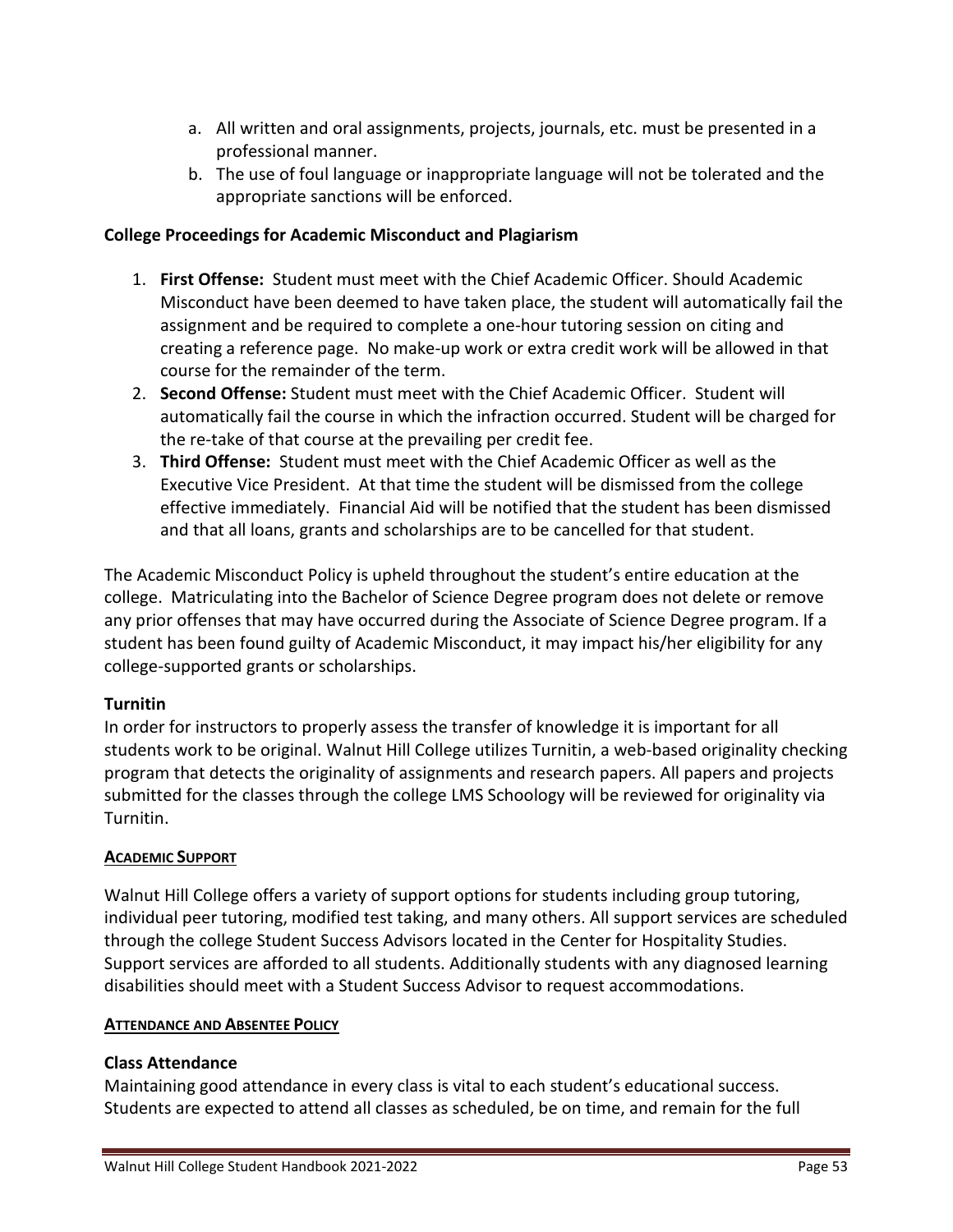a. All written and oral assignments, projects, journals, etc. must be presented in a professional manner.
b. The use of foul language or inappropriate language will not be tolerated and the appropriate sanctions will be enforced.

**College Proceedings for Academic Misconduct and Plagiarism**

1. **First Offense:** Student must meet with the Chief Academic Officer. Should Academic Misconduct have been deemed to have taken place, the student will automatically fail the assignment and be required to complete a one-hour tutoring session on citing and creating a reference page. No make-up work or extra credit work will be allowed in that course for the remainder of the term.
2. **Second Offense:** Student must meet with the Chief Academic Officer. Student will automatically fail the course in which the infraction occurred. Student will be charged for the re-take of that course at the prevailing per credit fee.
3. **Third Offense:** Student must meet with the Chief Academic Officer as well as the Executive Vice President. At that time the student will be dismissed from the college effective immediately. Financial Aid will be notified that the student has been dismissed and that all loans, grants and scholarships are to be cancelled for that student.

The Academic Misconduct Policy is upheld throughout the student's entire education at the college. Matriculating into the Bachelor of Science Degree program does not delete or remove any prior offenses that may have occurred during the Associate of Science Degree program. If a student has been found guilty of Academic Misconduct, it may impact his/her eligibility for any college-supported grants or scholarships.

**Turnitin**

In order for instructors to properly assess the transfer of knowledge it is important for all students work to be original. Walnut Hill College utilizes Turnitin, a web-based originality checking program that detects the originality of assignments and research papers. All papers and projects submitted for the classes through the college LMS Schoology will be reviewed for originality via Turnitin.

## ACADEMIC SUPPORT

Walnut Hill College offers a variety of support options for students including group tutoring, individual peer tutoring, modified test taking, and many others. All support services are scheduled through the college Student Success Advisors located in the Center for Hospitality Studies. Support services are afforded to all students. Additionally students with any diagnosed learning disabilities should meet with a Student Success Advisor to request accommodations.

## ATTENDANCE AND ABSENTEE POLICY

**Class Attendance**

Maintaining good attendance in every class is vital to each student's educational success. Students are expected to attend all classes as scheduled, be on time, and remain for the full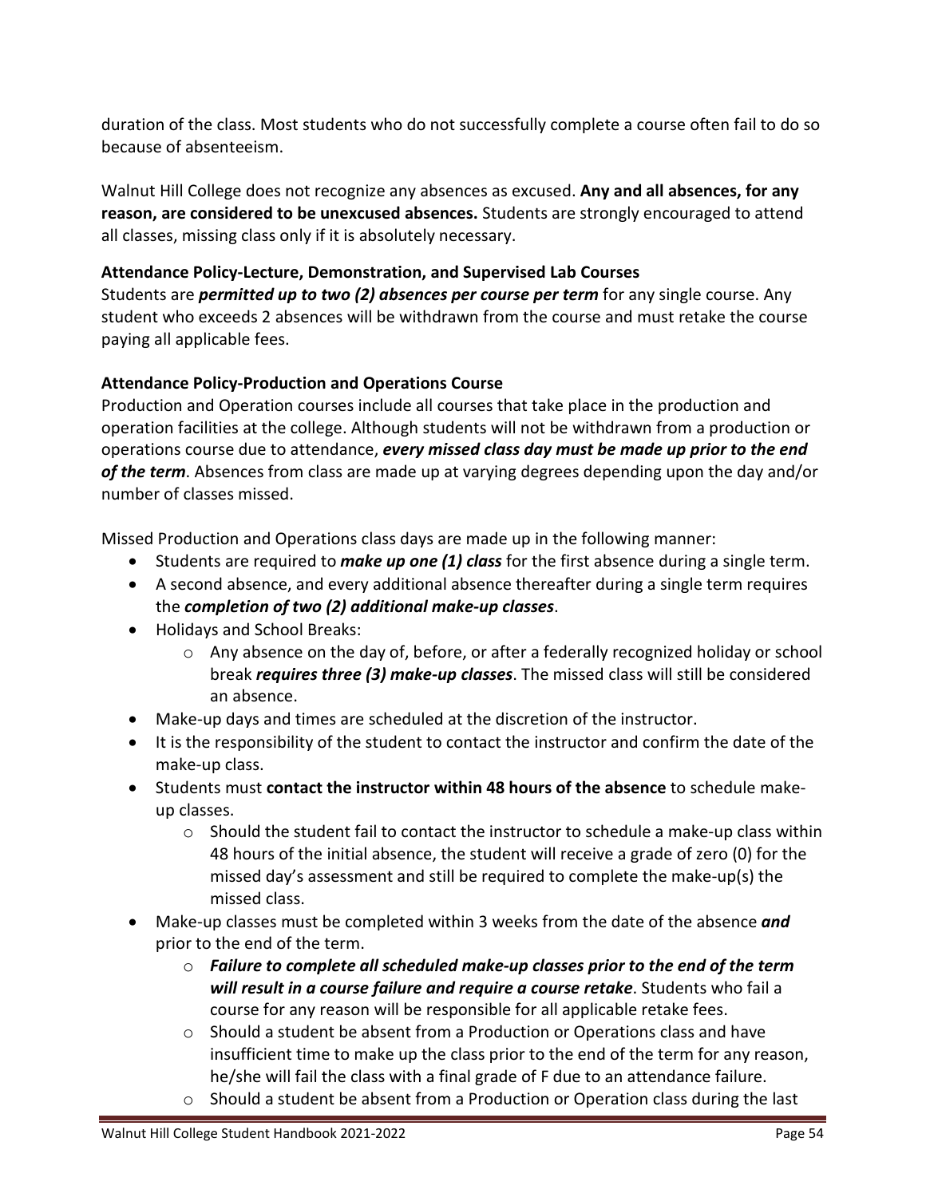duration of the class. Most students who do not successfully complete a course often fail to do so because of absenteeism.

Walnut Hill College does not recognize any absences as excused. **Any and all absences, for any reason, are considered to be unexcused absences.** Students are strongly encouraged to attend all classes, missing class only if it is absolutely necessary.

**Attendance Policy-Lecture, Demonstration, and Supervised Lab Courses**
Students are ***permitted up to two (2) absences per course per term*** for any single course. Any student who exceeds 2 absences will be withdrawn from the course and must retake the course paying all applicable fees.

**Attendance Policy-Production and Operations Course**
Production and Operation courses include all courses that take place in the production and operation facilities at the college. Although students will not be withdrawn from a production or operations course due to attendance, ***every missed class day must be made up prior to the end of the term***. Absences from class are made up at varying degrees depending upon the day and/or number of classes missed.

Missed Production and Operations class days are made up in the following manner:

- Students are required to ***make up one (1) class*** for the first absence during a single term.
- A second absence, and every additional absence thereafter during a single term requires the ***completion of two (2) additional make-up classes***.
- Holidays and School Breaks:
  - Any absence on the day of, before, or after a federally recognized holiday or school break ***requires three (3) make-up classes***. The missed class will still be considered an absence.
- Make-up days and times are scheduled at the discretion of the instructor.
- It is the responsibility of the student to contact the instructor and confirm the date of the make-up class.
- Students must **contact the instructor within 48 hours of the absence** to schedule make-up classes.
  - Should the student fail to contact the instructor to schedule a make-up class within 48 hours of the initial absence, the student will receive a grade of zero (0) for the missed day's assessment and still be required to complete the make-up(s) the missed class.
- Make-up classes must be completed within 3 weeks from the date of the absence ***and*** prior to the end of the term.
  - ***Failure to complete all scheduled make-up classes prior to the end of the term will result in a course failure and require a course retake***. Students who fail a course for any reason will be responsible for all applicable retake fees.
  - Should a student be absent from a Production or Operations class and have insufficient time to make up the class prior to the end of the term for any reason, he/she will fail the class with a final grade of F due to an attendance failure.
  - Should a student be absent from a Production or Operation class during the last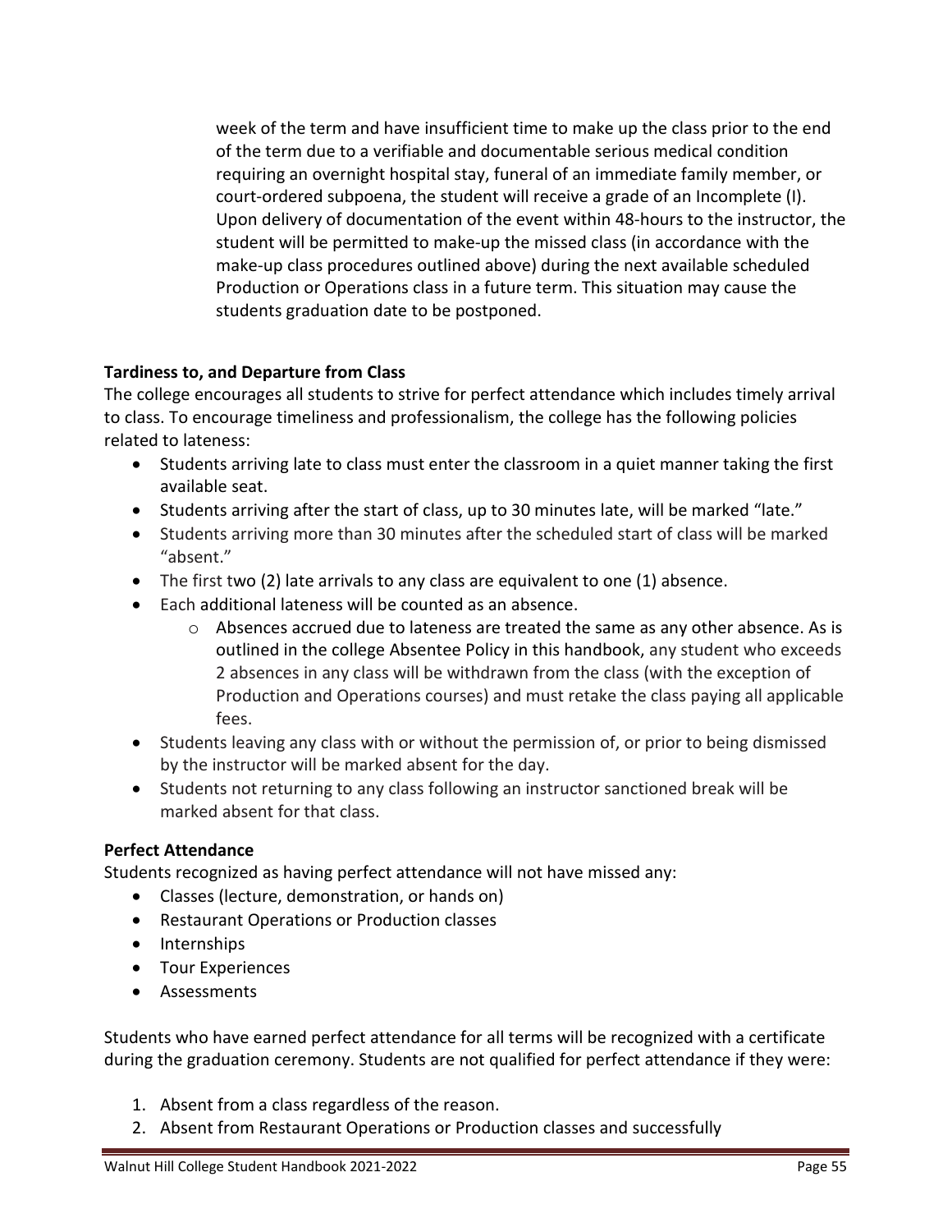week of the term and have insufficient time to make up the class prior to the end of the term due to a verifiable and documentable serious medical condition requiring an overnight hospital stay, funeral of an immediate family member, or court-ordered subpoena, the student will receive a grade of an Incomplete (I). Upon delivery of documentation of the event within 48-hours to the instructor, the student will be permitted to make-up the missed class (in accordance with the make-up class procedures outlined above) during the next available scheduled Production or Operations class in a future term. This situation may cause the students graduation date to be postponed.

**Tardiness to, and Departure from Class**

The college encourages all students to strive for perfect attendance which includes timely arrival to class. To encourage timeliness and professionalism, the college has the following policies related to lateness:

- Students arriving late to class must enter the classroom in a quiet manner taking the first available seat.
- Students arriving after the start of class, up to 30 minutes late, will be marked "late."
- Students arriving more than 30 minutes after the scheduled start of class will be marked "absent."
- The first two (2) late arrivals to any class are equivalent to one (1) absence.
- Each additional lateness will be counted as an absence.
    - Absences accrued due to lateness are treated the same as any other absence. As is outlined in the college Absentee Policy in this handbook, any student who exceeds 2 absences in any class will be withdrawn from the class (with the exception of Production and Operations courses) and must retake the class paying all applicable fees.
- Students leaving any class with or without the permission of, or prior to being dismissed by the instructor will be marked absent for the day.
- Students not returning to any class following an instructor sanctioned break will be marked absent for that class.

**Perfect Attendance**

Students recognized as having perfect attendance will not have missed any:

- Classes (lecture, demonstration, or hands on)
- Restaurant Operations or Production classes
- Internships
- Tour Experiences
- Assessments

Students who have earned perfect attendance for all terms will be recognized with a certificate during the graduation ceremony. Students are not qualified for perfect attendance if they were:

1. Absent from a class regardless of the reason.
2. Absent from Restaurant Operations or Production classes and successfully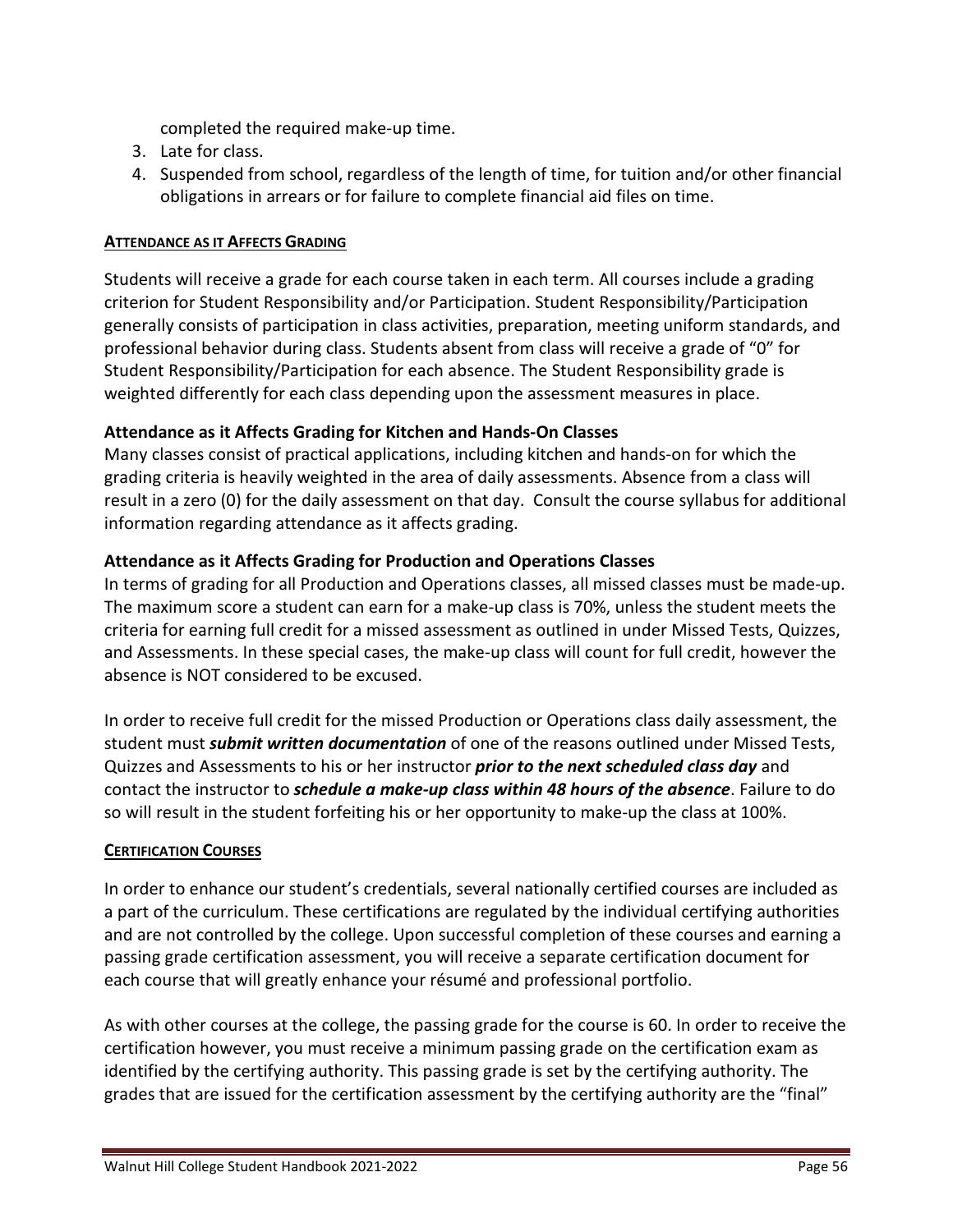completed the required make-up time.

3. Late for class.
4. Suspended from school, regardless of the length of time, for tuition and/or other financial obligations in arrears or for failure to complete financial aid files on time.

**ATTENDANCE AS IT AFFECTS GRADING**

Students will receive a grade for each course taken in each term. All courses include a grading criterion for Student Responsibility and/or Participation. Student Responsibility/Participation generally consists of participation in class activities, preparation, meeting uniform standards, and professional behavior during class. Students absent from class will receive a grade of "0" for Student Responsibility/Participation for each absence. The Student Responsibility grade is weighted differently for each class depending upon the assessment measures in place.

**Attendance as it Affects Grading for Kitchen and Hands-On Classes**

Many classes consist of practical applications, including kitchen and hands-on for which the grading criteria is heavily weighted in the area of daily assessments. Absence from a class will result in a zero (0) for the daily assessment on that day. Consult the course syllabus for additional information regarding attendance as it affects grading.

**Attendance as it Affects Grading for Production and Operations Classes**

In terms of grading for all Production and Operations classes, all missed classes must be made-up. The maximum score a student can earn for a make-up class is 70%, unless the student meets the criteria for earning full credit for a missed assessment as outlined in under Missed Tests, Quizzes, and Assessments. In these special cases, the make-up class will count for full credit, however the absence is NOT considered to be excused.

In order to receive full credit for the missed Production or Operations class daily assessment, the student must ***submit written documentation*** of one of the reasons outlined under Missed Tests, Quizzes and Assessments to his or her instructor ***prior to the next scheduled class day*** and contact the instructor to ***schedule a make-up class within 48 hours of the absence***. Failure to do so will result in the student forfeiting his or her opportunity to make-up the class at 100%.

**CERTIFICATION COURSES**

In order to enhance our student's credentials, several nationally certified courses are included as a part of the curriculum. These certifications are regulated by the individual certifying authorities and are not controlled by the college. Upon successful completion of these courses and earning a passing grade certification assessment, you will receive a separate certification document for each course that will greatly enhance your résumé and professional portfolio.

As with other courses at the college, the passing grade for the course is 60. In order to receive the certification however, you must receive a minimum passing grade on the certification exam as identified by the certifying authority. This passing grade is set by the certifying authority. The grades that are issued for the certification assessment by the certifying authority are the "final"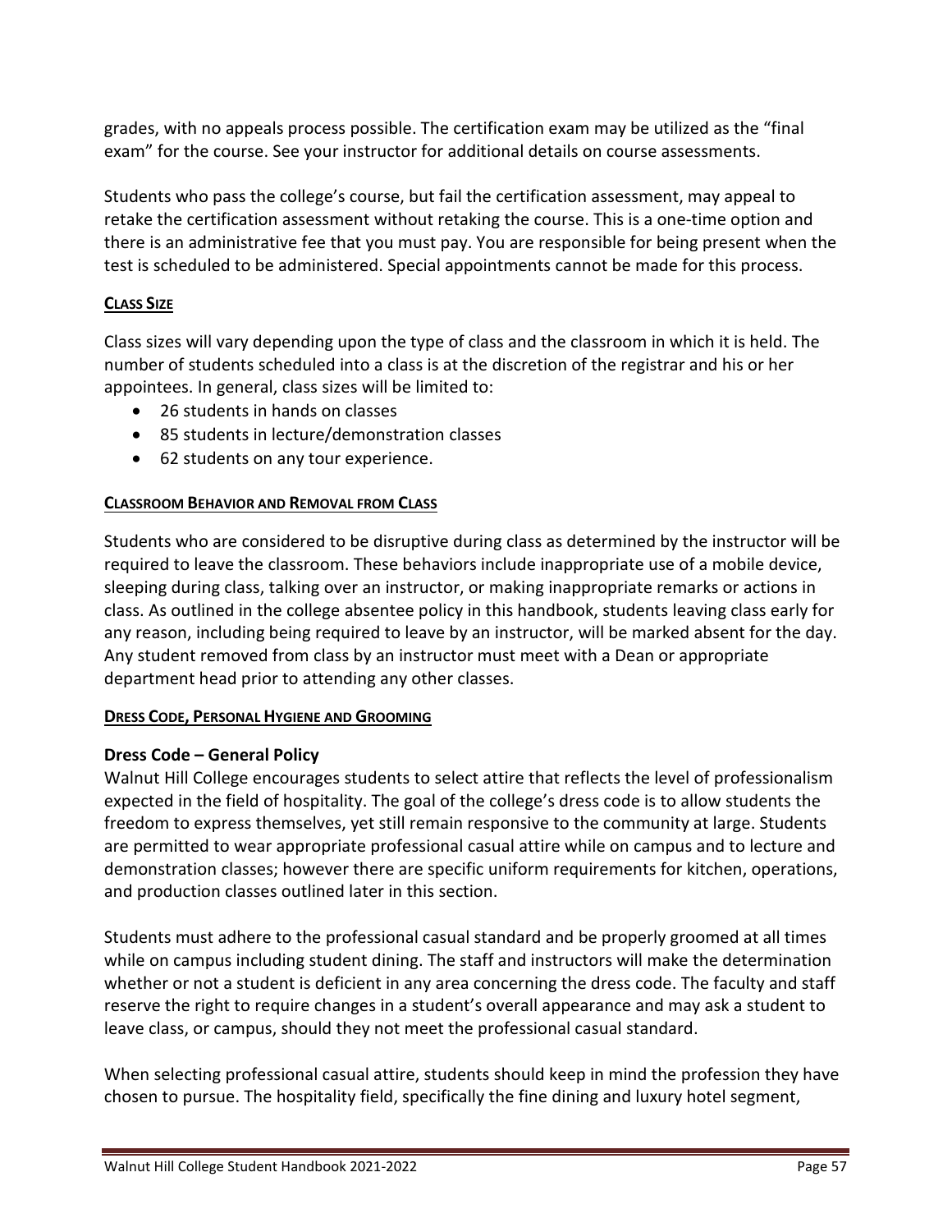grades, with no appeals process possible. The certification exam may be utilized as the "final exam" for the course. See your instructor for additional details on course assessments.

Students who pass the college's course, but fail the certification assessment, may appeal to retake the certification assessment without retaking the course. This is a one-time option and there is an administrative fee that you must pay. You are responsible for being present when the test is scheduled to be administered. Special appointments cannot be made for this process.

## CLASS SIZE

Class sizes will vary depending upon the type of class and the classroom in which it is held. The number of students scheduled into a class is at the discretion of the registrar and his or her appointees. In general, class sizes will be limited to:

- 26 students in hands on classes
- 85 students in lecture/demonstration classes
- 62 students on any tour experience.

## CLASSROOM BEHAVIOR AND REMOVAL FROM CLASS

Students who are considered to be disruptive during class as determined by the instructor will be required to leave the classroom. These behaviors include inappropriate use of a mobile device, sleeping during class, talking over an instructor, or making inappropriate remarks or actions in class. As outlined in the college absentee policy in this handbook, students leaving class early for any reason, including being required to leave by an instructor, will be marked absent for the day. Any student removed from class by an instructor must meet with a Dean or appropriate department head prior to attending any other classes.

## DRESS CODE, PERSONAL HYGIENE AND GROOMING

### Dress Code – General Policy

Walnut Hill College encourages students to select attire that reflects the level of professionalism expected in the field of hospitality. The goal of the college's dress code is to allow students the freedom to express themselves, yet still remain responsive to the community at large. Students are permitted to wear appropriate professional casual attire while on campus and to lecture and demonstration classes; however there are specific uniform requirements for kitchen, operations, and production classes outlined later in this section.

Students must adhere to the professional casual standard and be properly groomed at all times while on campus including student dining. The staff and instructors will make the determination whether or not a student is deficient in any area concerning the dress code. The faculty and staff reserve the right to require changes in a student's overall appearance and may ask a student to leave class, or campus, should they not meet the professional casual standard.

When selecting professional casual attire, students should keep in mind the profession they have chosen to pursue. The hospitality field, specifically the fine dining and luxury hotel segment,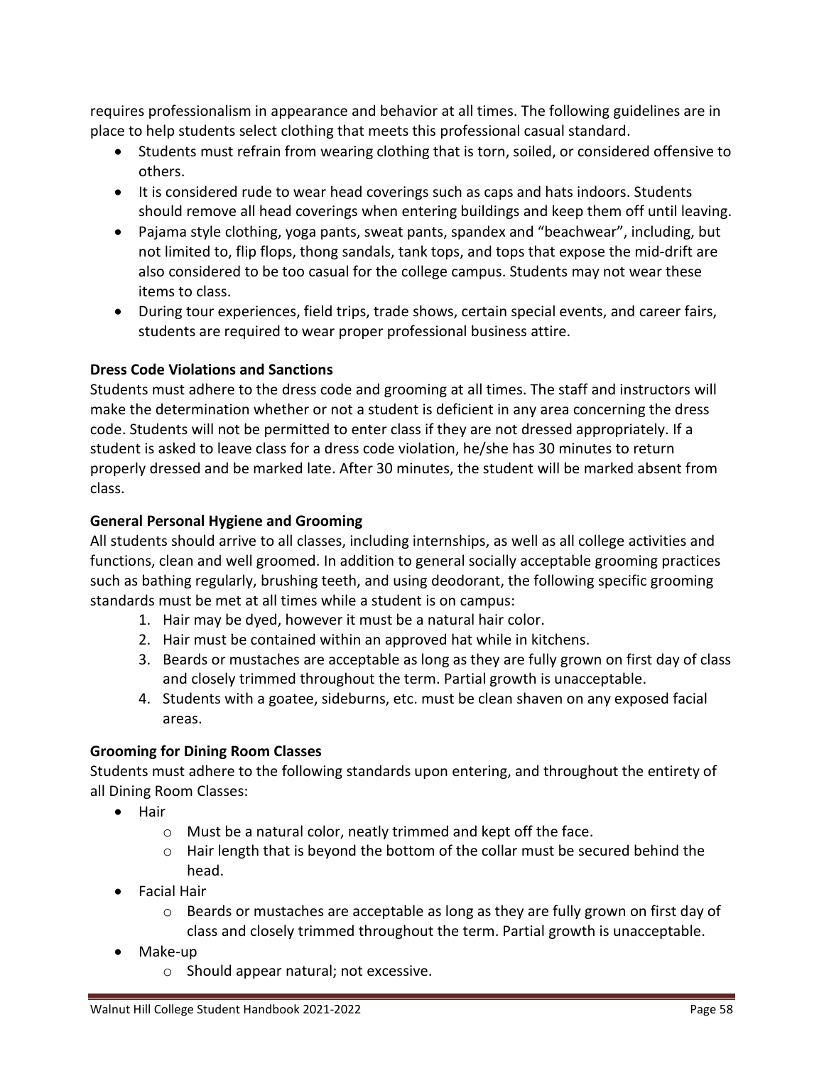requires professionalism in appearance and behavior at all times. The following guidelines are in place to help students select clothing that meets this professional casual standard.

- Students must refrain from wearing clothing that is torn, soiled, or considered offensive to others.
- It is considered rude to wear head coverings such as caps and hats indoors. Students should remove all head coverings when entering buildings and keep them off until leaving.
- Pajama style clothing, yoga pants, sweat pants, spandex and "beachwear", including, but not limited to, flip flops, thong sandals, tank tops, and tops that expose the mid-drift are also considered to be too casual for the college campus. Students may not wear these items to class.
- During tour experiences, field trips, trade shows, certain special events, and career fairs, students are required to wear proper professional business attire.

**Dress Code Violations and Sanctions**

Students must adhere to the dress code and grooming at all times. The staff and instructors will make the determination whether or not a student is deficient in any area concerning the dress code. Students will not be permitted to enter class if they are not dressed appropriately. If a student is asked to leave class for a dress code violation, he/she has 30 minutes to return properly dressed and be marked late. After 30 minutes, the student will be marked absent from class.

**General Personal Hygiene and Grooming**

All students should arrive to all classes, including internships, as well as all college activities and functions, clean and well groomed. In addition to general socially acceptable grooming practices such as bathing regularly, brushing teeth, and using deodorant, the following specific grooming standards must be met at all times while a student is on campus:

1. Hair may be dyed, however it must be a natural hair color.
2. Hair must be contained within an approved hat while in kitchens.
3. Beards or mustaches are acceptable as long as they are fully grown on first day of class and closely trimmed throughout the term. Partial growth is unacceptable.
4. Students with a goatee, sideburns, etc. must be clean shaven on any exposed facial areas.

**Grooming for Dining Room Classes**

Students must adhere to the following standards upon entering, and throughout the entirety of all Dining Room Classes:

- Hair
  - Must be a natural color, neatly trimmed and kept off the face.
  - Hair length that is beyond the bottom of the collar must be secured behind the head.
- Facial Hair
  - Beards or mustaches are acceptable as long as they are fully grown on first day of class and closely trimmed throughout the term. Partial growth is unacceptable.
- Make-up
  - Should appear natural; not excessive.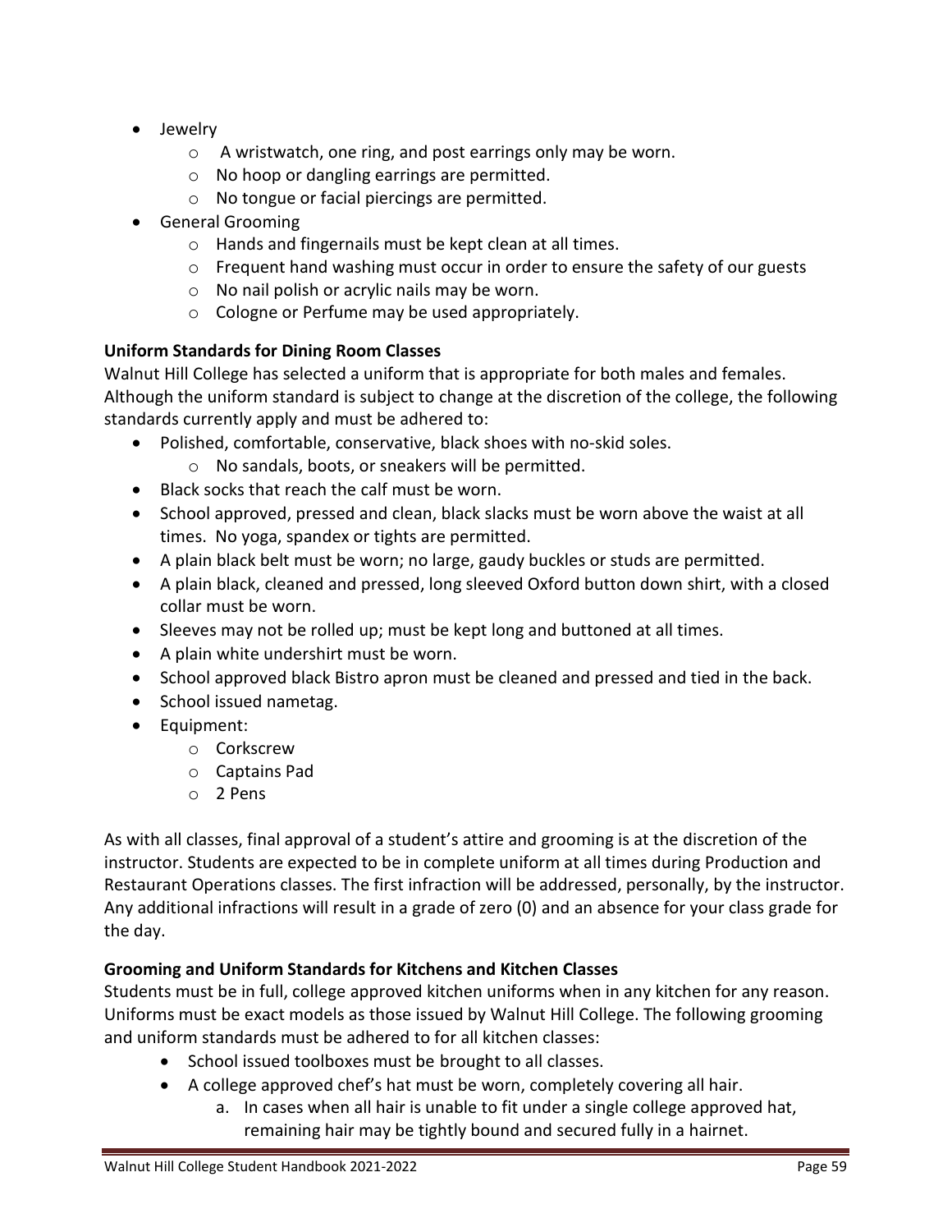- Jewelry
  - A wristwatch, one ring, and post earrings only may be worn.
  - No hoop or dangling earrings are permitted.
  - No tongue or facial piercings are permitted.
- General Grooming
  - Hands and fingernails must be kept clean at all times.
  - Frequent hand washing must occur in order to ensure the safety of our guests
  - No nail polish or acrylic nails may be worn.
  - Cologne or Perfume may be used appropriately.

**Uniform Standards for Dining Room Classes**

Walnut Hill College has selected a uniform that is appropriate for both males and females. Although the uniform standard is subject to change at the discretion of the college, the following standards currently apply and must be adhered to:

- Polished, comfortable, conservative, black shoes with no-skid soles.
  - No sandals, boots, or sneakers will be permitted.
- Black socks that reach the calf must be worn.
- School approved, pressed and clean, black slacks must be worn above the waist at all times. No yoga, spandex or tights are permitted.
- A plain black belt must be worn; no large, gaudy buckles or studs are permitted.
- A plain black, cleaned and pressed, long sleeved Oxford button down shirt, with a closed collar must be worn.
- Sleeves may not be rolled up; must be kept long and buttoned at all times.
- A plain white undershirt must be worn.
- School approved black Bistro apron must be cleaned and pressed and tied in the back.
- School issued nametag.
- Equipment:
  - Corkscrew
  - Captains Pad
  - 2 Pens

As with all classes, final approval of a student's attire and grooming is at the discretion of the instructor. Students are expected to be in complete uniform at all times during Production and Restaurant Operations classes. The first infraction will be addressed, personally, by the instructor. Any additional infractions will result in a grade of zero (0) and an absence for your class grade for the day.

**Grooming and Uniform Standards for Kitchens and Kitchen Classes**

Students must be in full, college approved kitchen uniforms when in any kitchen for any reason. Uniforms must be exact models as those issued by Walnut Hill College. The following grooming and uniform standards must be adhered to for all kitchen classes:

- School issued toolboxes must be brought to all classes.
- A college approved chef's hat must be worn, completely covering all hair.
  a. In cases when all hair is unable to fit under a single college approved hat, remaining hair may be tightly bound and secured fully in a hairnet.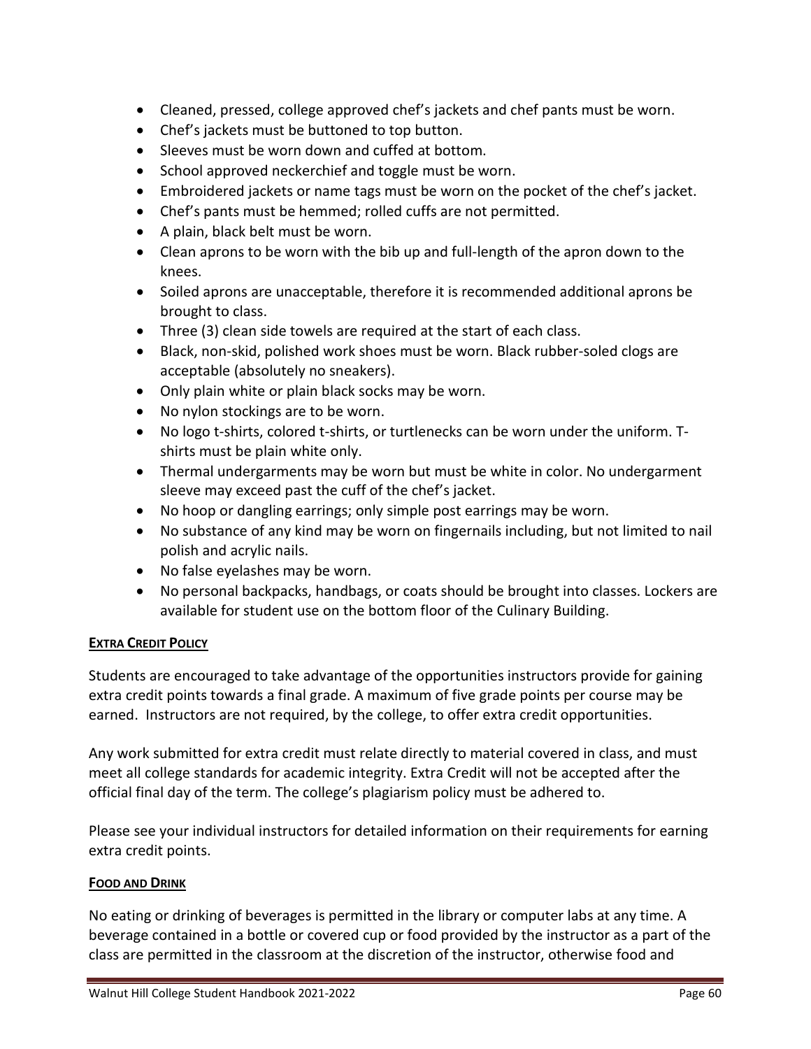- Cleaned, pressed, college approved chef's jackets and chef pants must be worn.
- Chef's jackets must be buttoned to top button.
- Sleeves must be worn down and cuffed at bottom.
- School approved neckerchief and toggle must be worn.
- Embroidered jackets or name tags must be worn on the pocket of the chef's jacket.
- Chef's pants must be hemmed; rolled cuffs are not permitted.
- A plain, black belt must be worn.
- Clean aprons to be worn with the bib up and full-length of the apron down to the knees.
- Soiled aprons are unacceptable, therefore it is recommended additional aprons be brought to class.
- Three (3) clean side towels are required at the start of each class.
- Black, non-skid, polished work shoes must be worn. Black rubber-soled clogs are acceptable (absolutely no sneakers).
- Only plain white or plain black socks may be worn.
- No nylon stockings are to be worn.
- No logo t-shirts, colored t-shirts, or turtlenecks can be worn under the uniform. T-shirts must be plain white only.
- Thermal undergarments may be worn but must be white in color. No undergarment sleeve may exceed past the cuff of the chef's jacket.
- No hoop or dangling earrings; only simple post earrings may be worn.
- No substance of any kind may be worn on fingernails including, but not limited to nail polish and acrylic nails.
- No false eyelashes may be worn.
- No personal backpacks, handbags, or coats should be brought into classes. Lockers are available for student use on the bottom floor of the Culinary Building.

**EXTRA CREDIT POLICY**

Students are encouraged to take advantage of the opportunities instructors provide for gaining extra credit points towards a final grade. A maximum of five grade points per course may be earned. Instructors are not required, by the college, to offer extra credit opportunities.

Any work submitted for extra credit must relate directly to material covered in class, and must meet all college standards for academic integrity. Extra Credit will not be accepted after the official final day of the term. The college's plagiarism policy must be adhered to.

Please see your individual instructors for detailed information on their requirements for earning extra credit points.

**FOOD AND DRINK**

No eating or drinking of beverages is permitted in the library or computer labs at any time. A beverage contained in a bottle or covered cup or food provided by the instructor as a part of the class are permitted in the classroom at the discretion of the instructor, otherwise food and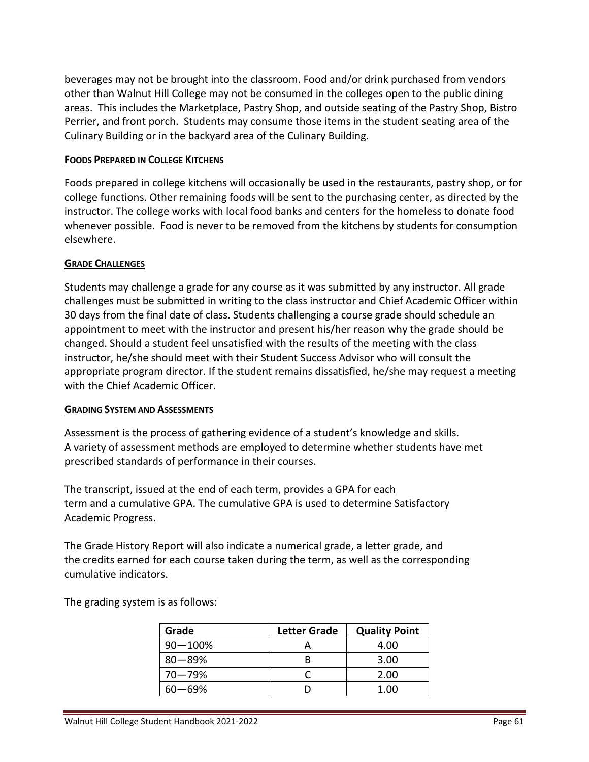beverages may not be brought into the classroom. Food and/or drink purchased from vendors other than Walnut Hill College may not be consumed in the colleges open to the public dining areas. This includes the Marketplace, Pastry Shop, and outside seating of the Pastry Shop, Bistro Perrier, and front porch. Students may consume those items in the student seating area of the Culinary Building or in the backyard area of the Culinary Building.

#### **FOODS PREPARED IN COLLEGE KITCHENS**

Foods prepared in college kitchens will occasionally be used in the restaurants, pastry shop, or for college functions. Other remaining foods will be sent to the purchasing center, as directed by the instructor. The college works with local food banks and centers for the homeless to donate food whenever possible. Food is never to be removed from the kitchens by students for consumption elsewhere.

#### **GRADE CHALLENGES**

Students may challenge a grade for any course as it was submitted by any instructor. All grade challenges must be submitted in writing to the class instructor and Chief Academic Officer within 30 days from the final date of class. Students challenging a course grade should schedule an appointment to meet with the instructor and present his/her reason why the grade should be changed. Should a student feel unsatisfied with the results of the meeting with the class instructor, he/she should meet with their Student Success Advisor who will consult the appropriate program director. If the student remains dissatisfied, he/she may request a meeting with the Chief Academic Officer.

#### **GRADING SYSTEM AND ASSESSMENTS**

Assessment is the process of gathering evidence of a student's knowledge and skills. A variety of assessment methods are employed to determine whether students have met prescribed standards of performance in their courses.

The transcript, issued at the end of each term, provides a GPA for each term and a cumulative GPA. The cumulative GPA is used to determine Satisfactory Academic Progress.

The Grade History Report will also indicate a numerical grade, a letter grade, and the credits earned for each course taken during the term, as well as the corresponding cumulative indicators.

The grading system is as follows:

| Grade | Letter Grade | Quality Point |
|---|---|---|
| 90—100% | A | 4.00 |
| 80—89% | B | 3.00 |
| 70—79% | C | 2.00 |
| 60—69% | D | 1.00 |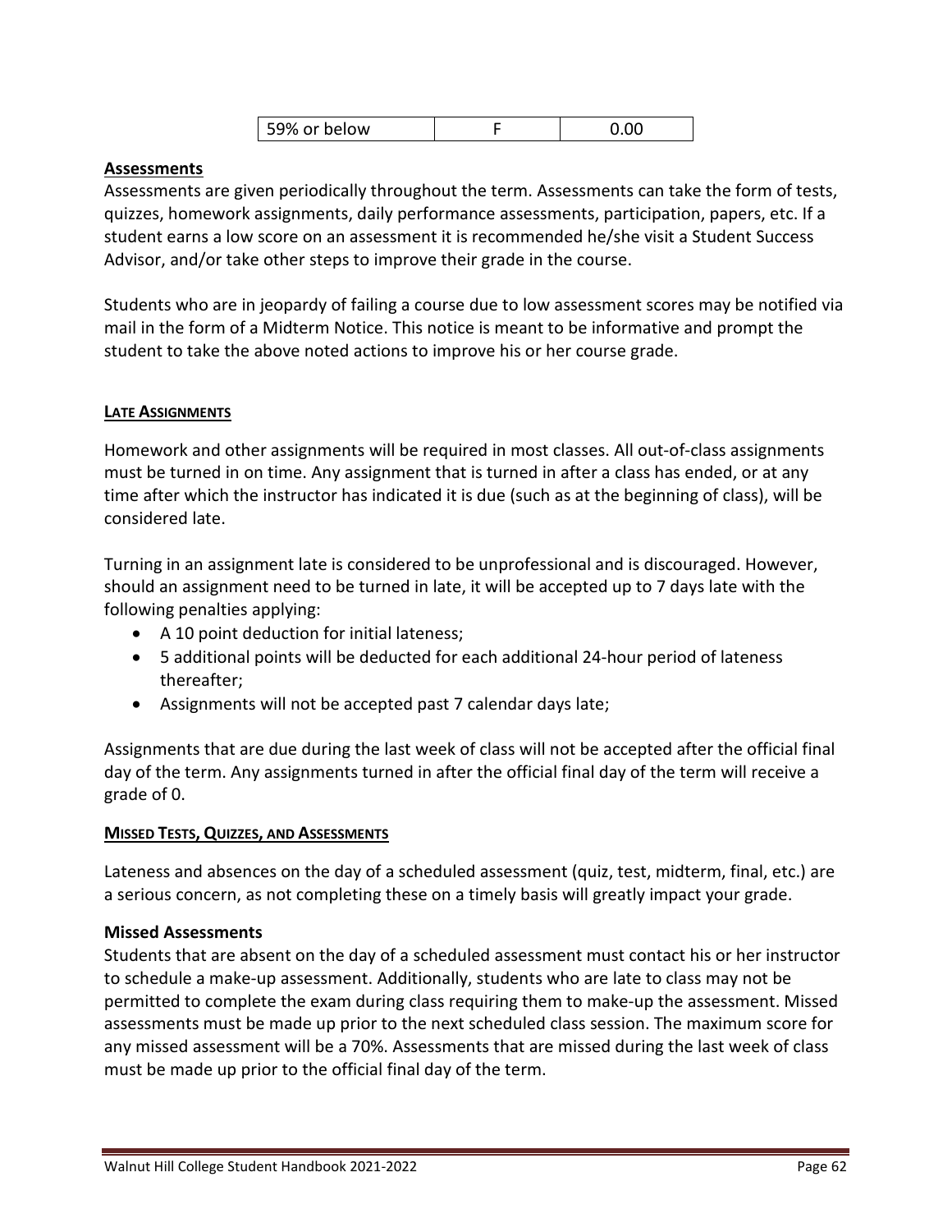| 59% or below | F | 0.00 |
|---|---|---|

**Assessments**

Assessments are given periodically throughout the term. Assessments can take the form of tests, quizzes, homework assignments, daily performance assessments, participation, papers, etc. If a student earns a low score on an assessment it is recommended he/she visit a Student Success Advisor, and/or take other steps to improve their grade in the course.

Students who are in jeopardy of failing a course due to low assessment scores may be notified via mail in the form of a Midterm Notice. This notice is meant to be informative and prompt the student to take the above noted actions to improve his or her course grade.

**LATE ASSIGNMENTS**

Homework and other assignments will be required in most classes. All out-of-class assignments must be turned in on time. Any assignment that is turned in after a class has ended, or at any time after which the instructor has indicated it is due (such as at the beginning of class), will be considered late.

Turning in an assignment late is considered to be unprofessional and is discouraged. However, should an assignment need to be turned in late, it will be accepted up to 7 days late with the following penalties applying:

- A 10 point deduction for initial lateness;
- 5 additional points will be deducted for each additional 24-hour period of lateness thereafter;
- Assignments will not be accepted past 7 calendar days late;

Assignments that are due during the last week of class will not be accepted after the official final day of the term. Any assignments turned in after the official final day of the term will receive a grade of 0.

**MISSED TESTS, QUIZZES, AND ASSESSMENTS**

Lateness and absences on the day of a scheduled assessment (quiz, test, midterm, final, etc.) are a serious concern, as not completing these on a timely basis will greatly impact your grade.

**Missed Assessments**

Students that are absent on the day of a scheduled assessment must contact his or her instructor to schedule a make-up assessment. Additionally, students who are late to class may not be permitted to complete the exam during class requiring them to make-up the assessment. Missed assessments must be made up prior to the next scheduled class session. The maximum score for any missed assessment will be a 70%. Assessments that are missed during the last week of class must be made up prior to the official final day of the term.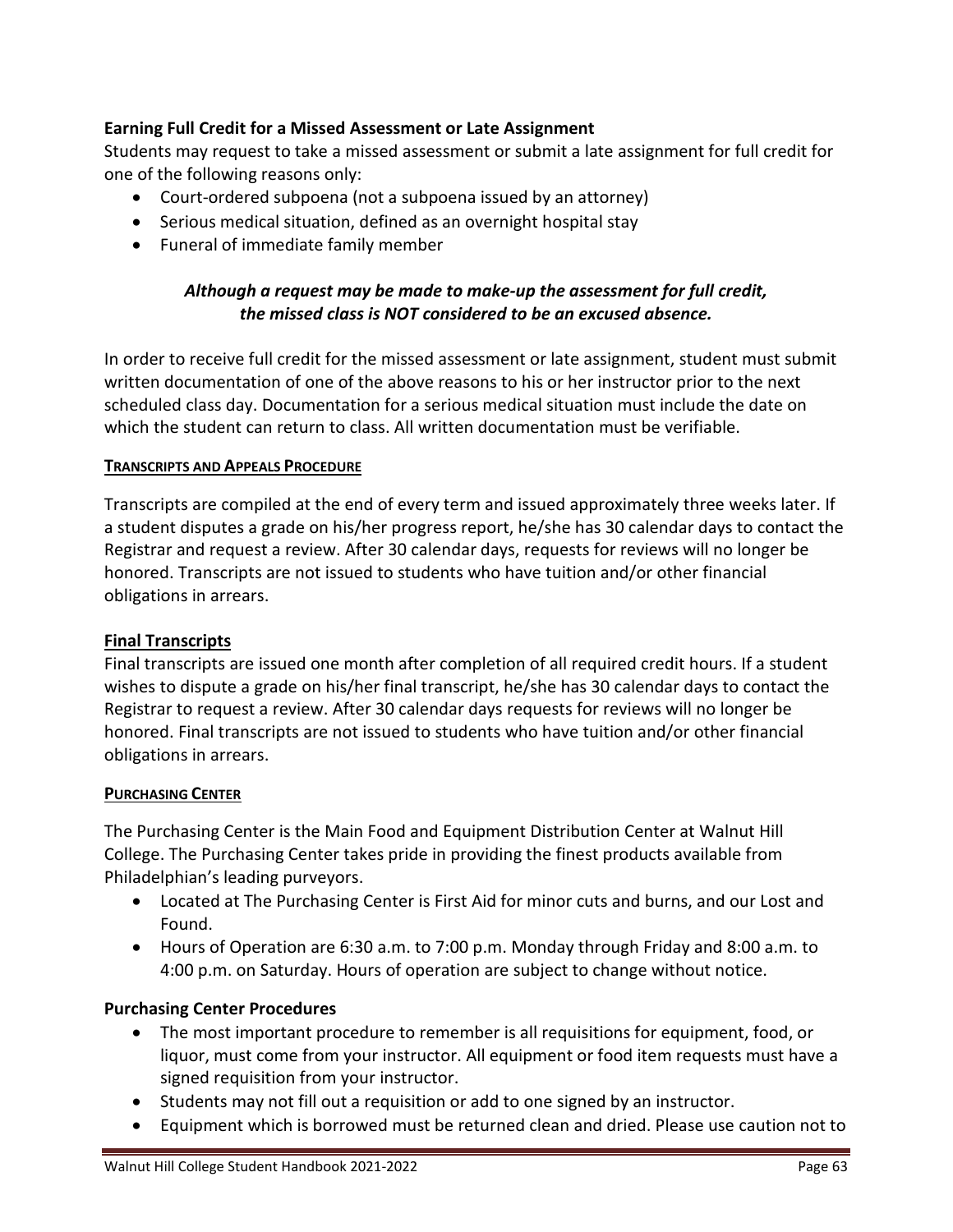### Earning Full Credit for a Missed Assessment or Late Assignment

Students may request to take a missed assessment or submit a late assignment for full credit for one of the following reasons only:

- Court-ordered subpoena (not a subpoena issued by an attorney)
- Serious medical situation, defined as an overnight hospital stay
- Funeral of immediate family member

***Although a request may be made to make-up the assessment for full credit, the missed class is NOT considered to be an excused absence.***

In order to receive full credit for the missed assessment or late assignment, student must submit written documentation of one of the above reasons to his or her instructor prior to the next scheduled class day. Documentation for a serious medical situation must include the date on which the student can return to class. All written documentation must be verifiable.

## TRANSCRIPTS AND APPEALS PROCEDURE

Transcripts are compiled at the end of every term and issued approximately three weeks later. If a student disputes a grade on his/her progress report, he/she has 30 calendar days to contact the Registrar and request a review. After 30 calendar days, requests for reviews will no longer be honored. Transcripts are not issued to students who have tuition and/or other financial obligations in arrears.

### Final Transcripts

Final transcripts are issued one month after completion of all required credit hours. If a student wishes to dispute a grade on his/her final transcript, he/she has 30 calendar days to contact the Registrar to request a review. After 30 calendar days requests for reviews will no longer be honored. Final transcripts are not issued to students who have tuition and/or other financial obligations in arrears.

## PURCHASING CENTER

The Purchasing Center is the Main Food and Equipment Distribution Center at Walnut Hill College. The Purchasing Center takes pride in providing the finest products available from Philadelphian's leading purveyors.

- Located at The Purchasing Center is First Aid for minor cuts and burns, and our Lost and Found.
- Hours of Operation are 6:30 a.m. to 7:00 p.m. Monday through Friday and 8:00 a.m. to 4:00 p.m. on Saturday. Hours of operation are subject to change without notice.

### Purchasing Center Procedures

- The most important procedure to remember is all requisitions for equipment, food, or liquor, must come from your instructor. All equipment or food item requests must have a signed requisition from your instructor.
- Students may not fill out a requisition or add to one signed by an instructor.
- Equipment which is borrowed must be returned clean and dried. Please use caution not to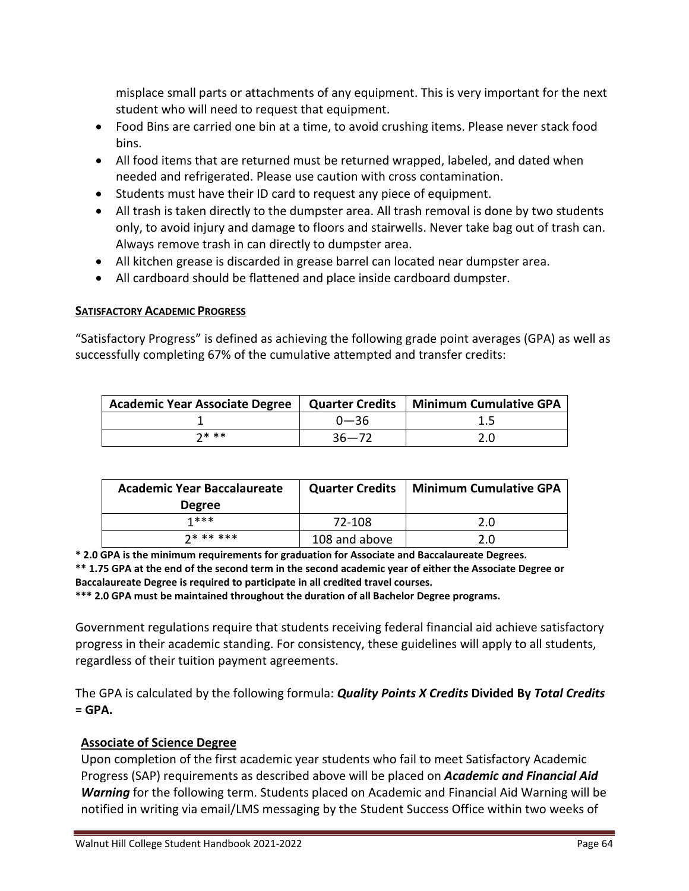misplace small parts or attachments of any equipment. This is very important for the next student who will need to request that equipment.

- Food Bins are carried one bin at a time, to avoid crushing items. Please never stack food bins.
- All food items that are returned must be returned wrapped, labeled, and dated when needed and refrigerated. Please use caution with cross contamination.
- Students must have their ID card to request any piece of equipment.
- All trash is taken directly to the dumpster area. All trash removal is done by two students only, to avoid injury and damage to floors and stairwells. Never take bag out of trash can. Always remove trash in can directly to dumpster area.
- All kitchen grease is discarded in grease barrel can located near dumpster area.
- All cardboard should be flattened and place inside cardboard dumpster.

## SATISFACTORY ACADEMIC PROGRESS

"Satisfactory Progress" is defined as achieving the following grade point averages (GPA) as well as successfully completing 67% of the cumulative attempted and transfer credits:

| Academic Year Associate Degree | Quarter Credits | Minimum Cumulative GPA |
|---|---|---|
| 1 | 0—36 | 1.5 |
| 2* ** | 36—72 | 2.0 |

| Academic Year Baccalaureate Degree | Quarter Credits | Minimum Cumulative GPA |
|---|---|---|
| 1*** | 72-108 | 2.0 |
| 2* ** *** | 108 and above | 2.0 |

**\* 2.0 GPA is the minimum requirements for graduation for Associate and Baccalaureate Degrees.**
**\*\* 1.75 GPA at the end of the second term in the second academic year of either the Associate Degree or Baccalaureate Degree is required to participate in all credited travel courses.**
**\*\*\* 2.0 GPA must be maintained throughout the duration of all Bachelor Degree programs.**

Government regulations require that students receiving federal financial aid achieve satisfactory progress in their academic standing. For consistency, these guidelines will apply to all students, regardless of their tuition payment agreements.

The GPA is calculated by the following formula: ***Quality Points X Credits*** **Divided By** ***Total Credits*** **= GPA.**

### Associate of Science Degree

Upon completion of the first academic year students who fail to meet Satisfactory Academic Progress (SAP) requirements as described above will be placed on ***Academic and Financial Aid Warning*** for the following term. Students placed on Academic and Financial Aid Warning will be notified in writing via email/LMS messaging by the Student Success Office within two weeks of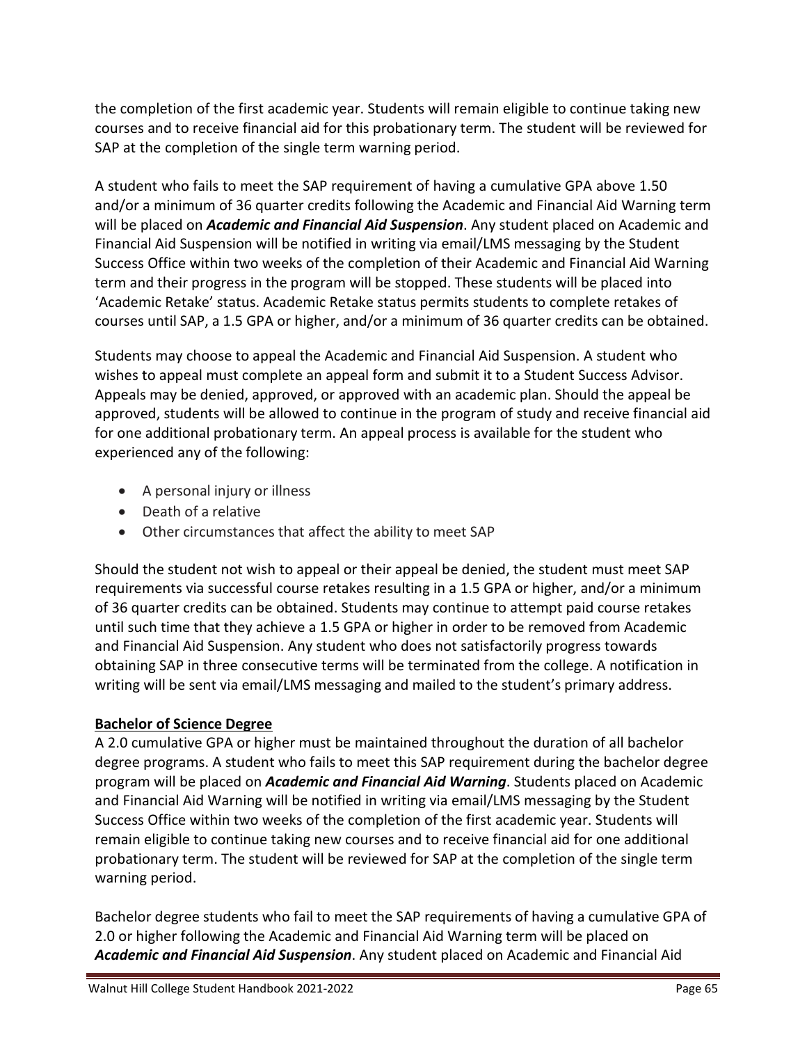the completion of the first academic year. Students will remain eligible to continue taking new courses and to receive financial aid for this probationary term. The student will be reviewed for SAP at the completion of the single term warning period.

A student who fails to meet the SAP requirement of having a cumulative GPA above 1.50 and/or a minimum of 36 quarter credits following the Academic and Financial Aid Warning term will be placed on ***Academic and Financial Aid Suspension***. Any student placed on Academic and Financial Aid Suspension will be notified in writing via email/LMS messaging by the Student Success Office within two weeks of the completion of their Academic and Financial Aid Warning term and their progress in the program will be stopped. These students will be placed into 'Academic Retake' status. Academic Retake status permits students to complete retakes of courses until SAP, a 1.5 GPA or higher, and/or a minimum of 36 quarter credits can be obtained.

Students may choose to appeal the Academic and Financial Aid Suspension. A student who wishes to appeal must complete an appeal form and submit it to a Student Success Advisor. Appeals may be denied, approved, or approved with an academic plan. Should the appeal be approved, students will be allowed to continue in the program of study and receive financial aid for one additional probationary term. An appeal process is available for the student who experienced any of the following:

- A personal injury or illness
- Death of a relative
- Other circumstances that affect the ability to meet SAP

Should the student not wish to appeal or their appeal be denied, the student must meet SAP requirements via successful course retakes resulting in a 1.5 GPA or higher, and/or a minimum of 36 quarter credits can be obtained. Students may continue to attempt paid course retakes until such time that they achieve a 1.5 GPA or higher in order to be removed from Academic and Financial Aid Suspension. Any student who does not satisfactorily progress towards obtaining SAP in three consecutive terms will be terminated from the college. A notification in writing will be sent via email/LMS messaging and mailed to the student's primary address.

**Bachelor of Science Degree**

A 2.0 cumulative GPA or higher must be maintained throughout the duration of all bachelor degree programs. A student who fails to meet this SAP requirement during the bachelor degree program will be placed on ***Academic and Financial Aid Warning***. Students placed on Academic and Financial Aid Warning will be notified in writing via email/LMS messaging by the Student Success Office within two weeks of the completion of the first academic year. Students will remain eligible to continue taking new courses and to receive financial aid for one additional probationary term. The student will be reviewed for SAP at the completion of the single term warning period.

Bachelor degree students who fail to meet the SAP requirements of having a cumulative GPA of 2.0 or higher following the Academic and Financial Aid Warning term will be placed on ***Academic and Financial Aid Suspension***. Any student placed on Academic and Financial Aid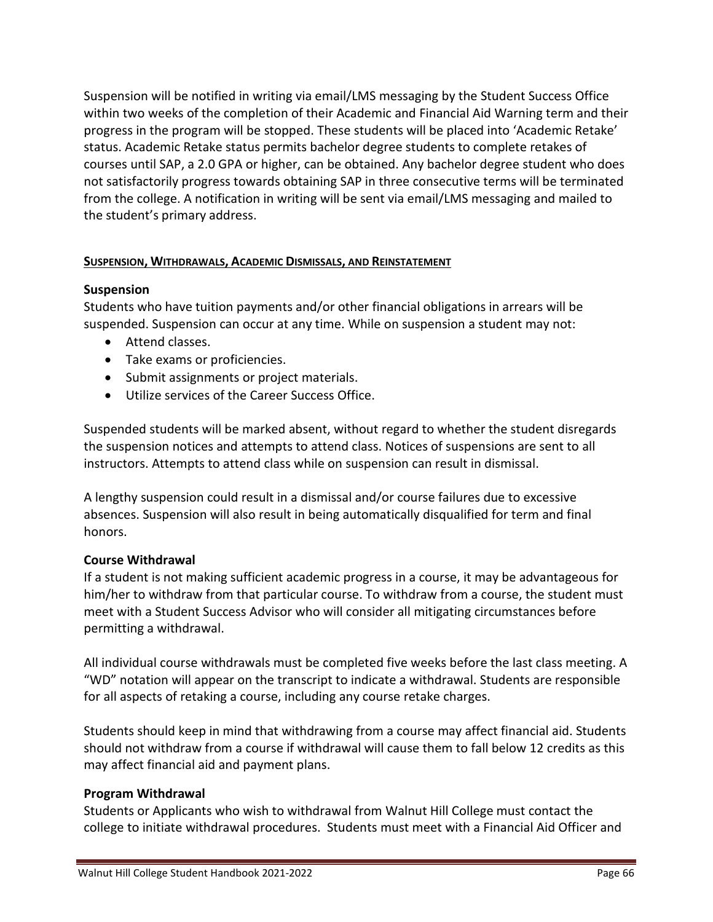Suspension will be notified in writing via email/LMS messaging by the Student Success Office within two weeks of the completion of their Academic and Financial Aid Warning term and their progress in the program will be stopped. These students will be placed into 'Academic Retake' status. Academic Retake status permits bachelor degree students to complete retakes of courses until SAP, a 2.0 GPA or higher, can be obtained. Any bachelor degree student who does not satisfactorily progress towards obtaining SAP in three consecutive terms will be terminated from the college. A notification in writing will be sent via email/LMS messaging and mailed to the student's primary address.

## SUSPENSION, WITHDRAWALS, ACADEMIC DISMISSALS, AND REINSTATEMENT

### Suspension

Students who have tuition payments and/or other financial obligations in arrears will be suspended. Suspension can occur at any time. While on suspension a student may not:

- Attend classes.
- Take exams or proficiencies.
- Submit assignments or project materials.
- Utilize services of the Career Success Office.

Suspended students will be marked absent, without regard to whether the student disregards the suspension notices and attempts to attend class. Notices of suspensions are sent to all instructors. Attempts to attend class while on suspension can result in dismissal.

A lengthy suspension could result in a dismissal and/or course failures due to excessive absences. Suspension will also result in being automatically disqualified for term and final honors.

### Course Withdrawal

If a student is not making sufficient academic progress in a course, it may be advantageous for him/her to withdraw from that particular course. To withdraw from a course, the student must meet with a Student Success Advisor who will consider all mitigating circumstances before permitting a withdrawal.

All individual course withdrawals must be completed five weeks before the last class meeting. A "WD" notation will appear on the transcript to indicate a withdrawal. Students are responsible for all aspects of retaking a course, including any course retake charges.

Students should keep in mind that withdrawing from a course may affect financial aid. Students should not withdraw from a course if withdrawal will cause them to fall below 12 credits as this may affect financial aid and payment plans.

### Program Withdrawal

Students or Applicants who wish to withdrawal from Walnut Hill College must contact the college to initiate withdrawal procedures. Students must meet with a Financial Aid Officer and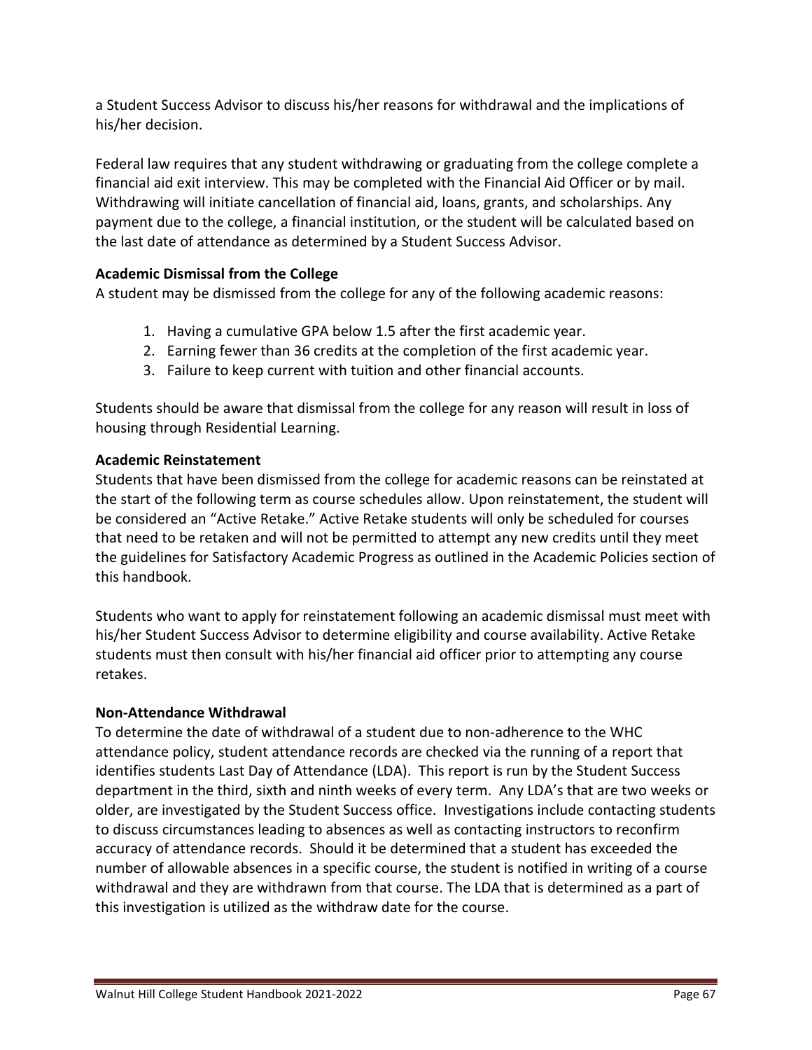a Student Success Advisor to discuss his/her reasons for withdrawal and the implications of his/her decision.

Federal law requires that any student withdrawing or graduating from the college complete a financial aid exit interview. This may be completed with the Financial Aid Officer or by mail. Withdrawing will initiate cancellation of financial aid, loans, grants, and scholarships. Any payment due to the college, a financial institution, or the student will be calculated based on the last date of attendance as determined by a Student Success Advisor.

**Academic Dismissal from the College**

A student may be dismissed from the college for any of the following academic reasons:

1. Having a cumulative GPA below 1.5 after the first academic year.
2. Earning fewer than 36 credits at the completion of the first academic year.
3. Failure to keep current with tuition and other financial accounts.

Students should be aware that dismissal from the college for any reason will result in loss of housing through Residential Learning.

**Academic Reinstatement**

Students that have been dismissed from the college for academic reasons can be reinstated at the start of the following term as course schedules allow. Upon reinstatement, the student will be considered an "Active Retake." Active Retake students will only be scheduled for courses that need to be retaken and will not be permitted to attempt any new credits until they meet the guidelines for Satisfactory Academic Progress as outlined in the Academic Policies section of this handbook.

Students who want to apply for reinstatement following an academic dismissal must meet with his/her Student Success Advisor to determine eligibility and course availability. Active Retake students must then consult with his/her financial aid officer prior to attempting any course retakes.

**Non-Attendance Withdrawal**

To determine the date of withdrawal of a student due to non-adherence to the WHC attendance policy, student attendance records are checked via the running of a report that identifies students Last Day of Attendance (LDA). This report is run by the Student Success department in the third, sixth and ninth weeks of every term. Any LDA's that are two weeks or older, are investigated by the Student Success office. Investigations include contacting students to discuss circumstances leading to absences as well as contacting instructors to reconfirm accuracy of attendance records. Should it be determined that a student has exceeded the number of allowable absences in a specific course, the student is notified in writing of a course withdrawal and they are withdrawn from that course. The LDA that is determined as a part of this investigation is utilized as the withdraw date for the course.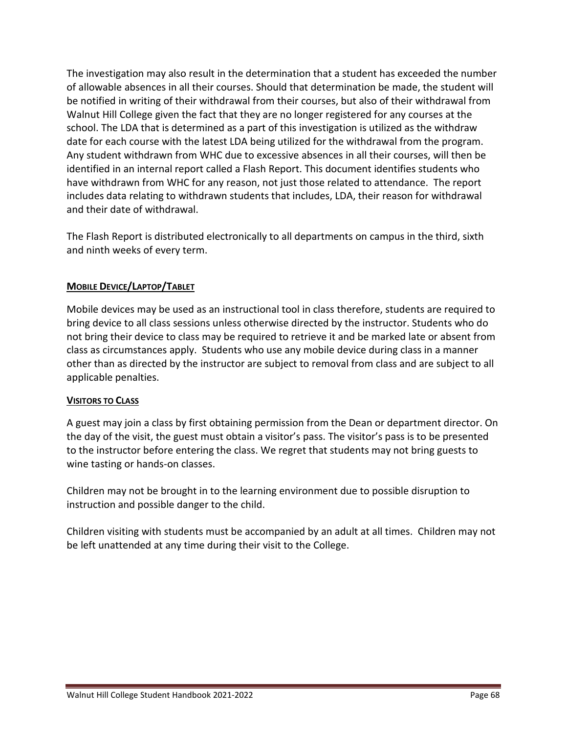The investigation may also result in the determination that a student has exceeded the number of allowable absences in all their courses. Should that determination be made, the student will be notified in writing of their withdrawal from their courses, but also of their withdrawal from Walnut Hill College given the fact that they are no longer registered for any courses at the school. The LDA that is determined as a part of this investigation is utilized as the withdraw date for each course with the latest LDA being utilized for the withdrawal from the program. Any student withdrawn from WHC due to excessive absences in all their courses, will then be identified in an internal report called a Flash Report. This document identifies students who have withdrawn from WHC for any reason, not just those related to attendance. The report includes data relating to withdrawn students that includes, LDA, their reason for withdrawal and their date of withdrawal.

The Flash Report is distributed electronically to all departments on campus in the third, sixth and ninth weeks of every term.

### MOBILE DEVICE/LAPTOP/TABLET

Mobile devices may be used as an instructional tool in class therefore, students are required to bring device to all class sessions unless otherwise directed by the instructor. Students who do not bring their device to class may be required to retrieve it and be marked late or absent from class as circumstances apply. Students who use any mobile device during class in a manner other than as directed by the instructor are subject to removal from class and are subject to all applicable penalties.

### VISITORS TO CLASS

A guest may join a class by first obtaining permission from the Dean or department director. On the day of the visit, the guest must obtain a visitor's pass. The visitor's pass is to be presented to the instructor before entering the class. We regret that students may not bring guests to wine tasting or hands-on classes.

Children may not be brought in to the learning environment due to possible disruption to instruction and possible danger to the child.

Children visiting with students must be accompanied by an adult at all times. Children may not be left unattended at any time during their visit to the College.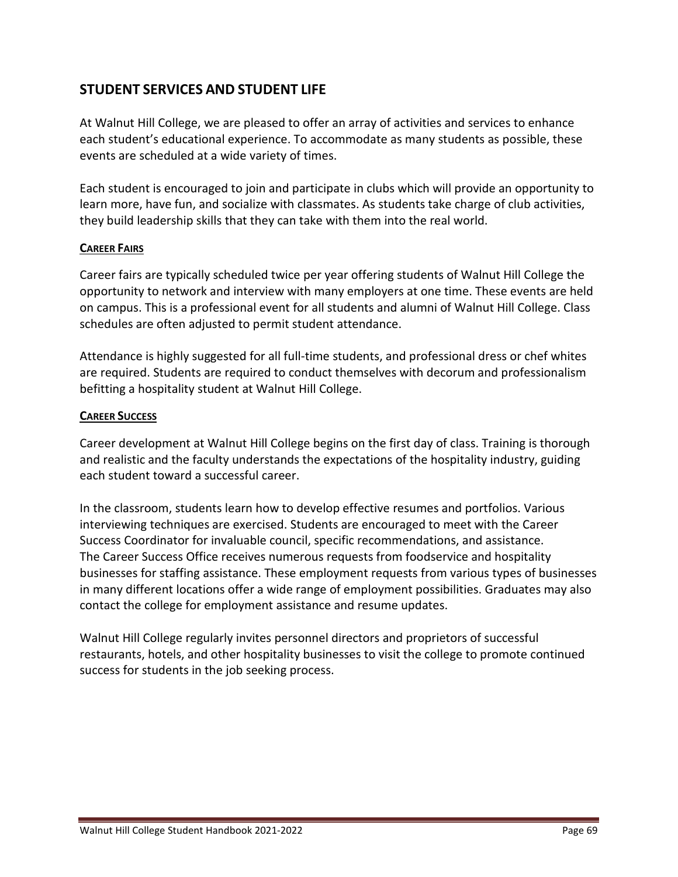## STUDENT SERVICES AND STUDENT LIFE

At Walnut Hill College, we are pleased to offer an array of activities and services to enhance each student's educational experience. To accommodate as many students as possible, these events are scheduled at a wide variety of times.

Each student is encouraged to join and participate in clubs which will provide an opportunity to learn more, have fun, and socialize with classmates. As students take charge of club activities, they build leadership skills that they can take with them into the real world.

### CAREER FAIRS

Career fairs are typically scheduled twice per year offering students of Walnut Hill College the opportunity to network and interview with many employers at one time. These events are held on campus. This is a professional event for all students and alumni of Walnut Hill College. Class schedules are often adjusted to permit student attendance.

Attendance is highly suggested for all full-time students, and professional dress or chef whites are required. Students are required to conduct themselves with decorum and professionalism befitting a hospitality student at Walnut Hill College.

### CAREER SUCCESS

Career development at Walnut Hill College begins on the first day of class. Training is thorough and realistic and the faculty understands the expectations of the hospitality industry, guiding each student toward a successful career.

In the classroom, students learn how to develop effective resumes and portfolios. Various interviewing techniques are exercised. Students are encouraged to meet with the Career Success Coordinator for invaluable council, specific recommendations, and assistance. The Career Success Office receives numerous requests from foodservice and hospitality businesses for staffing assistance. These employment requests from various types of businesses in many different locations offer a wide range of employment possibilities. Graduates may also contact the college for employment assistance and resume updates.

Walnut Hill College regularly invites personnel directors and proprietors of successful restaurants, hotels, and other hospitality businesses to visit the college to promote continued success for students in the job seeking process.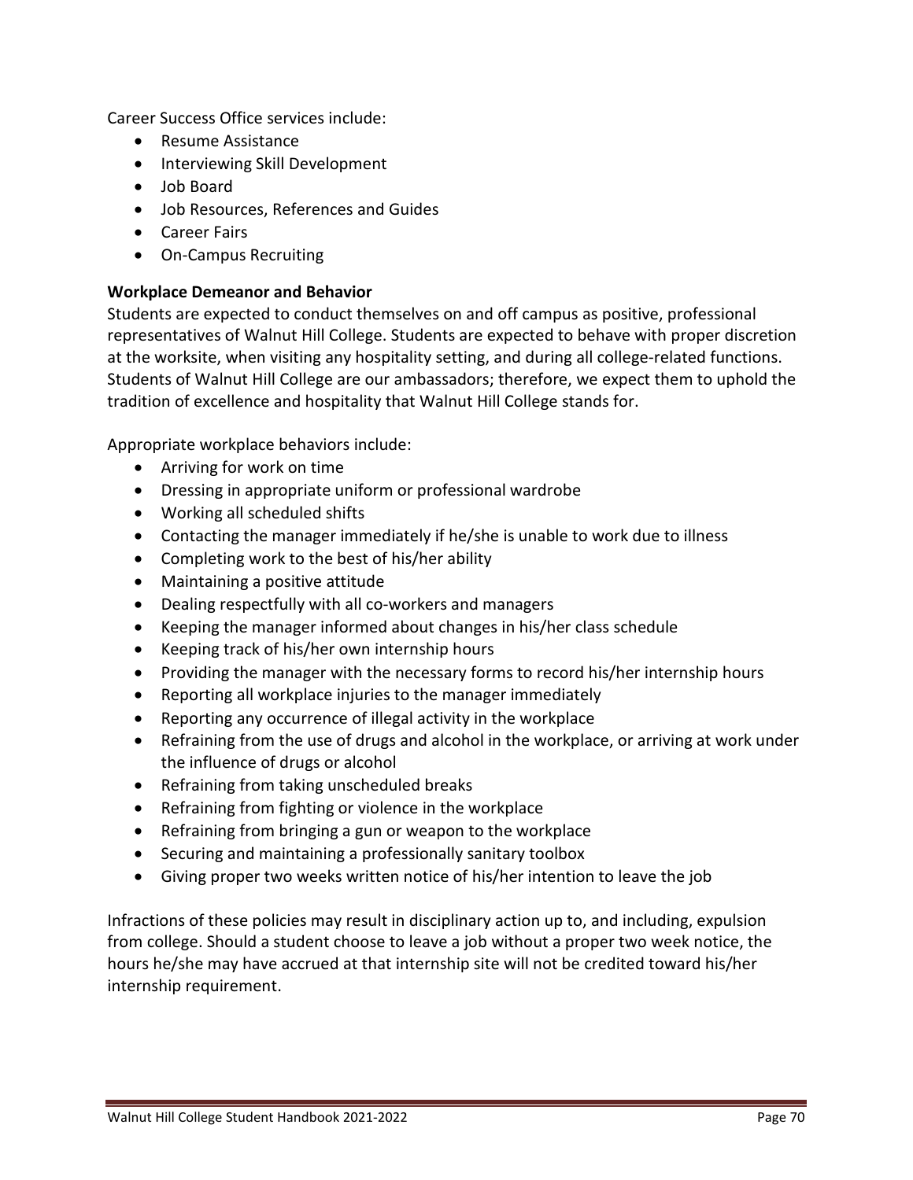Career Success Office services include:

- Resume Assistance
- Interviewing Skill Development
- Job Board
- Job Resources, References and Guides
- Career Fairs
- On-Campus Recruiting

**Workplace Demeanor and Behavior**

Students are expected to conduct themselves on and off campus as positive, professional representatives of Walnut Hill College. Students are expected to behave with proper discretion at the worksite, when visiting any hospitality setting, and during all college-related functions. Students of Walnut Hill College are our ambassadors; therefore, we expect them to uphold the tradition of excellence and hospitality that Walnut Hill College stands for.

Appropriate workplace behaviors include:

- Arriving for work on time
- Dressing in appropriate uniform or professional wardrobe
- Working all scheduled shifts
- Contacting the manager immediately if he/she is unable to work due to illness
- Completing work to the best of his/her ability
- Maintaining a positive attitude
- Dealing respectfully with all co-workers and managers
- Keeping the manager informed about changes in his/her class schedule
- Keeping track of his/her own internship hours
- Providing the manager with the necessary forms to record his/her internship hours
- Reporting all workplace injuries to the manager immediately
- Reporting any occurrence of illegal activity in the workplace
- Refraining from the use of drugs and alcohol in the workplace, or arriving at work under the influence of drugs or alcohol
- Refraining from taking unscheduled breaks
- Refraining from fighting or violence in the workplace
- Refraining from bringing a gun or weapon to the workplace
- Securing and maintaining a professionally sanitary toolbox
- Giving proper two weeks written notice of his/her intention to leave the job

Infractions of these policies may result in disciplinary action up to, and including, expulsion from college. Should a student choose to leave a job without a proper two week notice, the hours he/she may have accrued at that internship site will not be credited toward his/her internship requirement.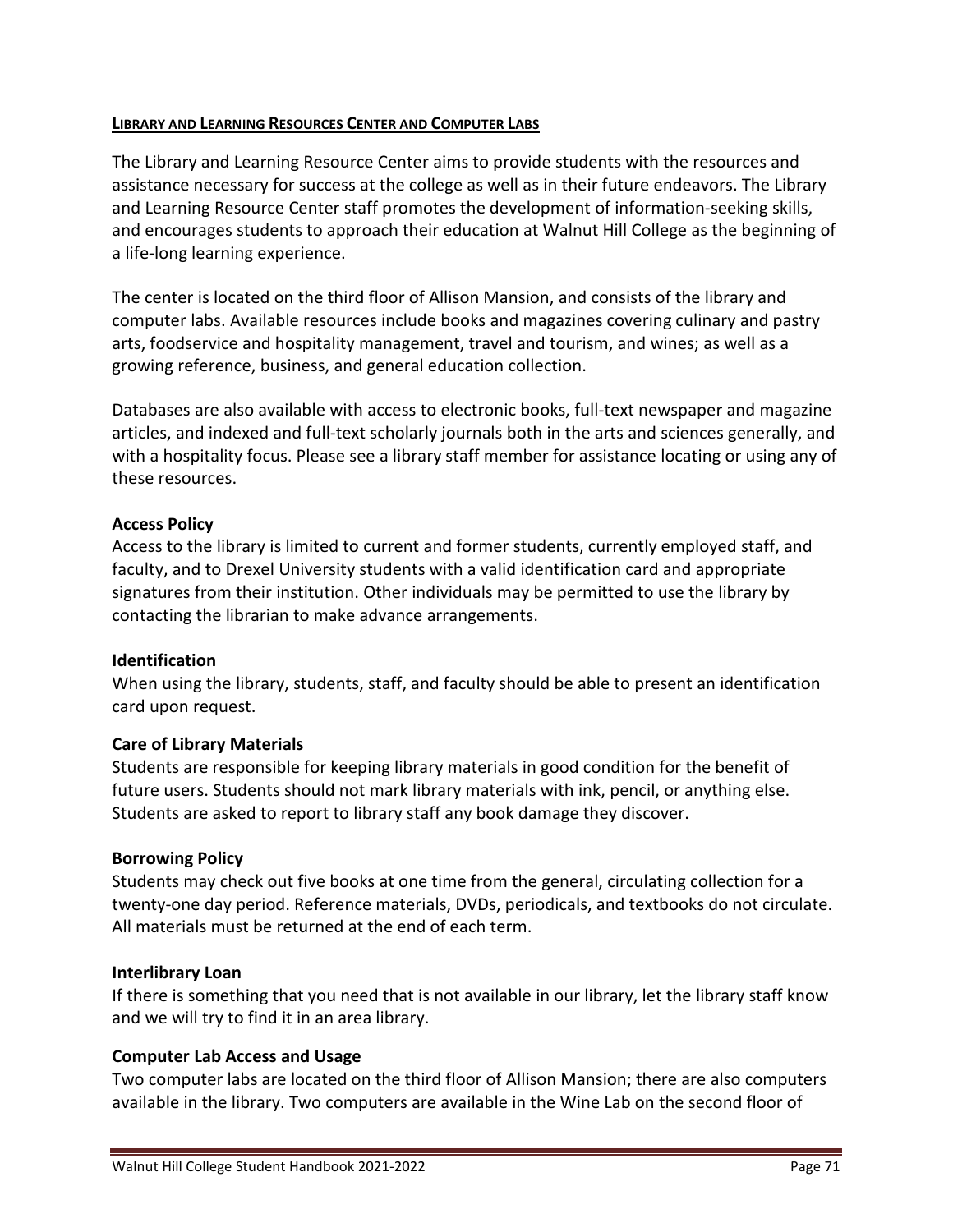## Library and Learning Resources Center and Computer Labs

The Library and Learning Resource Center aims to provide students with the resources and assistance necessary for success at the college as well as in their future endeavors. The Library and Learning Resource Center staff promotes the development of information-seeking skills, and encourages students to approach their education at Walnut Hill College as the beginning of a life-long learning experience.

The center is located on the third floor of Allison Mansion, and consists of the library and computer labs. Available resources include books and magazines covering culinary and pastry arts, foodservice and hospitality management, travel and tourism, and wines; as well as a growing reference, business, and general education collection.

Databases are also available with access to electronic books, full-text newspaper and magazine articles, and indexed and full-text scholarly journals both in the arts and sciences generally, and with a hospitality focus. Please see a library staff member for assistance locating or using any of these resources.

### Access Policy

Access to the library is limited to current and former students, currently employed staff, and faculty, and to Drexel University students with a valid identification card and appropriate signatures from their institution. Other individuals may be permitted to use the library by contacting the librarian to make advance arrangements.

### Identification

When using the library, students, staff, and faculty should be able to present an identification card upon request.

### Care of Library Materials

Students are responsible for keeping library materials in good condition for the benefit of future users. Students should not mark library materials with ink, pencil, or anything else. Students are asked to report to library staff any book damage they discover.

### Borrowing Policy

Students may check out five books at one time from the general, circulating collection for a twenty-one day period. Reference materials, DVDs, periodicals, and textbooks do not circulate. All materials must be returned at the end of each term.

### Interlibrary Loan

If there is something that you need that is not available in our library, let the library staff know and we will try to find it in an area library.

### Computer Lab Access and Usage

Two computer labs are located on the third floor of Allison Mansion; there are also computers available in the library. Two computers are available in the Wine Lab on the second floor of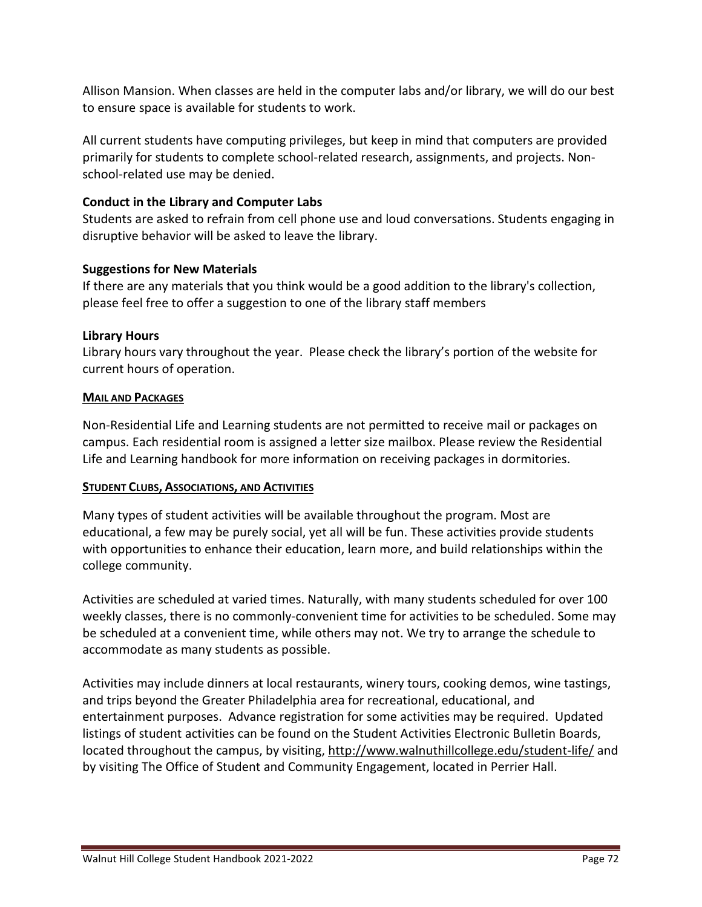Allison Mansion. When classes are held in the computer labs and/or library, we will do our best to ensure space is available for students to work.

All current students have computing privileges, but keep in mind that computers are provided primarily for students to complete school-related research, assignments, and projects. Non-school-related use may be denied.

**Conduct in the Library and Computer Labs**
Students are asked to refrain from cell phone use and loud conversations. Students engaging in disruptive behavior will be asked to leave the library.

**Suggestions for New Materials**
If there are any materials that you think would be a good addition to the library's collection, please feel free to offer a suggestion to one of the library staff members

**Library Hours**
Library hours vary throughout the year. Please check the library's portion of the website for current hours of operation.

## MAIL AND PACKAGES

Non-Residential Life and Learning students are not permitted to receive mail or packages on campus. Each residential room is assigned a letter size mailbox. Please review the Residential Life and Learning handbook for more information on receiving packages in dormitories.

## STUDENT CLUBS, ASSOCIATIONS, AND ACTIVITIES

Many types of student activities will be available throughout the program. Most are educational, a few may be purely social, yet all will be fun. These activities provide students with opportunities to enhance their education, learn more, and build relationships within the college community.

Activities are scheduled at varied times. Naturally, with many students scheduled for over 100 weekly classes, there is no commonly-convenient time for activities to be scheduled. Some may be scheduled at a convenient time, while others may not. We try to arrange the schedule to accommodate as many students as possible.

Activities may include dinners at local restaurants, winery tours, cooking demos, wine tastings, and trips beyond the Greater Philadelphia area for recreational, educational, and entertainment purposes. Advance registration for some activities may be required. Updated listings of student activities can be found on the Student Activities Electronic Bulletin Boards, located throughout the campus, by visiting, http://www.walnuthillcollege.edu/student-life/ and by visiting The Office of Student and Community Engagement, located in Perrier Hall.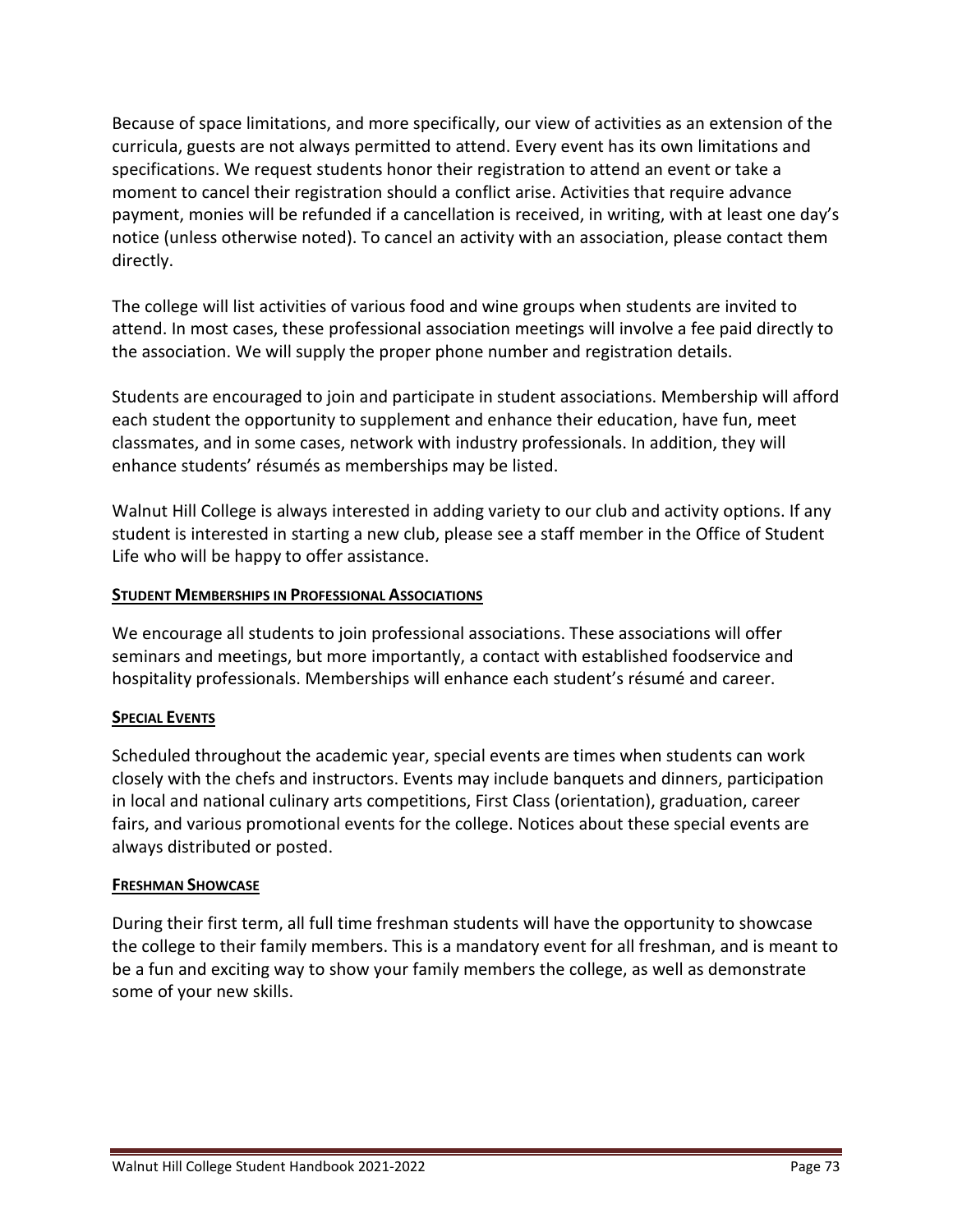Because of space limitations, and more specifically, our view of activities as an extension of the curricula, guests are not always permitted to attend. Every event has its own limitations and specifications. We request students honor their registration to attend an event or take a moment to cancel their registration should a conflict arise. Activities that require advance payment, monies will be refunded if a cancellation is received, in writing, with at least one day's notice (unless otherwise noted). To cancel an activity with an association, please contact them directly.

The college will list activities of various food and wine groups when students are invited to attend. In most cases, these professional association meetings will involve a fee paid directly to the association. We will supply the proper phone number and registration details.

Students are encouraged to join and participate in student associations. Membership will afford each student the opportunity to supplement and enhance their education, have fun, meet classmates, and in some cases, network with industry professionals. In addition, they will enhance students' résumés as memberships may be listed.

Walnut Hill College is always interested in adding variety to our club and activity options. If any student is interested in starting a new club, please see a staff member in the Office of Student Life who will be happy to offer assistance.

## STUDENT MEMBERSHIPS IN PROFESSIONAL ASSOCIATIONS

We encourage all students to join professional associations. These associations will offer seminars and meetings, but more importantly, a contact with established foodservice and hospitality professionals. Memberships will enhance each student's résumé and career.

## SPECIAL EVENTS

Scheduled throughout the academic year, special events are times when students can work closely with the chefs and instructors. Events may include banquets and dinners, participation in local and national culinary arts competitions, First Class (orientation), graduation, career fairs, and various promotional events for the college. Notices about these special events are always distributed or posted.

## FRESHMAN SHOWCASE

During their first term, all full time freshman students will have the opportunity to showcase the college to their family members. This is a mandatory event for all freshman, and is meant to be a fun and exciting way to show your family members the college, as well as demonstrate some of your new skills.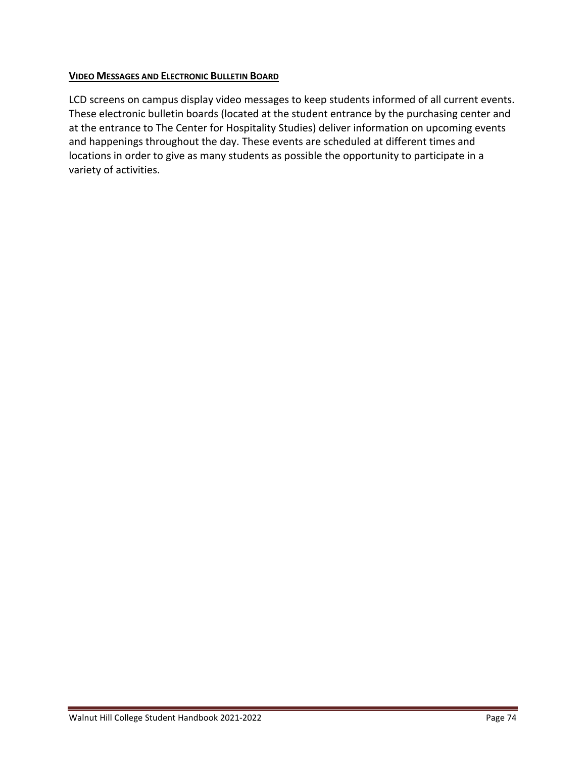## VIDEO MESSAGES AND ELECTRONIC BULLETIN BOARD

LCD screens on campus display video messages to keep students informed of all current events. These electronic bulletin boards (located at the student entrance by the purchasing center and at the entrance to The Center for Hospitality Studies) deliver information on upcoming events and happenings throughout the day. These events are scheduled at different times and locations in order to give as many students as possible the opportunity to participate in a variety of activities.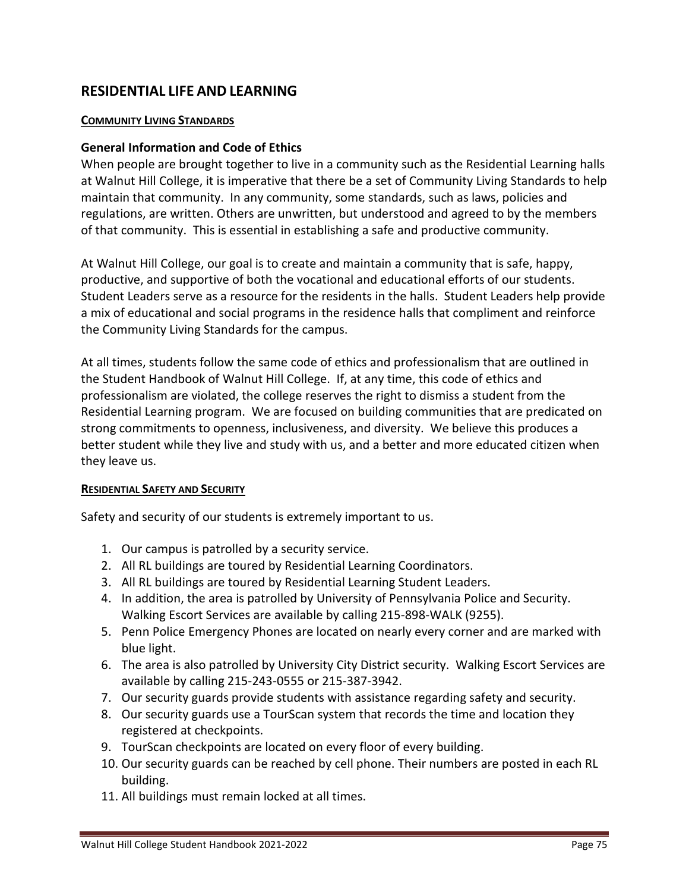# RESIDENTIAL LIFE AND LEARNING

## COMMUNITY LIVING STANDARDS

### General Information and Code of Ethics

When people are brought together to live in a community such as the Residential Learning halls at Walnut Hill College, it is imperative that there be a set of Community Living Standards to help maintain that community. In any community, some standards, such as laws, policies and regulations, are written. Others are unwritten, but understood and agreed to by the members of that community. This is essential in establishing a safe and productive community.

At Walnut Hill College, our goal is to create and maintain a community that is safe, happy, productive, and supportive of both the vocational and educational efforts of our students. Student Leaders serve as a resource for the residents in the halls. Student Leaders help provide a mix of educational and social programs in the residence halls that compliment and reinforce the Community Living Standards for the campus.

At all times, students follow the same code of ethics and professionalism that are outlined in the Student Handbook of Walnut Hill College. If, at any time, this code of ethics and professionalism are violated, the college reserves the right to dismiss a student from the Residential Learning program. We are focused on building communities that are predicated on strong commitments to openness, inclusiveness, and diversity. We believe this produces a better student while they live and study with us, and a better and more educated citizen when they leave us.

## RESIDENTIAL SAFETY AND SECURITY

Safety and security of our students is extremely important to us.

1. Our campus is patrolled by a security service.
2. All RL buildings are toured by Residential Learning Coordinators.
3. All RL buildings are toured by Residential Learning Student Leaders.
4. In addition, the area is patrolled by University of Pennsylvania Police and Security. Walking Escort Services are available by calling 215-898-WALK (9255).
5. Penn Police Emergency Phones are located on nearly every corner and are marked with blue light.
6. The area is also patrolled by University City District security. Walking Escort Services are available by calling 215-243-0555 or 215-387-3942.
7. Our security guards provide students with assistance regarding safety and security.
8. Our security guards use a TourScan system that records the time and location they registered at checkpoints.
9. TourScan checkpoints are located on every floor of every building.
10. Our security guards can be reached by cell phone. Their numbers are posted in each RL building.
11. All buildings must remain locked at all times.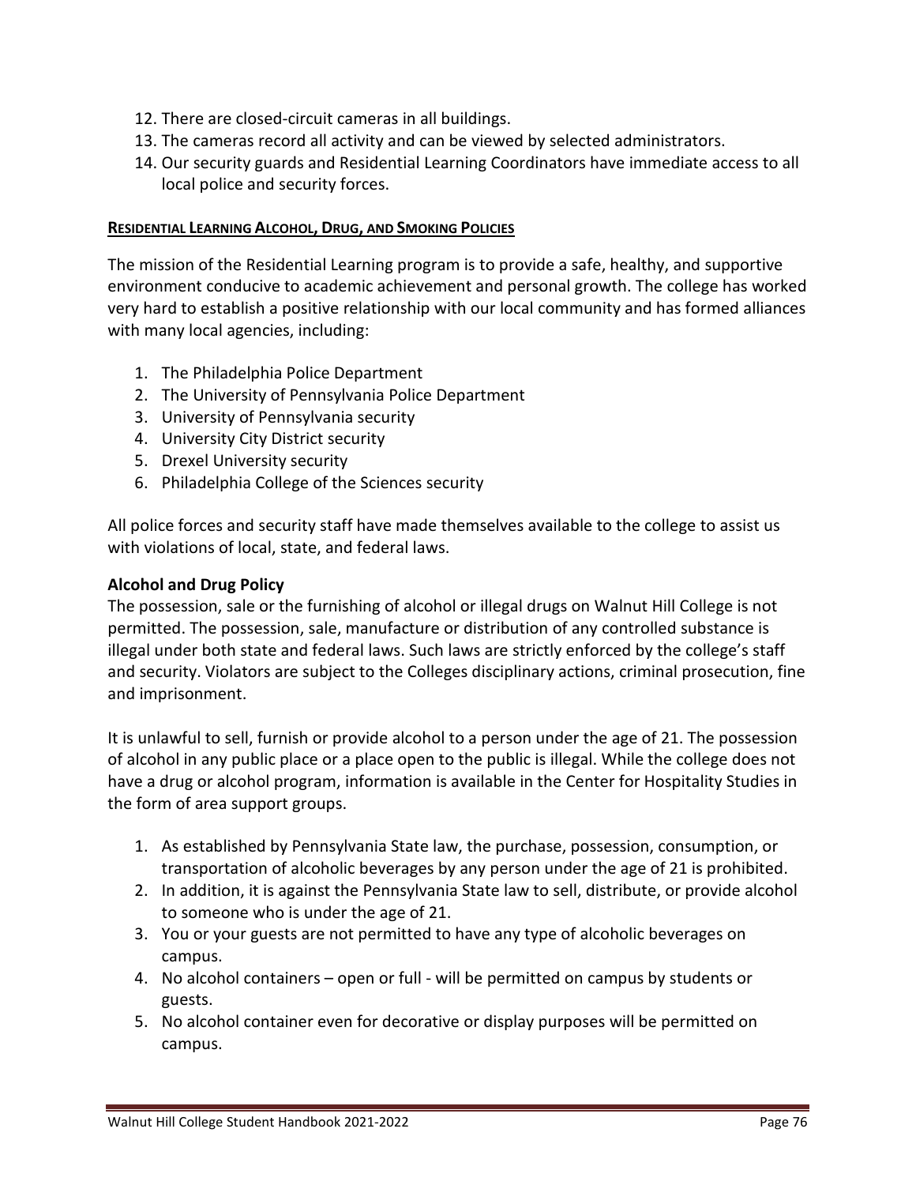12. There are closed-circuit cameras in all buildings.
13. The cameras record all activity and can be viewed by selected administrators.
14. Our security guards and Residential Learning Coordinators have immediate access to all local police and security forces.

## RESIDENTIAL LEARNING ALCOHOL, DRUG, AND SMOKING POLICIES

The mission of the Residential Learning program is to provide a safe, healthy, and supportive environment conducive to academic achievement and personal growth. The college has worked very hard to establish a positive relationship with our local community and has formed alliances with many local agencies, including:

1. The Philadelphia Police Department
2. The University of Pennsylvania Police Department
3. University of Pennsylvania security
4. University City District security
5. Drexel University security
6. Philadelphia College of the Sciences security

All police forces and security staff have made themselves available to the college to assist us with violations of local, state, and federal laws.

### Alcohol and Drug Policy

The possession, sale or the furnishing of alcohol or illegal drugs on Walnut Hill College is not permitted. The possession, sale, manufacture or distribution of any controlled substance is illegal under both state and federal laws. Such laws are strictly enforced by the college's staff and security. Violators are subject to the Colleges disciplinary actions, criminal prosecution, fine and imprisonment.

It is unlawful to sell, furnish or provide alcohol to a person under the age of 21. The possession of alcohol in any public place or a place open to the public is illegal. While the college does not have a drug or alcohol program, information is available in the Center for Hospitality Studies in the form of area support groups.

1. As established by Pennsylvania State law, the purchase, possession, consumption, or transportation of alcoholic beverages by any person under the age of 21 is prohibited.
2. In addition, it is against the Pennsylvania State law to sell, distribute, or provide alcohol to someone who is under the age of 21.
3. You or your guests are not permitted to have any type of alcoholic beverages on campus.
4. No alcohol containers – open or full - will be permitted on campus by students or guests.
5. No alcohol container even for decorative or display purposes will be permitted on campus.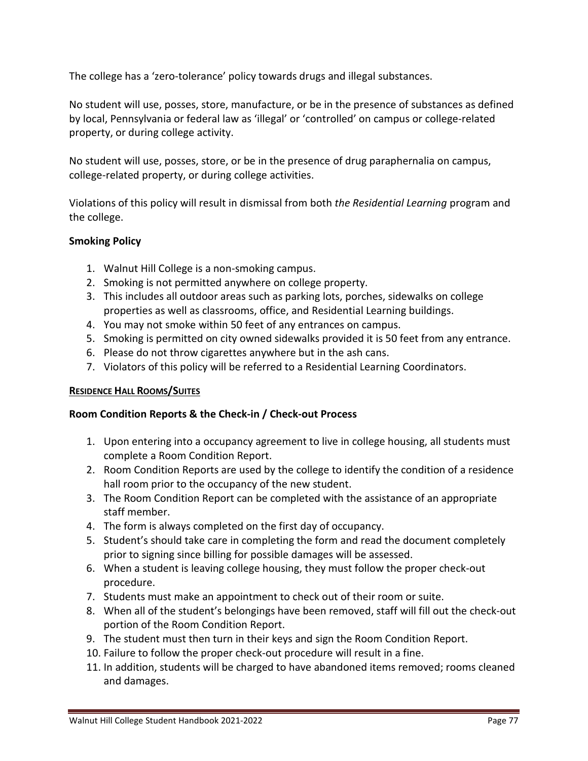The college has a 'zero-tolerance' policy towards drugs and illegal substances.

No student will use, posses, store, manufacture, or be in the presence of substances as defined by local, Pennsylvania or federal law as 'illegal' or 'controlled' on campus or college-related property, or during college activity.

No student will use, posses, store, or be in the presence of drug paraphernalia on campus, college-related property, or during college activities.

Violations of this policy will result in dismissal from both *the Residential Learning* program and the college.

**Smoking Policy**

1. Walnut Hill College is a non-smoking campus.
2. Smoking is not permitted anywhere on college property.
3. This includes all outdoor areas such as parking lots, porches, sidewalks on college properties as well as classrooms, office, and Residential Learning buildings.
4. You may not smoke within 50 feet of any entrances on campus.
5. Smoking is permitted on city owned sidewalks provided it is 50 feet from any entrance.
6. Please do not throw cigarettes anywhere but in the ash cans.
7. Violators of this policy will be referred to a Residential Learning Coordinators.

## RESIDENCE HALL ROOMS/SUITES

**Room Condition Reports & the Check-in / Check-out Process**

1. Upon entering into a occupancy agreement to live in college housing, all students must complete a Room Condition Report.
2. Room Condition Reports are used by the college to identify the condition of a residence hall room prior to the occupancy of the new student.
3. The Room Condition Report can be completed with the assistance of an appropriate staff member.
4. The form is always completed on the first day of occupancy.
5. Student's should take care in completing the form and read the document completely prior to signing since billing for possible damages will be assessed.
6. When a student is leaving college housing, they must follow the proper check-out procedure.
7. Students must make an appointment to check out of their room or suite.
8. When all of the student's belongings have been removed, staff will fill out the check-out portion of the Room Condition Report.
9. The student must then turn in their keys and sign the Room Condition Report.
10. Failure to follow the proper check-out procedure will result in a fine.
11. In addition, students will be charged to have abandoned items removed; rooms cleaned and damages.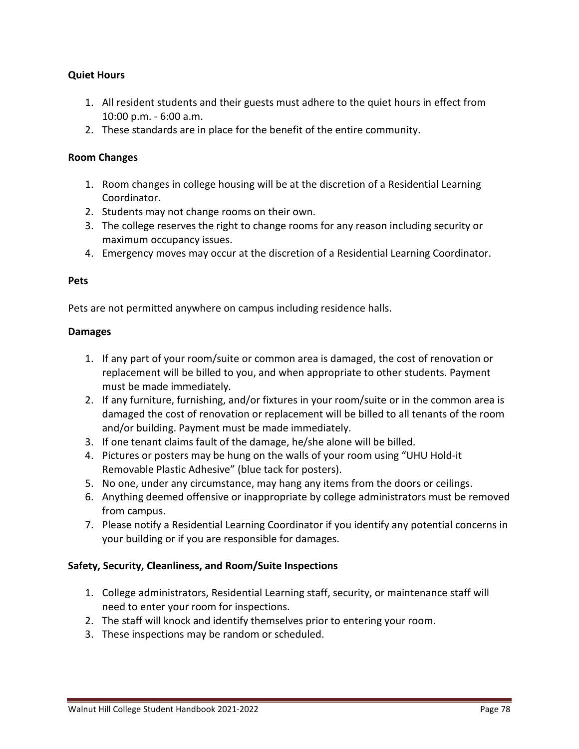### Quiet Hours

1. All resident students and their guests must adhere to the quiet hours in effect from 10:00 p.m. - 6:00 a.m.
2. These standards are in place for the benefit of the entire community.

### Room Changes

1. Room changes in college housing will be at the discretion of a Residential Learning Coordinator.
2. Students may not change rooms on their own.
3. The college reserves the right to change rooms for any reason including security or maximum occupancy issues.
4. Emergency moves may occur at the discretion of a Residential Learning Coordinator.

### Pets

Pets are not permitted anywhere on campus including residence halls.

### Damages

1. If any part of your room/suite or common area is damaged, the cost of renovation or replacement will be billed to you, and when appropriate to other students. Payment must be made immediately.
2. If any furniture, furnishing, and/or fixtures in your room/suite or in the common area is damaged the cost of renovation or replacement will be billed to all tenants of the room and/or building. Payment must be made immediately.
3. If one tenant claims fault of the damage, he/she alone will be billed.
4. Pictures or posters may be hung on the walls of your room using "UHU Hold-it Removable Plastic Adhesive" (blue tack for posters).
5. No one, under any circumstance, may hang any items from the doors or ceilings.
6. Anything deemed offensive or inappropriate by college administrators must be removed from campus.
7. Please notify a Residential Learning Coordinator if you identify any potential concerns in your building or if you are responsible for damages.

### Safety, Security, Cleanliness, and Room/Suite Inspections

1. College administrators, Residential Learning staff, security, or maintenance staff will need to enter your room for inspections.
2. The staff will knock and identify themselves prior to entering your room.
3. These inspections may be random or scheduled.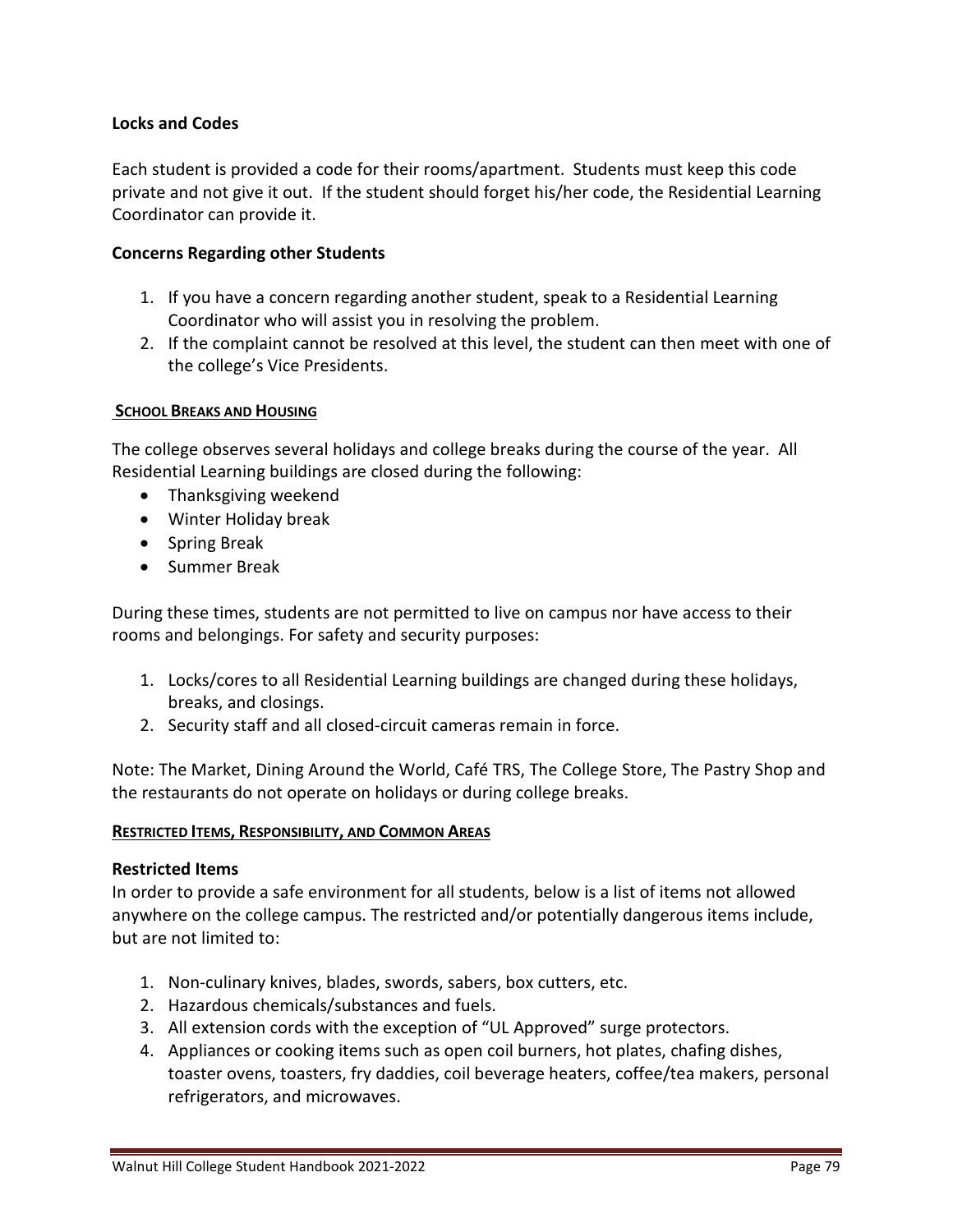### Locks and Codes

Each student is provided a code for their rooms/apartment. Students must keep this code private and not give it out. If the student should forget his/her code, the Residential Learning Coordinator can provide it.

### Concerns Regarding other Students

1. If you have a concern regarding another student, speak to a Residential Learning Coordinator who will assist you in resolving the problem.
2. If the complaint cannot be resolved at this level, the student can then meet with one of the college's Vice Presidents.

## SCHOOL BREAKS AND HOUSING

The college observes several holidays and college breaks during the course of the year. All Residential Learning buildings are closed during the following:

- Thanksgiving weekend
- Winter Holiday break
- Spring Break
- Summer Break

During these times, students are not permitted to live on campus nor have access to their rooms and belongings. For safety and security purposes:

1. Locks/cores to all Residential Learning buildings are changed during these holidays, breaks, and closings.
2. Security staff and all closed-circuit cameras remain in force.

Note: The Market, Dining Around the World, Café TRS, The College Store, The Pastry Shop and the restaurants do not operate on holidays or during college breaks.

## RESTRICTED ITEMS, RESPONSIBILITY, AND COMMON AREAS

### Restricted Items

In order to provide a safe environment for all students, below is a list of items not allowed anywhere on the college campus. The restricted and/or potentially dangerous items include, but are not limited to:

1. Non-culinary knives, blades, swords, sabers, box cutters, etc.
2. Hazardous chemicals/substances and fuels.
3. All extension cords with the exception of "UL Approved" surge protectors.
4. Appliances or cooking items such as open coil burners, hot plates, chafing dishes, toaster ovens, toasters, fry daddies, coil beverage heaters, coffee/tea makers, personal refrigerators, and microwaves.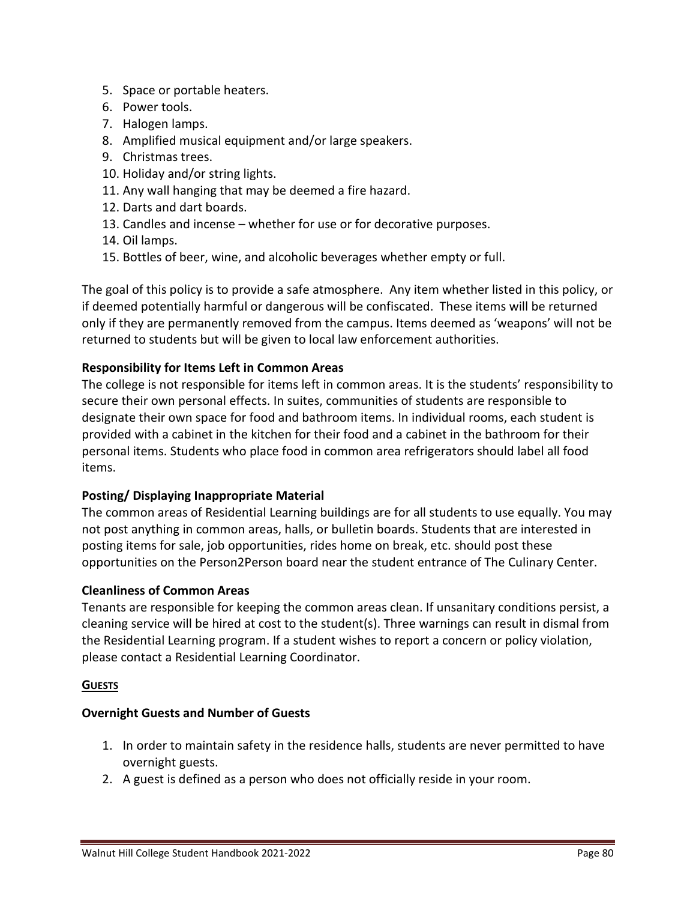5. Space or portable heaters.
6. Power tools.
7. Halogen lamps.
8. Amplified musical equipment and/or large speakers.
9. Christmas trees.
10. Holiday and/or string lights.
11. Any wall hanging that may be deemed a fire hazard.
12. Darts and dart boards.
13. Candles and incense – whether for use or for decorative purposes.
14. Oil lamps.
15. Bottles of beer, wine, and alcoholic beverages whether empty or full.

The goal of this policy is to provide a safe atmosphere. Any item whether listed in this policy, or if deemed potentially harmful or dangerous will be confiscated. These items will be returned only if they are permanently removed from the campus. Items deemed as 'weapons' will not be returned to students but will be given to local law enforcement authorities.

**Responsibility for Items Left in Common Areas**

The college is not responsible for items left in common areas. It is the students' responsibility to secure their own personal effects. In suites, communities of students are responsible to designate their own space for food and bathroom items. In individual rooms, each student is provided with a cabinet in the kitchen for their food and a cabinet in the bathroom for their personal items. Students who place food in common area refrigerators should label all food items.

**Posting/ Displaying Inappropriate Material**

The common areas of Residential Learning buildings are for all students to use equally. You may not post anything in common areas, halls, or bulletin boards. Students that are interested in posting items for sale, job opportunities, rides home on break, etc. should post these opportunities on the Person2Person board near the student entrance of The Culinary Center.

**Cleanliness of Common Areas**

Tenants are responsible for keeping the common areas clean. If unsanitary conditions persist, a cleaning service will be hired at cost to the student(s). Three warnings can result in dismal from the Residential Learning program. If a student wishes to report a concern or policy violation, please contact a Residential Learning Coordinator.

## GUESTS

**Overnight Guests and Number of Guests**

1. In order to maintain safety in the residence halls, students are never permitted to have overnight guests.
2. A guest is defined as a person who does not officially reside in your room.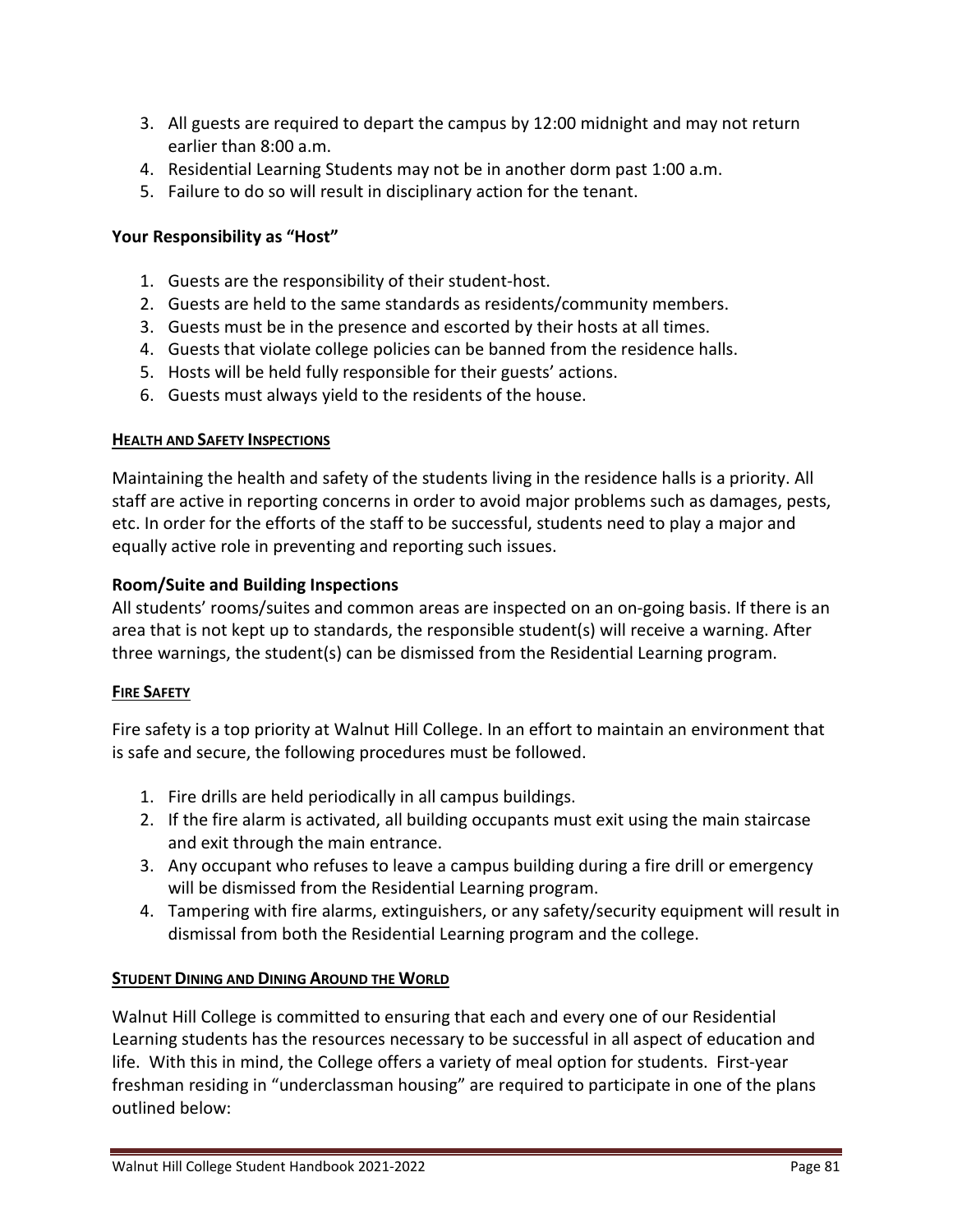3. All guests are required to depart the campus by 12:00 midnight and may not return earlier than 8:00 a.m.
4. Residential Learning Students may not be in another dorm past 1:00 a.m.
5. Failure to do so will result in disciplinary action for the tenant.

**Your Responsibility as "Host"**

1. Guests are the responsibility of their student-host.
2. Guests are held to the same standards as residents/community members.
3. Guests must be in the presence and escorted by their hosts at all times.
4. Guests that violate college policies can be banned from the residence halls.
5. Hosts will be held fully responsible for their guests' actions.
6. Guests must always yield to the residents of the house.

## HEALTH AND SAFETY INSPECTIONS

Maintaining the health and safety of the students living in the residence halls is a priority. All staff are active in reporting concerns in order to avoid major problems such as damages, pests, etc. In order for the efforts of the staff to be successful, students need to play a major and equally active role in preventing and reporting such issues.

### Room/Suite and Building Inspections

All students' rooms/suites and common areas are inspected on an on-going basis. If there is an area that is not kept up to standards, the responsible student(s) will receive a warning. After three warnings, the student(s) can be dismissed from the Residential Learning program.

## FIRE SAFETY

Fire safety is a top priority at Walnut Hill College. In an effort to maintain an environment that is safe and secure, the following procedures must be followed.

1. Fire drills are held periodically in all campus buildings.
2. If the fire alarm is activated, all building occupants must exit using the main staircase and exit through the main entrance.
3. Any occupant who refuses to leave a campus building during a fire drill or emergency will be dismissed from the Residential Learning program.
4. Tampering with fire alarms, extinguishers, or any safety/security equipment will result in dismissal from both the Residential Learning program and the college.

## STUDENT DINING AND DINING AROUND THE WORLD

Walnut Hill College is committed to ensuring that each and every one of our Residential Learning students has the resources necessary to be successful in all aspect of education and life. With this in mind, the College offers a variety of meal option for students. First-year freshman residing in "underclassman housing" are required to participate in one of the plans outlined below: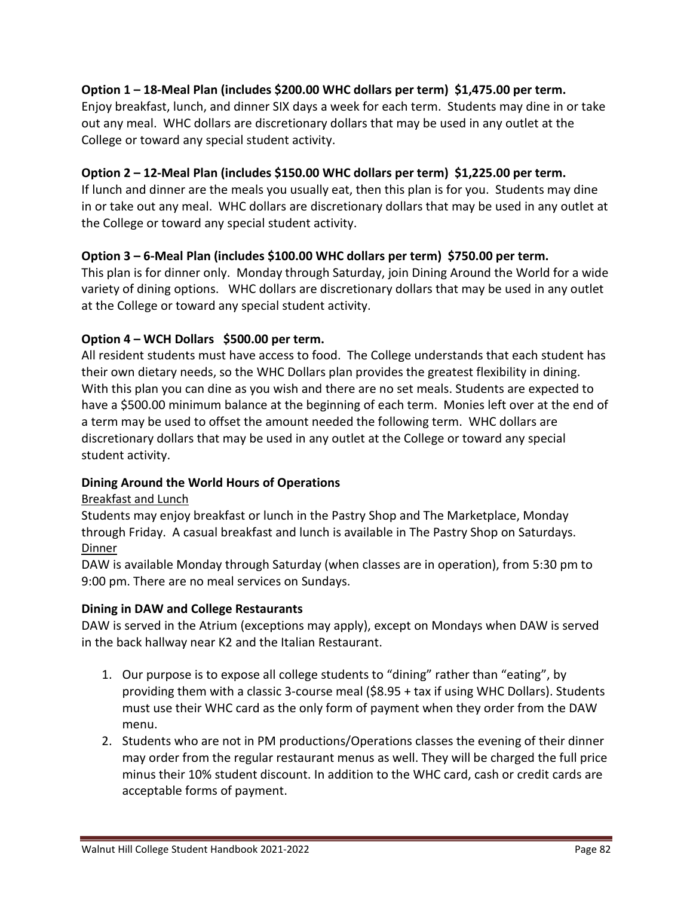**Option 1 – 18-Meal Plan (includes $200.00 WHC dollars per term) $1,475.00 per term.**
Enjoy breakfast, lunch, and dinner SIX days a week for each term. Students may dine in or take out any meal. WHC dollars are discretionary dollars that may be used in any outlet at the College or toward any special student activity.

**Option 2 – 12-Meal Plan (includes $150.00 WHC dollars per term) $1,225.00 per term.**
If lunch and dinner are the meals you usually eat, then this plan is for you. Students may dine in or take out any meal. WHC dollars are discretionary dollars that may be used in any outlet at the College or toward any special student activity.

**Option 3 – 6-Meal Plan (includes $100.00 WHC dollars per term) $750.00 per term.**
This plan is for dinner only. Monday through Saturday, join Dining Around the World for a wide variety of dining options. WHC dollars are discretionary dollars that may be used in any outlet at the College or toward any special student activity.

**Option 4 – WCH Dollars $500.00 per term.**
All resident students must have access to food. The College understands that each student has their own dietary needs, so the WHC Dollars plan provides the greatest flexibility in dining. With this plan you can dine as you wish and there are no set meals. Students are expected to have a $500.00 minimum balance at the beginning of each term. Monies left over at the end of a term may be used to offset the amount needed the following term. WHC dollars are discretionary dollars that may be used in any outlet at the College or toward any special student activity.

**Dining Around the World Hours of Operations**

Breakfast and Lunch

Students may enjoy breakfast or lunch in the Pastry Shop and The Marketplace, Monday through Friday. A casual breakfast and lunch is available in The Pastry Shop on Saturdays.

Dinner

DAW is available Monday through Saturday (when classes are in operation), from 5:30 pm to 9:00 pm. There are no meal services on Sundays.

**Dining in DAW and College Restaurants**

DAW is served in the Atrium (exceptions may apply), except on Mondays when DAW is served in the back hallway near K2 and the Italian Restaurant.

1. Our purpose is to expose all college students to "dining" rather than "eating", by providing them with a classic 3-course meal ($8.95 + tax if using WHC Dollars). Students must use their WHC card as the only form of payment when they order from the DAW menu.
2. Students who are not in PM productions/Operations classes the evening of their dinner may order from the regular restaurant menus as well. They will be charged the full price minus their 10% student discount. In addition to the WHC card, cash or credit cards are acceptable forms of payment.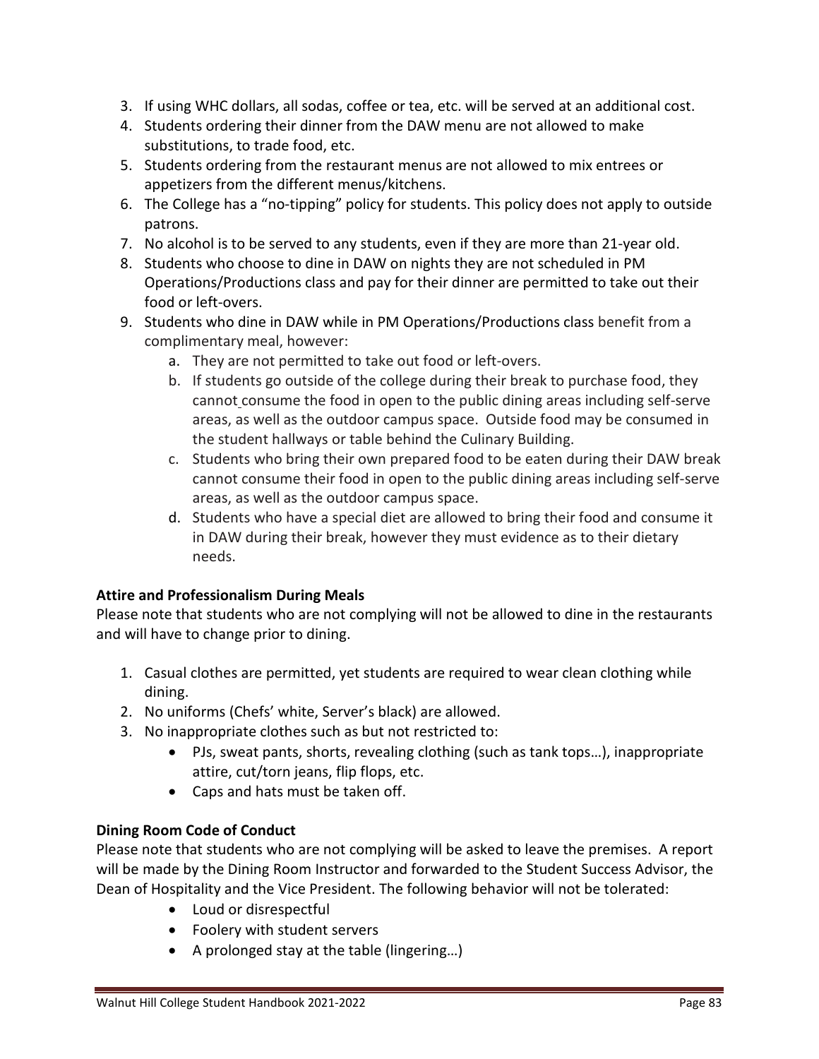3. If using WHC dollars, all sodas, coffee or tea, etc. will be served at an additional cost.
4. Students ordering their dinner from the DAW menu are not allowed to make substitutions, to trade food, etc.
5. Students ordering from the restaurant menus are not allowed to mix entrees or appetizers from the different menus/kitchens.
6. The College has a "no-tipping" policy for students. This policy does not apply to outside patrons.
7. No alcohol is to be served to any students, even if they are more than 21-year old.
8. Students who choose to dine in DAW on nights they are not scheduled in PM Operations/Productions class and pay for their dinner are permitted to take out their food or left-overs.
9. Students who dine in DAW while in PM Operations/Productions class benefit from a complimentary meal, however:
   a. They are not permitted to take out food or left-overs.
   b. If students go outside of the college during their break to purchase food, they cannot consume the food in open to the public dining areas including self-serve areas, as well as the outdoor campus space. Outside food may be consumed in the student hallways or table behind the Culinary Building.
   c. Students who bring their own prepared food to be eaten during their DAW break cannot consume their food in open to the public dining areas including self-serve areas, as well as the outdoor campus space.
   d. Students who have a special diet are allowed to bring their food and consume it in DAW during their break, however they must evidence as to their dietary needs.

**Attire and Professionalism During Meals**

Please note that students who are not complying will not be allowed to dine in the restaurants and will have to change prior to dining.

1. Casual clothes are permitted, yet students are required to wear clean clothing while dining.
2. No uniforms (Chefs' white, Server's black) are allowed.
3. No inappropriate clothes such as but not restricted to:
   - PJs, sweat pants, shorts, revealing clothing (such as tank tops…), inappropriate attire, cut/torn jeans, flip flops, etc.
   - Caps and hats must be taken off.

**Dining Room Code of Conduct**

Please note that students who are not complying will be asked to leave the premises. A report will be made by the Dining Room Instructor and forwarded to the Student Success Advisor, the Dean of Hospitality and the Vice President. The following behavior will not be tolerated:

- Loud or disrespectful
- Foolery with student servers
- A prolonged stay at the table (lingering…)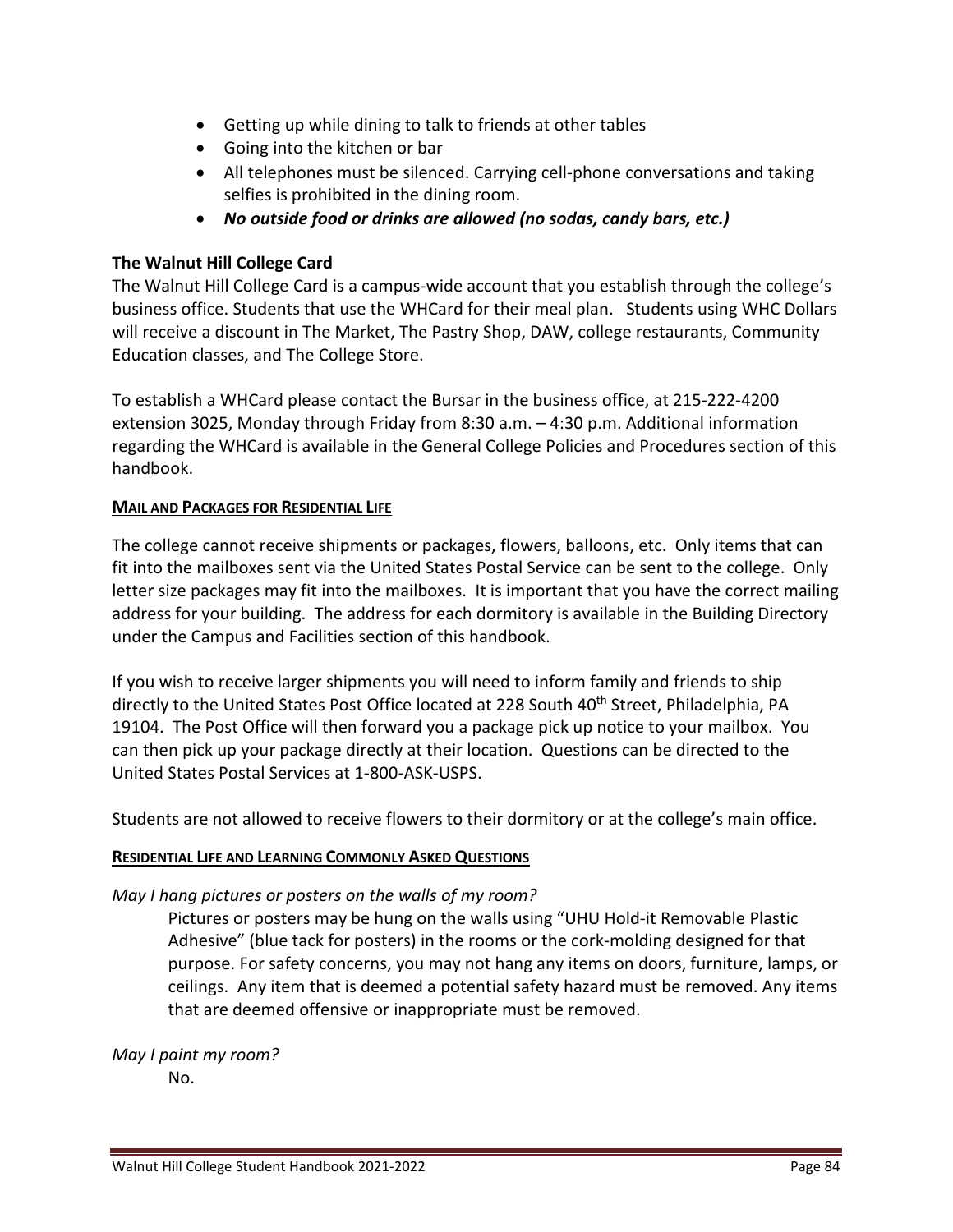- Getting up while dining to talk to friends at other tables
- Going into the kitchen or bar
- All telephones must be silenced. Carrying cell-phone conversations and taking selfies is prohibited in the dining room.
- ***No outside food or drinks are allowed (no sodas, candy bars, etc.)***

**The Walnut Hill College Card**

The Walnut Hill College Card is a campus-wide account that you establish through the college's business office. Students that use the WHCard for their meal plan. Students using WHC Dollars will receive a discount in The Market, The Pastry Shop, DAW, college restaurants, Community Education classes, and The College Store.

To establish a WHCard please contact the Bursar in the business office, at 215-222-4200 extension 3025, Monday through Friday from 8:30 a.m. – 4:30 p.m. Additional information regarding the WHCard is available in the General College Policies and Procedures section of this handbook.

**MAIL AND PACKAGES FOR RESIDENTIAL LIFE**

The college cannot receive shipments or packages, flowers, balloons, etc. Only items that can fit into the mailboxes sent via the United States Postal Service can be sent to the college. Only letter size packages may fit into the mailboxes. It is important that you have the correct mailing address for your building. The address for each dormitory is available in the Building Directory under the Campus and Facilities section of this handbook.

If you wish to receive larger shipments you will need to inform family and friends to ship directly to the United States Post Office located at 228 South 40th Street, Philadelphia, PA 19104. The Post Office will then forward you a package pick up notice to your mailbox. You can then pick up your package directly at their location. Questions can be directed to the United States Postal Services at 1-800-ASK-USPS.

Students are not allowed to receive flowers to their dormitory or at the college's main office.

**RESIDENTIAL LIFE AND LEARNING COMMONLY ASKED QUESTIONS**

*May I hang pictures or posters on the walls of my room?*

Pictures or posters may be hung on the walls using "UHU Hold-it Removable Plastic Adhesive" (blue tack for posters) in the rooms or the cork-molding designed for that purpose. For safety concerns, you may not hang any items on doors, furniture, lamps, or ceilings. Any item that is deemed a potential safety hazard must be removed. Any items that are deemed offensive or inappropriate must be removed.

*May I paint my room?*

No.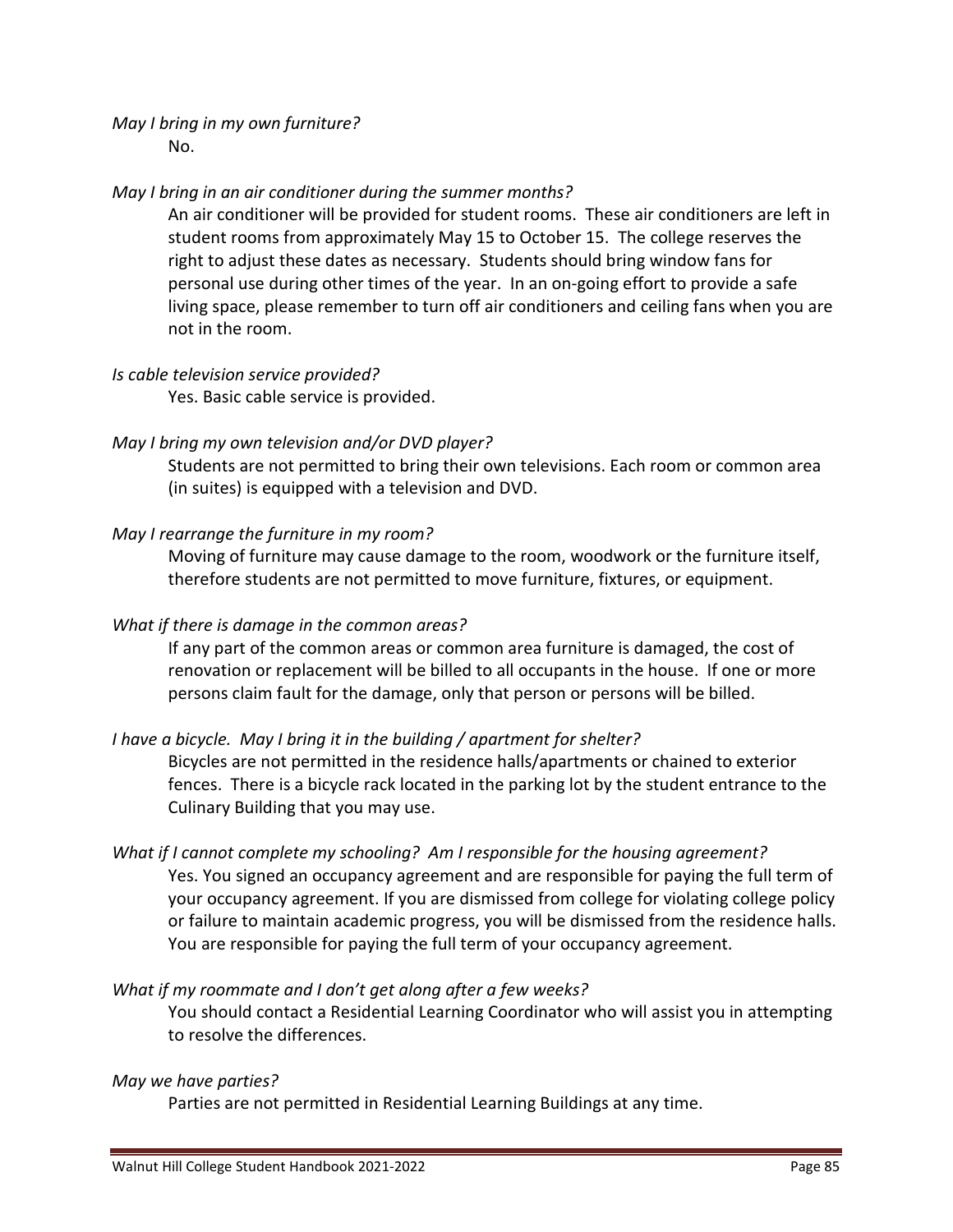*May I bring in my own furniture?*

No.

*May I bring in an air conditioner during the summer months?*

An air conditioner will be provided for student rooms. These air conditioners are left in student rooms from approximately May 15 to October 15. The college reserves the right to adjust these dates as necessary. Students should bring window fans for personal use during other times of the year. In an on-going effort to provide a safe living space, please remember to turn off air conditioners and ceiling fans when you are not in the room.

*Is cable television service provided?*

Yes. Basic cable service is provided.

*May I bring my own television and/or DVD player?*

Students are not permitted to bring their own televisions. Each room or common area (in suites) is equipped with a television and DVD.

*May I rearrange the furniture in my room?*

Moving of furniture may cause damage to the room, woodwork or the furniture itself, therefore students are not permitted to move furniture, fixtures, or equipment.

*What if there is damage in the common areas?*

If any part of the common areas or common area furniture is damaged, the cost of renovation or replacement will be billed to all occupants in the house. If one or more persons claim fault for the damage, only that person or persons will be billed.

*I have a bicycle. May I bring it in the building / apartment for shelter?*

Bicycles are not permitted in the residence halls/apartments or chained to exterior fences. There is a bicycle rack located in the parking lot by the student entrance to the Culinary Building that you may use.

*What if I cannot complete my schooling? Am I responsible for the housing agreement?*

Yes. You signed an occupancy agreement and are responsible for paying the full term of your occupancy agreement. If you are dismissed from college for violating college policy or failure to maintain academic progress, you will be dismissed from the residence halls. You are responsible for paying the full term of your occupancy agreement.

*What if my roommate and I don't get along after a few weeks?*

You should contact a Residential Learning Coordinator who will assist you in attempting to resolve the differences.

*May we have parties?*

Parties are not permitted in Residential Learning Buildings at any time.